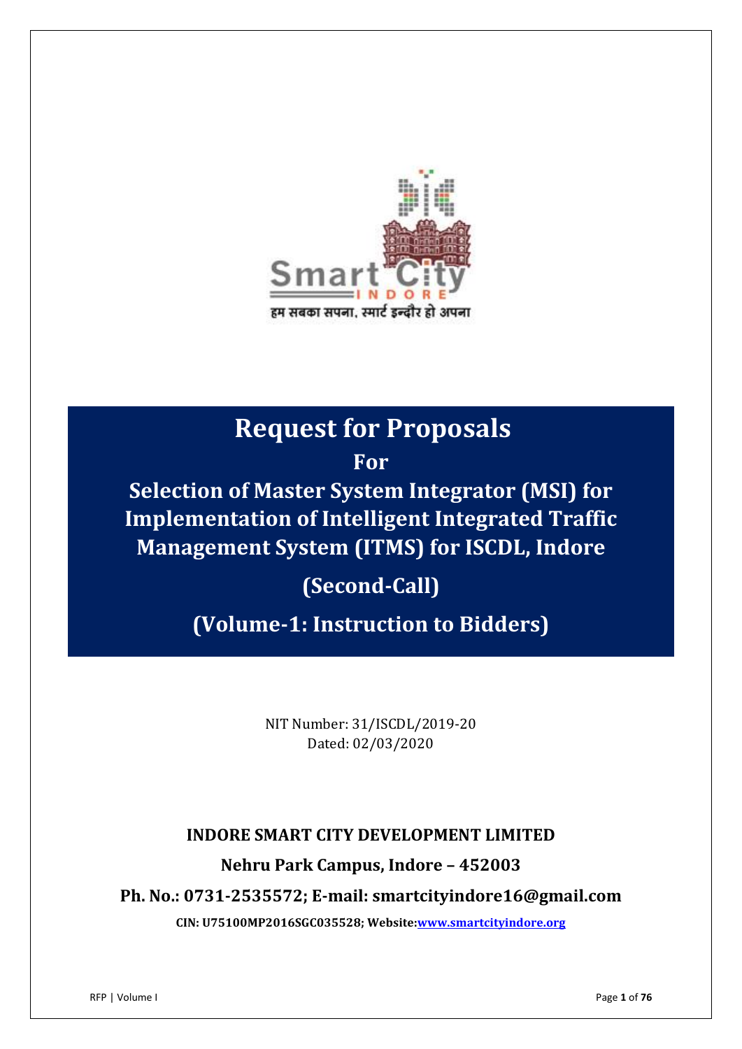# Request for Proposals

## For

## Selection of Master System Integrator (MSI) for Implementation of Intelligent Integrated Traffic Management System (ITMS) for ISCDL, Indore

## (Second-Call)

## (Volume-1: Instruction to Bidders)

NIT Number: 31/ISCDL/2019-20
Dated: 02/03/2020

**INDORE SMART CITY DEVELOPMENT LIMITED**

**Nehru Park Campus, Indore – 452003**

**Ph. No.: 0731-2535572; E-mail: smartcityindore16@gmail.com**

**CIN: U75100MP2016SGC035528; Website: www.smartcityindore.org**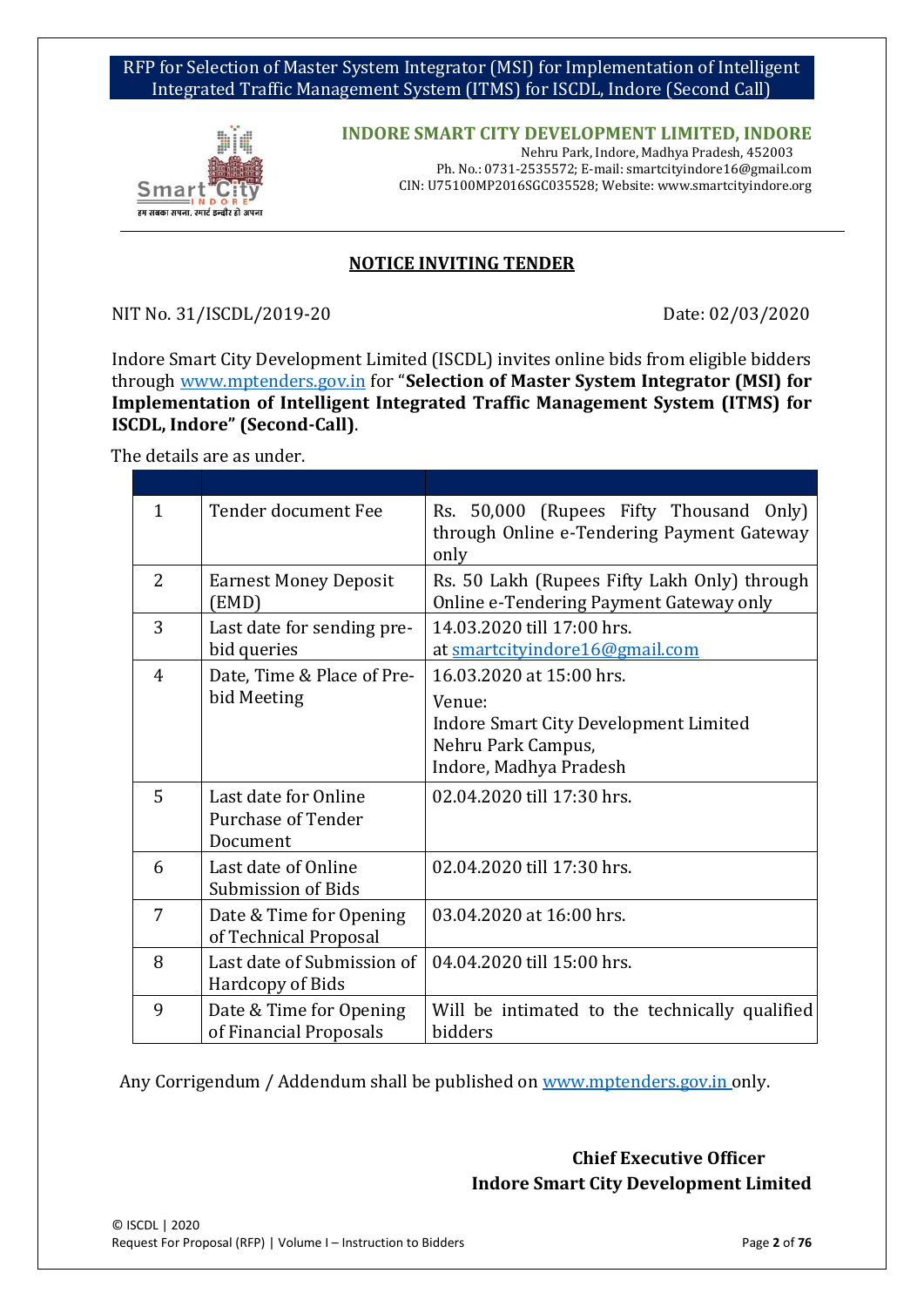**INDORE SMART CITY DEVELOPMENT LIMITED, INDORE**

Nehru Park, Indore, Madhya Pradesh, 452003
Ph. No.: 0731-2535572; E-mail: smartcityindore16@gmail.com
CIN: U75100MP2016SGC035528; Website: www.smartcityindore.org

## NOTICE INVITING TENDER

NIT No. 31/ISCDL/2019-20 Date: 02/03/2020

Indore Smart City Development Limited (ISCDL) invites online bids from eligible bidders through www.mptenders.gov.in for "**Selection of Master System Integrator (MSI) for Implementation of Intelligent Integrated Traffic Management System (ITMS) for ISCDL, Indore" (Second-Call)**.

The details are as under.

| | | |
|---|---|---|
| 1 | Tender document Fee | Rs. 50,000 (Rupees Fifty Thousand Only) through Online e-Tendering Payment Gateway only |
| 2 | Earnest Money Deposit (EMD) | Rs. 50 Lakh (Rupees Fifty Lakh Only) through Online e-Tendering Payment Gateway only |
| 3 | Last date for sending pre-bid queries | 14.03.2020 till 17:00 hrs. at smartcityindore16@gmail.com |
| 4 | Date, Time & Place of Pre-bid Meeting | 16.03.2020 at 15:00 hrs. Venue: Indore Smart City Development Limited Nehru Park Campus, Indore, Madhya Pradesh |
| 5 | Last date for Online Purchase of Tender Document | 02.04.2020 till 17:30 hrs. |
| 6 | Last date of Online Submission of Bids | 02.04.2020 till 17:30 hrs. |
| 7 | Date & Time for Opening of Technical Proposal | 03.04.2020 at 16:00 hrs. |
| 8 | Last date of Submission of Hardcopy of Bids | 04.04.2020 till 15:00 hrs. |
| 9 | Date & Time for Opening of Financial Proposals | Will be intimated to the technically qualified bidders |

Any Corrigendum / Addendum shall be published on www.mptenders.gov.in only.

**Chief Executive Officer**
**Indore Smart City Development Limited**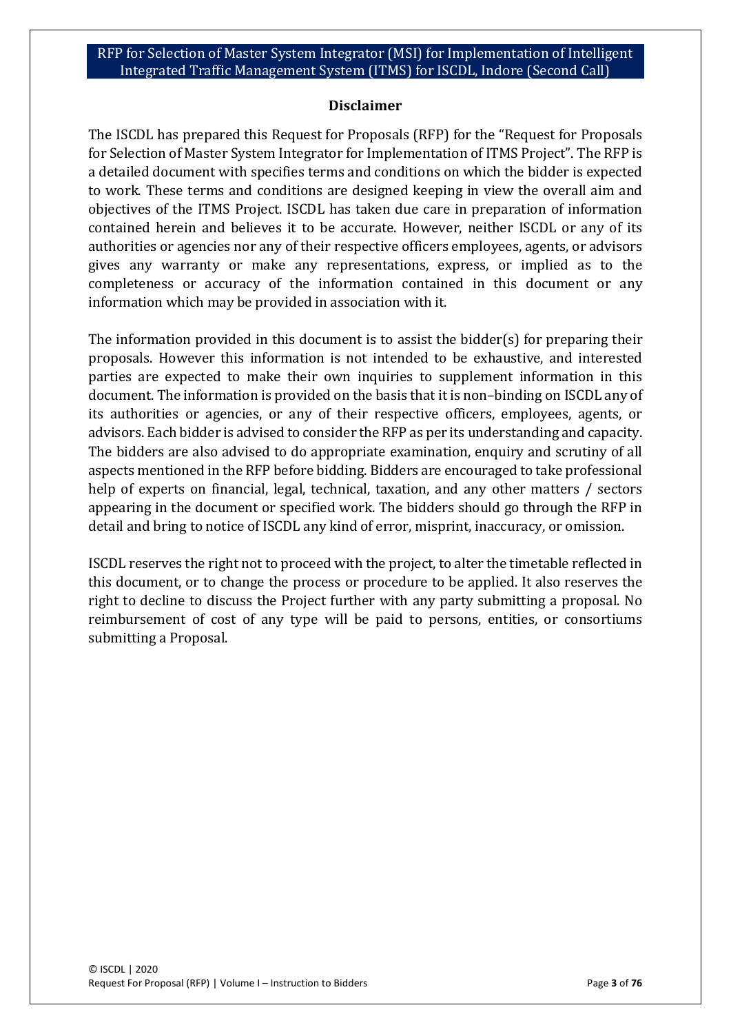## Disclaimer

The ISCDL has prepared this Request for Proposals (RFP) for the "Request for Proposals for Selection of Master System Integrator for Implementation of ITMS Project". The RFP is a detailed document with specifies terms and conditions on which the bidder is expected to work. These terms and conditions are designed keeping in view the overall aim and objectives of the ITMS Project. ISCDL has taken due care in preparation of information contained herein and believes it to be accurate. However, neither ISCDL or any of its authorities or agencies nor any of their respective officers employees, agents, or advisors gives any warranty or make any representations, express, or implied as to the completeness or accuracy of the information contained in this document or any information which may be provided in association with it.

The information provided in this document is to assist the bidder(s) for preparing their proposals. However this information is not intended to be exhaustive, and interested parties are expected to make their own inquiries to supplement information in this document. The information is provided on the basis that it is non–binding on ISCDL any of its authorities or agencies, or any of their respective officers, employees, agents, or advisors. Each bidder is advised to consider the RFP as per its understanding and capacity. The bidders are also advised to do appropriate examination, enquiry and scrutiny of all aspects mentioned in the RFP before bidding. Bidders are encouraged to take professional help of experts on financial, legal, technical, taxation, and any other matters / sectors appearing in the document or specified work. The bidders should go through the RFP in detail and bring to notice of ISCDL any kind of error, misprint, inaccuracy, or omission.

ISCDL reserves the right not to proceed with the project, to alter the timetable reflected in this document, or to change the process or procedure to be applied. It also reserves the right to decline to discuss the Project further with any party submitting a proposal. No reimbursement of cost of any type will be paid to persons, entities, or consortiums submitting a Proposal.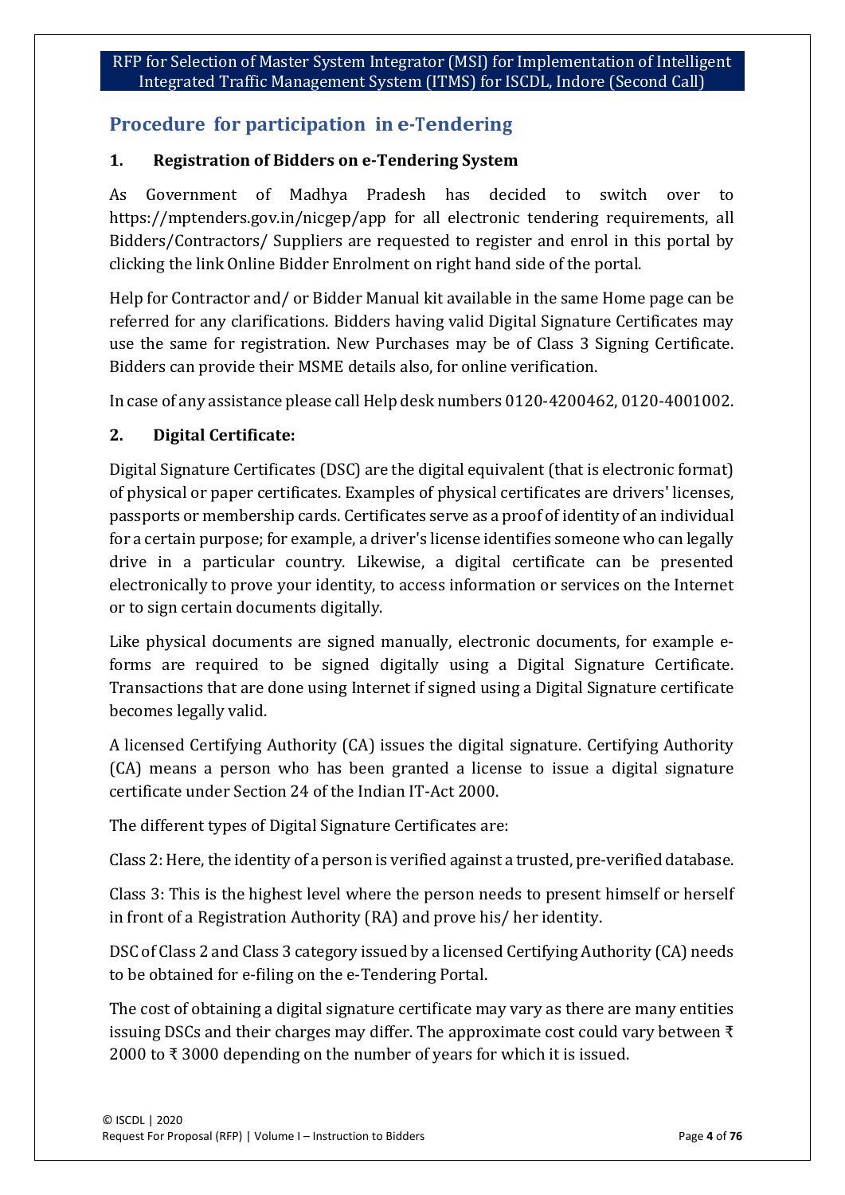## Procedure for participation in e-Tendering

### 1. Registration of Bidders on e-Tendering System

As Government of Madhya Pradesh has decided to switch over to https://mptenders.gov.in/nicgep/app for all electronic tendering requirements, all Bidders/Contractors/ Suppliers are requested to register and enrol in this portal by clicking the link Online Bidder Enrolment on right hand side of the portal.

Help for Contractor and/ or Bidder Manual kit available in the same Home page can be referred for any clarifications. Bidders having valid Digital Signature Certificates may use the same for registration. New Purchases may be of Class 3 Signing Certificate. Bidders can provide their MSME details also, for online verification.

In case of any assistance please call Help desk numbers 0120-4200462, 0120-4001002.

### 2. Digital Certificate:

Digital Signature Certificates (DSC) are the digital equivalent (that is electronic format) of physical or paper certificates. Examples of physical certificates are drivers' licenses, passports or membership cards. Certificates serve as a proof of identity of an individual for a certain purpose; for example, a driver's license identifies someone who can legally drive in a particular country. Likewise, a digital certificate can be presented electronically to prove your identity, to access information or services on the Internet or to sign certain documents digitally.

Like physical documents are signed manually, electronic documents, for example e-forms are required to be signed digitally using a Digital Signature Certificate. Transactions that are done using Internet if signed using a Digital Signature certificate becomes legally valid.

A licensed Certifying Authority (CA) issues the digital signature. Certifying Authority (CA) means a person who has been granted a license to issue a digital signature certificate under Section 24 of the Indian IT-Act 2000.

The different types of Digital Signature Certificates are:

Class 2: Here, the identity of a person is verified against a trusted, pre-verified database.

Class 3: This is the highest level where the person needs to present himself or herself in front of a Registration Authority (RA) and prove his/ her identity.

DSC of Class 2 and Class 3 category issued by a licensed Certifying Authority (CA) needs to be obtained for e-filing on the e-Tendering Portal.

The cost of obtaining a digital signature certificate may vary as there are many entities issuing DSCs and their charges may differ. The approximate cost could vary between ₹ 2000 to ₹ 3000 depending on the number of years for which it is issued.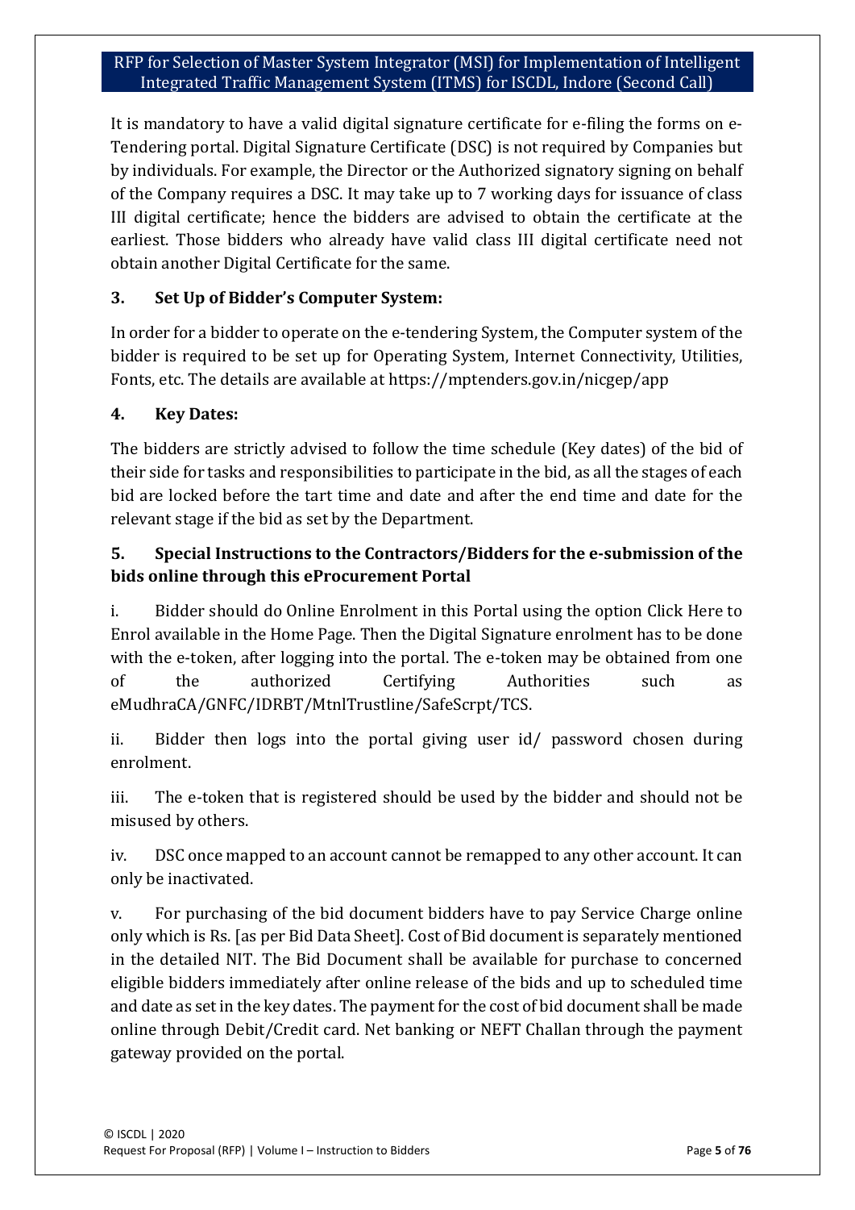It is mandatory to have a valid digital signature certificate for e-filing the forms on e-Tendering portal. Digital Signature Certificate (DSC) is not required by Companies but by individuals. For example, the Director or the Authorized signatory signing on behalf of the Company requires a DSC. It may take up to 7 working days for issuance of class III digital certificate; hence the bidders are advised to obtain the certificate at the earliest. Those bidders who already have valid class III digital certificate need not obtain another Digital Certificate for the same.

### 3. Set Up of Bidder's Computer System:

In order for a bidder to operate on the e-tendering System, the Computer system of the bidder is required to be set up for Operating System, Internet Connectivity, Utilities, Fonts, etc. The details are available at https://mptenders.gov.in/nicgep/app

### 4. Key Dates:

The bidders are strictly advised to follow the time schedule (Key dates) of the bid of their side for tasks and responsibilities to participate in the bid, as all the stages of each bid are locked before the tart time and date and after the end time and date for the relevant stage if the bid as set by the Department.

### 5. Special Instructions to the Contractors/Bidders for the e-submission of the bids online through this eProcurement Portal

i. Bidder should do Online Enrolment in this Portal using the option Click Here to Enrol available in the Home Page. Then the Digital Signature enrolment has to be done with the e-token, after logging into the portal. The e-token may be obtained from one of the authorized Certifying Authorities such as eMudhraCA/GNFC/IDRBT/MtnlTrustline/SafeScrpt/TCS.

ii. Bidder then logs into the portal giving user id/ password chosen during enrolment.

iii. The e-token that is registered should be used by the bidder and should not be misused by others.

iv. DSC once mapped to an account cannot be remapped to any other account. It can only be inactivated.

v. For purchasing of the bid document bidders have to pay Service Charge online only which is Rs. [as per Bid Data Sheet]. Cost of Bid document is separately mentioned in the detailed NIT. The Bid Document shall be available for purchase to concerned eligible bidders immediately after online release of the bids and up to scheduled time and date as set in the key dates. The payment for the cost of bid document shall be made online through Debit/Credit card. Net banking or NEFT Challan through the payment gateway provided on the portal.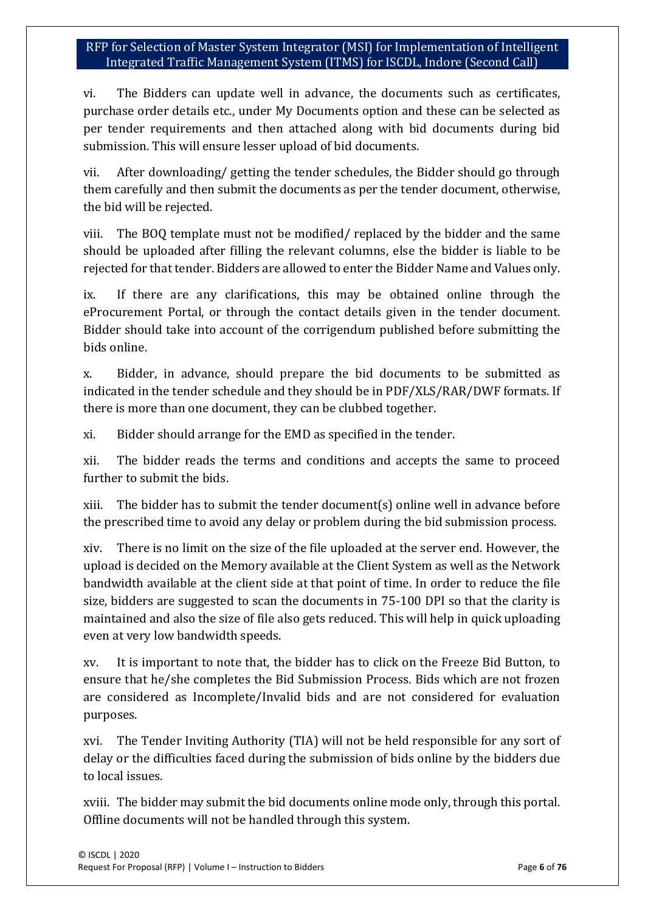vi. The Bidders can update well in advance, the documents such as certificates, purchase order details etc., under My Documents option and these can be selected as per tender requirements and then attached along with bid documents during bid submission. This will ensure lesser upload of bid documents.

vii. After downloading/ getting the tender schedules, the Bidder should go through them carefully and then submit the documents as per the tender document, otherwise, the bid will be rejected.

viii. The BOQ template must not be modified/ replaced by the bidder and the same should be uploaded after filling the relevant columns, else the bidder is liable to be rejected for that tender. Bidders are allowed to enter the Bidder Name and Values only.

ix. If there are any clarifications, this may be obtained online through the eProcurement Portal, or through the contact details given in the tender document. Bidder should take into account of the corrigendum published before submitting the bids online.

x. Bidder, in advance, should prepare the bid documents to be submitted as indicated in the tender schedule and they should be in PDF/XLS/RAR/DWF formats. If there is more than one document, they can be clubbed together.

xi. Bidder should arrange for the EMD as specified in the tender.

xii. The bidder reads the terms and conditions and accepts the same to proceed further to submit the bids.

xiii. The bidder has to submit the tender document(s) online well in advance before the prescribed time to avoid any delay or problem during the bid submission process.

xiv. There is no limit on the size of the file uploaded at the server end. However, the upload is decided on the Memory available at the Client System as well as the Network bandwidth available at the client side at that point of time. In order to reduce the file size, bidders are suggested to scan the documents in 75-100 DPI so that the clarity is maintained and also the size of file also gets reduced. This will help in quick uploading even at very low bandwidth speeds.

xv. It is important to note that, the bidder has to click on the Freeze Bid Button, to ensure that he/she completes the Bid Submission Process. Bids which are not frozen are considered as Incomplete/Invalid bids and are not considered for evaluation purposes.

xvi. The Tender Inviting Authority (TIA) will not be held responsible for any sort of delay or the difficulties faced during the submission of bids online by the bidders due to local issues.

xviii. The bidder may submit the bid documents online mode only, through this portal. Offline documents will not be handled through this system.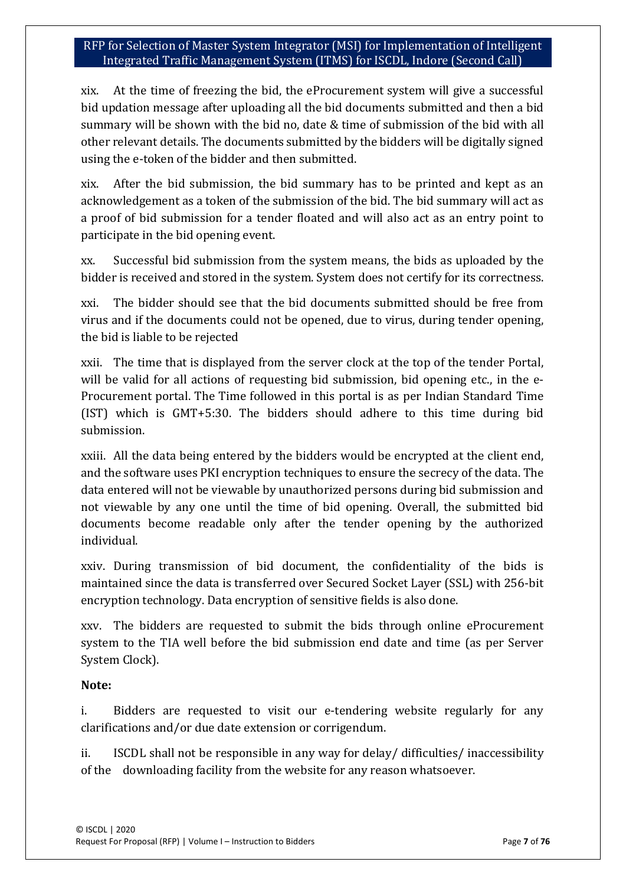xix. At the time of freezing the bid, the eProcurement system will give a successful bid updation message after uploading all the bid documents submitted and then a bid summary will be shown with the bid no, date & time of submission of the bid with all other relevant details. The documents submitted by the bidders will be digitally signed using the e-token of the bidder and then submitted.

xix. After the bid submission, the bid summary has to be printed and kept as an acknowledgement as a token of the submission of the bid. The bid summary will act as a proof of bid submission for a tender floated and will also act as an entry point to participate in the bid opening event.

xx. Successful bid submission from the system means, the bids as uploaded by the bidder is received and stored in the system. System does not certify for its correctness.

xxi. The bidder should see that the bid documents submitted should be free from virus and if the documents could not be opened, due to virus, during tender opening, the bid is liable to be rejected

xxii. The time that is displayed from the server clock at the top of the tender Portal, will be valid for all actions of requesting bid submission, bid opening etc., in the e-Procurement portal. The Time followed in this portal is as per Indian Standard Time (IST) which is GMT+5:30. The bidders should adhere to this time during bid submission.

xxiii. All the data being entered by the bidders would be encrypted at the client end, and the software uses PKI encryption techniques to ensure the secrecy of the data. The data entered will not be viewable by unauthorized persons during bid submission and not viewable by any one until the time of bid opening. Overall, the submitted bid documents become readable only after the tender opening by the authorized individual.

xxiv. During transmission of bid document, the confidentiality of the bids is maintained since the data is transferred over Secured Socket Layer (SSL) with 256-bit encryption technology. Data encryption of sensitive fields is also done.

xxv. The bidders are requested to submit the bids through online eProcurement system to the TIA well before the bid submission end date and time (as per Server System Clock).

**Note:**

i. Bidders are requested to visit our e-tendering website regularly for any clarifications and/or due date extension or corrigendum.

ii. ISCDL shall not be responsible in any way for delay/ difficulties/ inaccessibility of the downloading facility from the website for any reason whatsoever.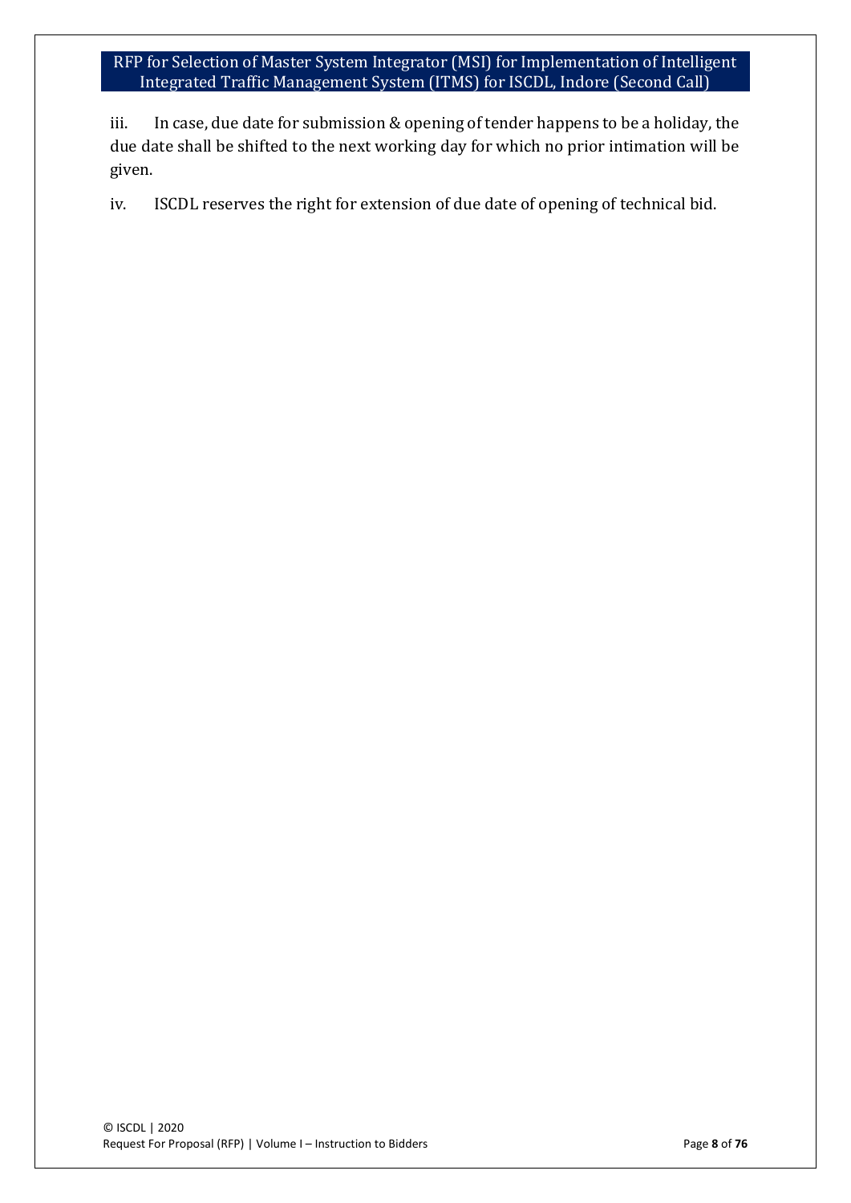iii. In case, due date for submission & opening of tender happens to be a holiday, the due date shall be shifted to the next working day for which no prior intimation will be given.

iv. ISCDL reserves the right for extension of due date of opening of technical bid.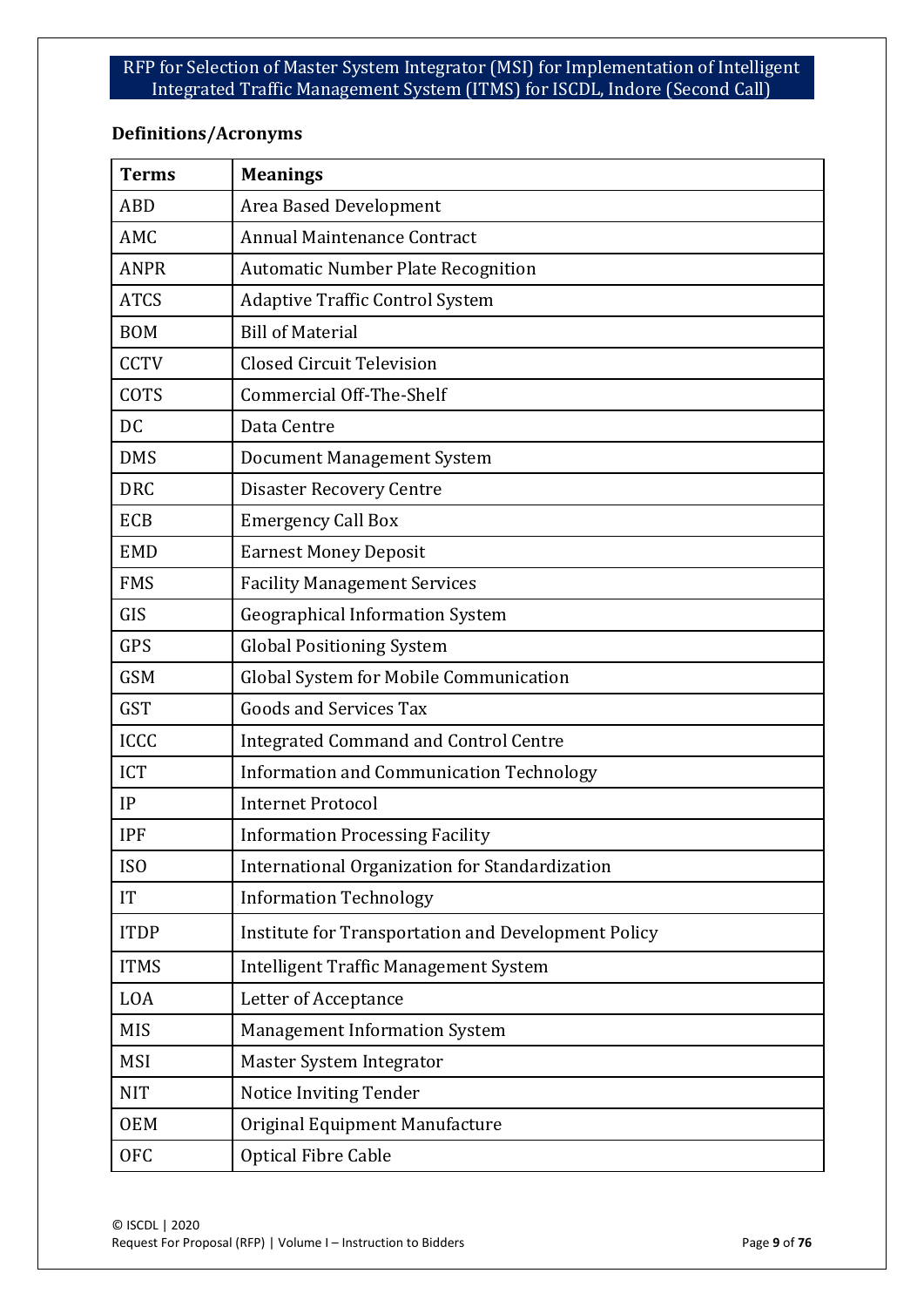## Definitions/Acronyms

| Terms | Meanings |
|---|---|
| ABD | Area Based Development |
| AMC | Annual Maintenance Contract |
| ANPR | Automatic Number Plate Recognition |
| ATCS | Adaptive Traffic Control System |
| BOM | Bill of Material |
| CCTV | Closed Circuit Television |
| COTS | Commercial Off-The-Shelf |
| DC | Data Centre |
| DMS | Document Management System |
| DRC | Disaster Recovery Centre |
| ECB | Emergency Call Box |
| EMD | Earnest Money Deposit |
| FMS | Facility Management Services |
| GIS | Geographical Information System |
| GPS | Global Positioning System |
| GSM | Global System for Mobile Communication |
| GST | Goods and Services Tax |
| ICCC | Integrated Command and Control Centre |
| ICT | Information and Communication Technology |
| IP | Internet Protocol |
| IPF | Information Processing Facility |
| ISO | International Organization for Standardization |
| IT | Information Technology |
| ITDP | Institute for Transportation and Development Policy |
| ITMS | Intelligent Traffic Management System |
| LOA | Letter of Acceptance |
| MIS | Management Information System |
| MSI | Master System Integrator |
| NIT | Notice Inviting Tender |
| OEM | Original Equipment Manufacture |
| OFC | Optical Fibre Cable |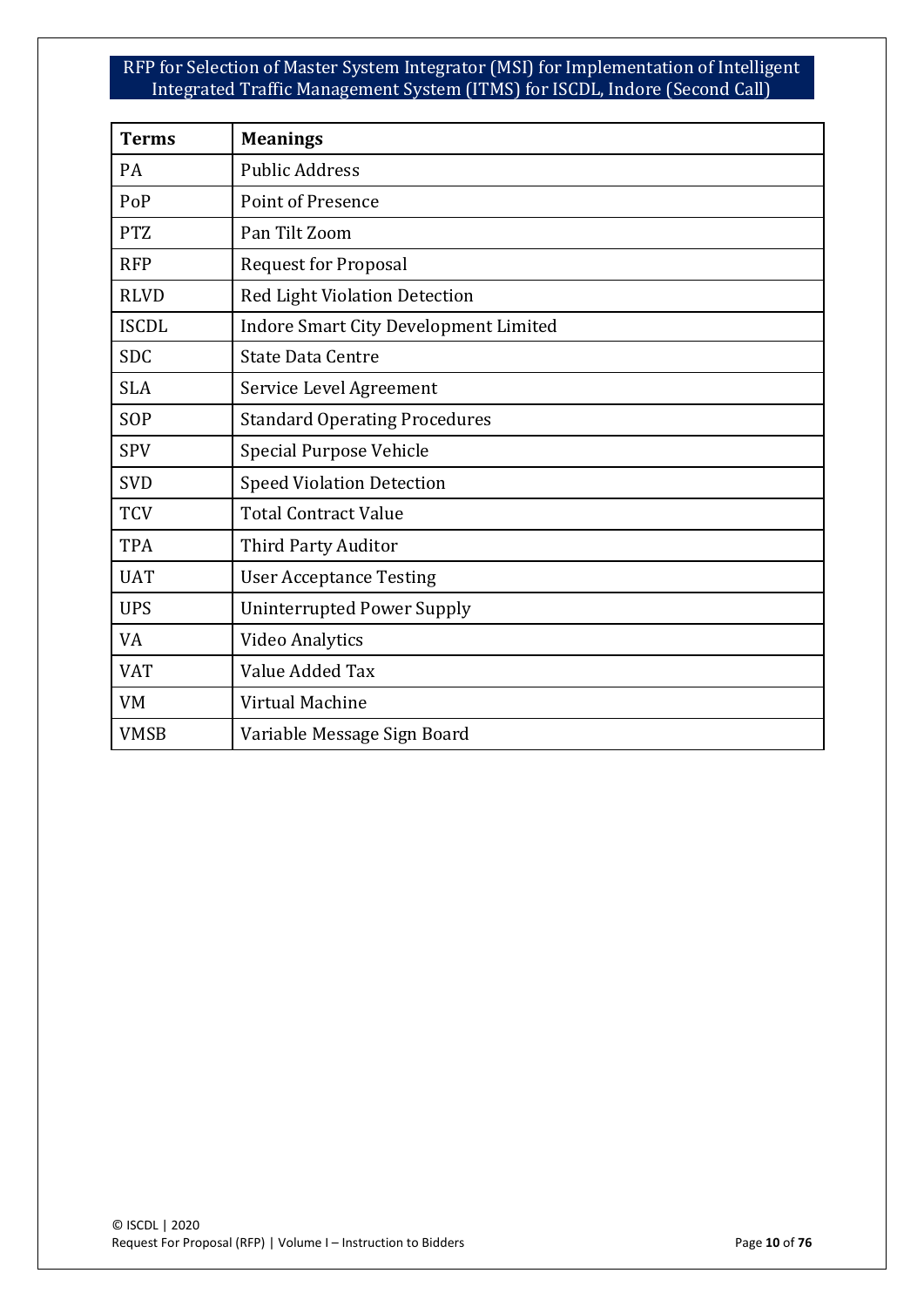| Terms | Meanings |
|---|---|
| PA | Public Address |
| PoP | Point of Presence |
| PTZ | Pan Tilt Zoom |
| RFP | Request for Proposal |
| RLVD | Red Light Violation Detection |
| ISCDL | Indore Smart City Development Limited |
| SDC | State Data Centre |
| SLA | Service Level Agreement |
| SOP | Standard Operating Procedures |
| SPV | Special Purpose Vehicle |
| SVD | Speed Violation Detection |
| TCV | Total Contract Value |
| TPA | Third Party Auditor |
| UAT | User Acceptance Testing |
| UPS | Uninterrupted Power Supply |
| VA | Video Analytics |
| VAT | Value Added Tax |
| VM | Virtual Machine |
| VMSB | Variable Message Sign Board |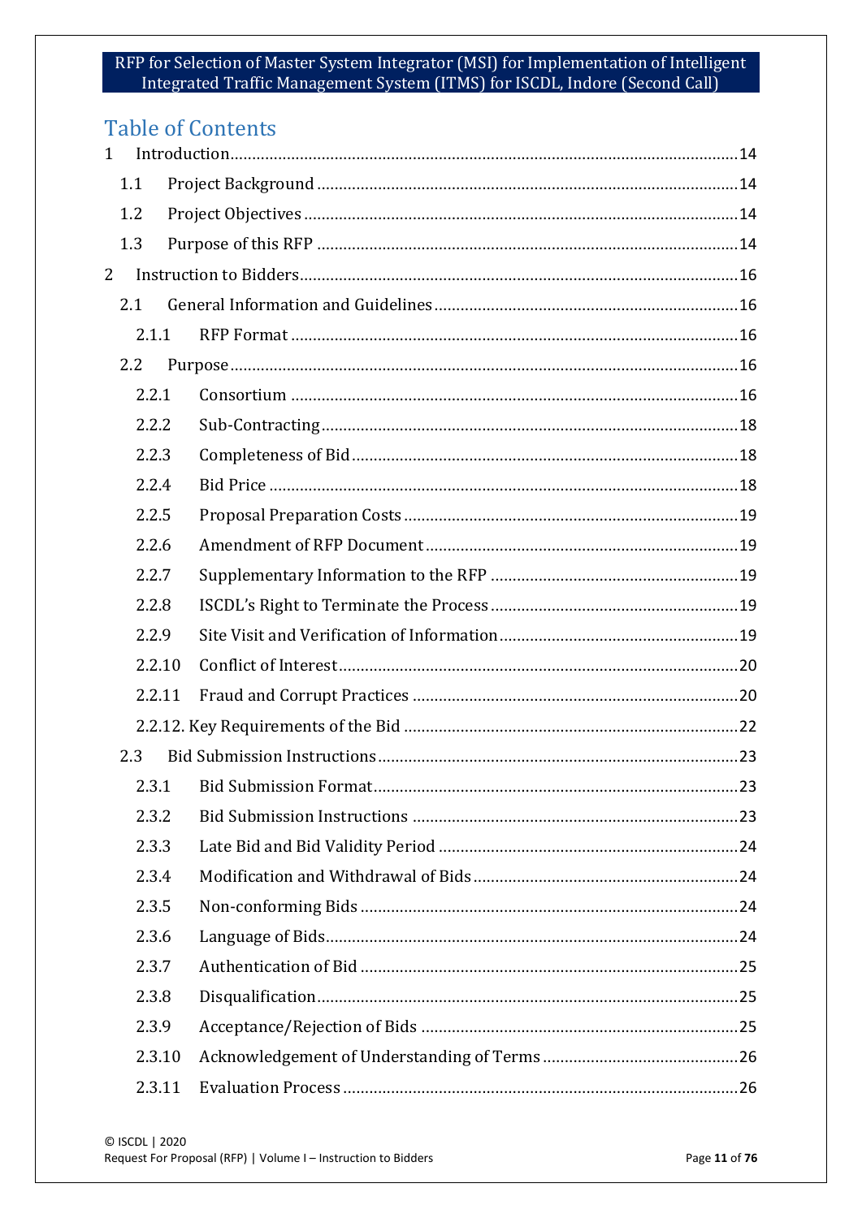# Table of Contents

1 Introduction....14

1.1 Project Background....14

1.2 Project Objectives....14

1.3 Purpose of this RFP....14

2 Instruction to Bidders....16

2.1 General Information and Guidelines....16

2.1.1 RFP Format....16

2.2 Purpose....16

2.2.1 Consortium....16

2.2.2 Sub-Contracting....18

2.2.3 Completeness of Bid....18

2.2.4 Bid Price....18

2.2.5 Proposal Preparation Costs....19

2.2.6 Amendment of RFP Document....19

2.2.7 Supplementary Information to the RFP....19

2.2.8 ISCDL's Right to Terminate the Process....19

2.2.9 Site Visit and Verification of Information....19

2.2.10 Conflict of Interest....20

2.2.11 Fraud and Corrupt Practices....20

2.2.12. Key Requirements of the Bid....22

2.3 Bid Submission Instructions....23

2.3.1 Bid Submission Format....23

2.3.2 Bid Submission Instructions....23

2.3.3 Late Bid and Bid Validity Period....24

2.3.4 Modification and Withdrawal of Bids....24

2.3.5 Non-conforming Bids....24

2.3.6 Language of Bids....24

2.3.7 Authentication of Bid....25

2.3.8 Disqualification....25

2.3.9 Acceptance/Rejection of Bids....25

2.3.10 Acknowledgement of Understanding of Terms....26

2.3.11 Evaluation Process....26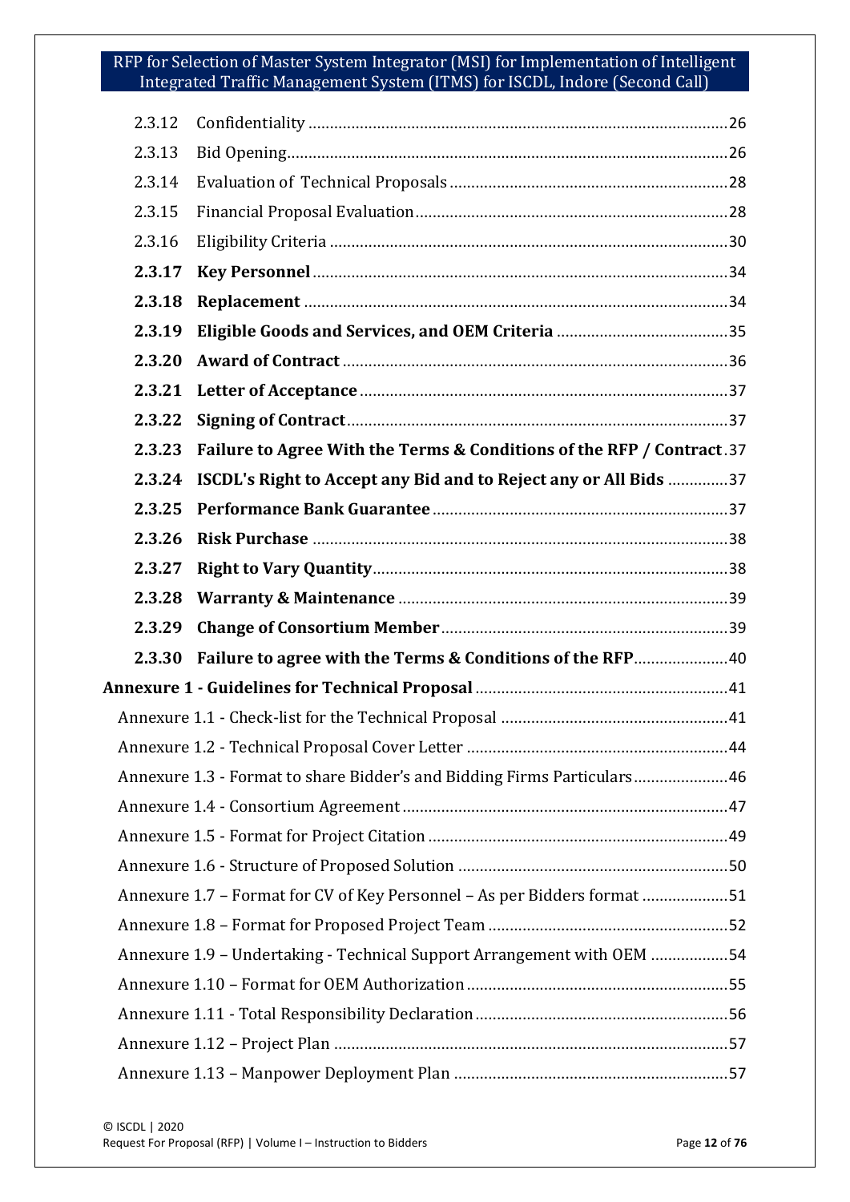| | | |
|---|---|---|
| 2.3.12 | Confidentiality | 26 |
| 2.3.13 | Bid Opening | 26 |
| 2.3.14 | Evaluation of Technical Proposals | 28 |
| 2.3.15 | Financial Proposal Evaluation | 28 |
| 2.3.16 | Eligibility Criteria | 30 |
| **2.3.17** | **Key Personnel** | 34 |
| **2.3.18** | **Replacement** | 34 |
| **2.3.19** | **Eligible Goods and Services, and OEM Criteria** | 35 |
| **2.3.20** | **Award of Contract** | 36 |
| **2.3.21** | **Letter of Acceptance** | 37 |
| **2.3.22** | **Signing of Contract** | 37 |
| **2.3.23** | **Failure to Agree With the Terms & Conditions of the RFP / Contract** | 37 |
| **2.3.24** | **ISCDL's Right to Accept any Bid and to Reject any or All Bids** | 37 |
| **2.3.25** | **Performance Bank Guarantee** | 37 |
| **2.3.26** | **Risk Purchase** | 38 |
| **2.3.27** | **Right to Vary Quantity** | 38 |
| **2.3.28** | **Warranty & Maintenance** | 39 |
| **2.3.29** | **Change of Consortium Member** | 39 |
| **2.3.30** | **Failure to agree with the Terms & Conditions of the RFP** | 40 |

**Annexure 1 - Guidelines for Technical Proposal** ... 41

- Annexure 1.1 - Check-list for the Technical Proposal ... 41
- Annexure 1.2 - Technical Proposal Cover Letter ... 44
- Annexure 1.3 - Format to share Bidder's and Bidding Firms Particulars ... 46
- Annexure 1.4 - Consortium Agreement ... 47
- Annexure 1.5 - Format for Project Citation ... 49
- Annexure 1.6 - Structure of Proposed Solution ... 50
- Annexure 1.7 – Format for CV of Key Personnel – As per Bidders format ... 51
- Annexure 1.8 – Format for Proposed Project Team ... 52
- Annexure 1.9 – Undertaking - Technical Support Arrangement with OEM ... 54
- Annexure 1.10 – Format for OEM Authorization ... 55
- Annexure 1.11 - Total Responsibility Declaration ... 56
- Annexure 1.12 – Project Plan ... 57
- Annexure 1.13 – Manpower Deployment Plan ... 57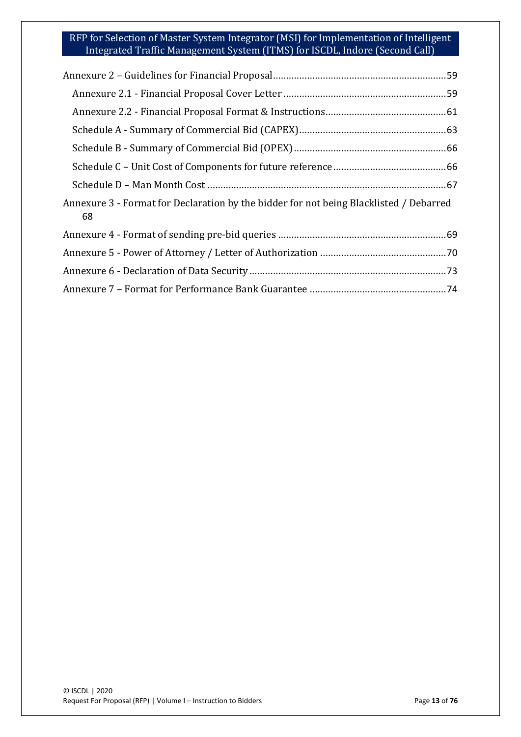Annexure 2 – Guidelines for Financial Proposal....59

- Annexure 2.1 - Financial Proposal Cover Letter....59
- Annexure 2.2 - Financial Proposal Format & Instructions....61
- Schedule A - Summary of Commercial Bid (CAPEX)....63
- Schedule B - Summary of Commercial Bid (OPEX)....66
- Schedule C – Unit Cost of Components for future reference....66
- Schedule D – Man Month Cost....67

Annexure 3 - Format for Declaration by the bidder for not being Blacklisted / Debarred 68

Annexure 4 - Format of sending pre-bid queries....69

Annexure 5 - Power of Attorney / Letter of Authorization....70

Annexure 6 - Declaration of Data Security....73

Annexure 7 – Format for Performance Bank Guarantee....74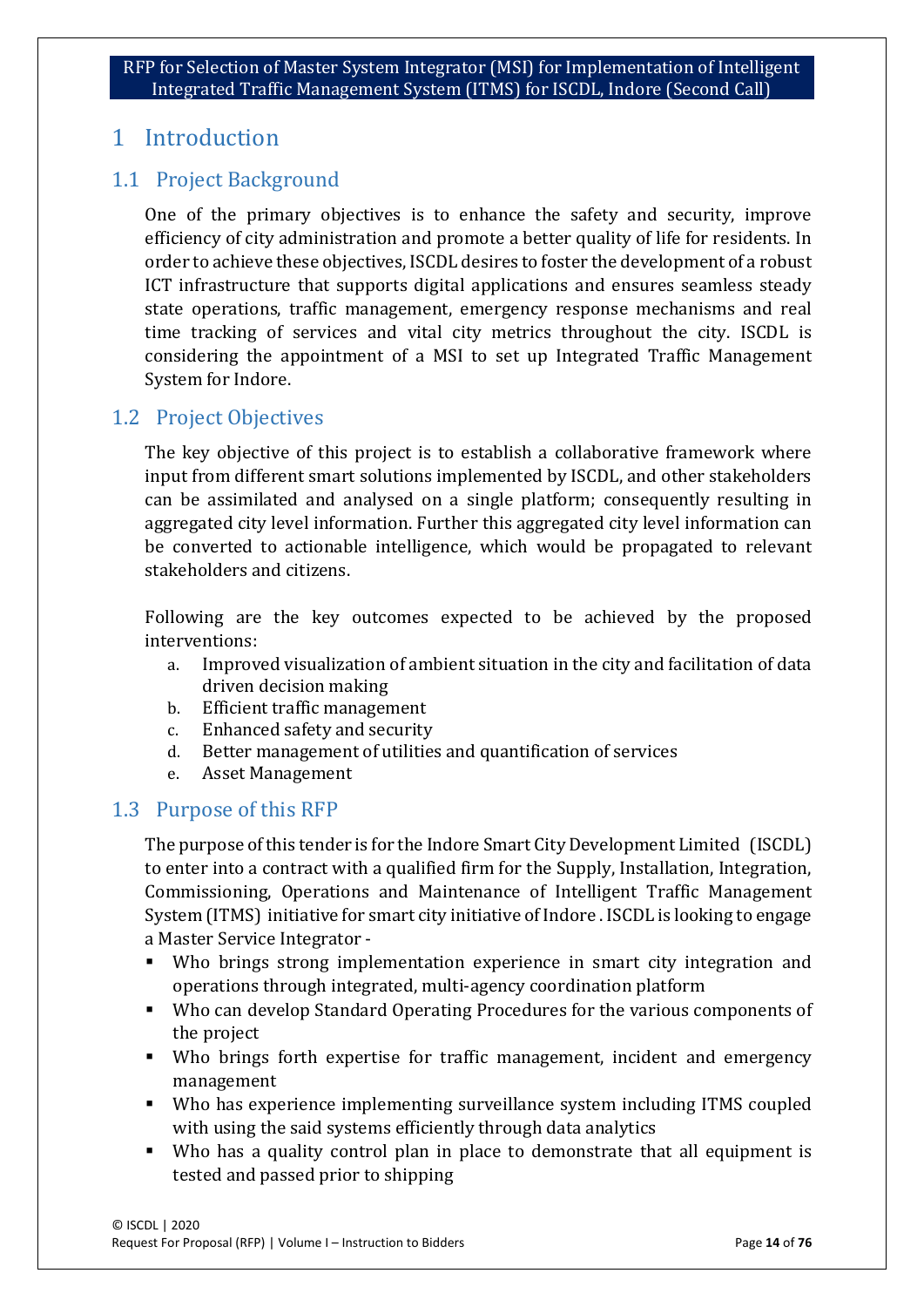# 1 Introduction

## 1.1 Project Background

One of the primary objectives is to enhance the safety and security, improve efficiency of city administration and promote a better quality of life for residents. In order to achieve these objectives, ISCDL desires to foster the development of a robust ICT infrastructure that supports digital applications and ensures seamless steady state operations, traffic management, emergency response mechanisms and real time tracking of services and vital city metrics throughout the city. ISCDL is considering the appointment of a MSI to set up Integrated Traffic Management System for Indore.

## 1.2 Project Objectives

The key objective of this project is to establish a collaborative framework where input from different smart solutions implemented by ISCDL, and other stakeholders can be assimilated and analysed on a single platform; consequently resulting in aggregated city level information. Further this aggregated city level information can be converted to actionable intelligence, which would be propagated to relevant stakeholders and citizens.

Following are the key outcomes expected to be achieved by the proposed interventions:

a. Improved visualization of ambient situation in the city and facilitation of data driven decision making
b. Efficient traffic management
c. Enhanced safety and security
d. Better management of utilities and quantification of services
e. Asset Management

## 1.3 Purpose of this RFP

The purpose of this tender is for the Indore Smart City Development Limited (ISCDL) to enter into a contract with a qualified firm for the Supply, Installation, Integration, Commissioning, Operations and Maintenance of Intelligent Traffic Management System (ITMS) initiative for smart city initiative of Indore . ISCDL is looking to engage a Master Service Integrator -

- Who brings strong implementation experience in smart city integration and operations through integrated, multi-agency coordination platform
- Who can develop Standard Operating Procedures for the various components of the project
- Who brings forth expertise for traffic management, incident and emergency management
- Who has experience implementing surveillance system including ITMS coupled with using the said systems efficiently through data analytics
- Who has a quality control plan in place to demonstrate that all equipment is tested and passed prior to shipping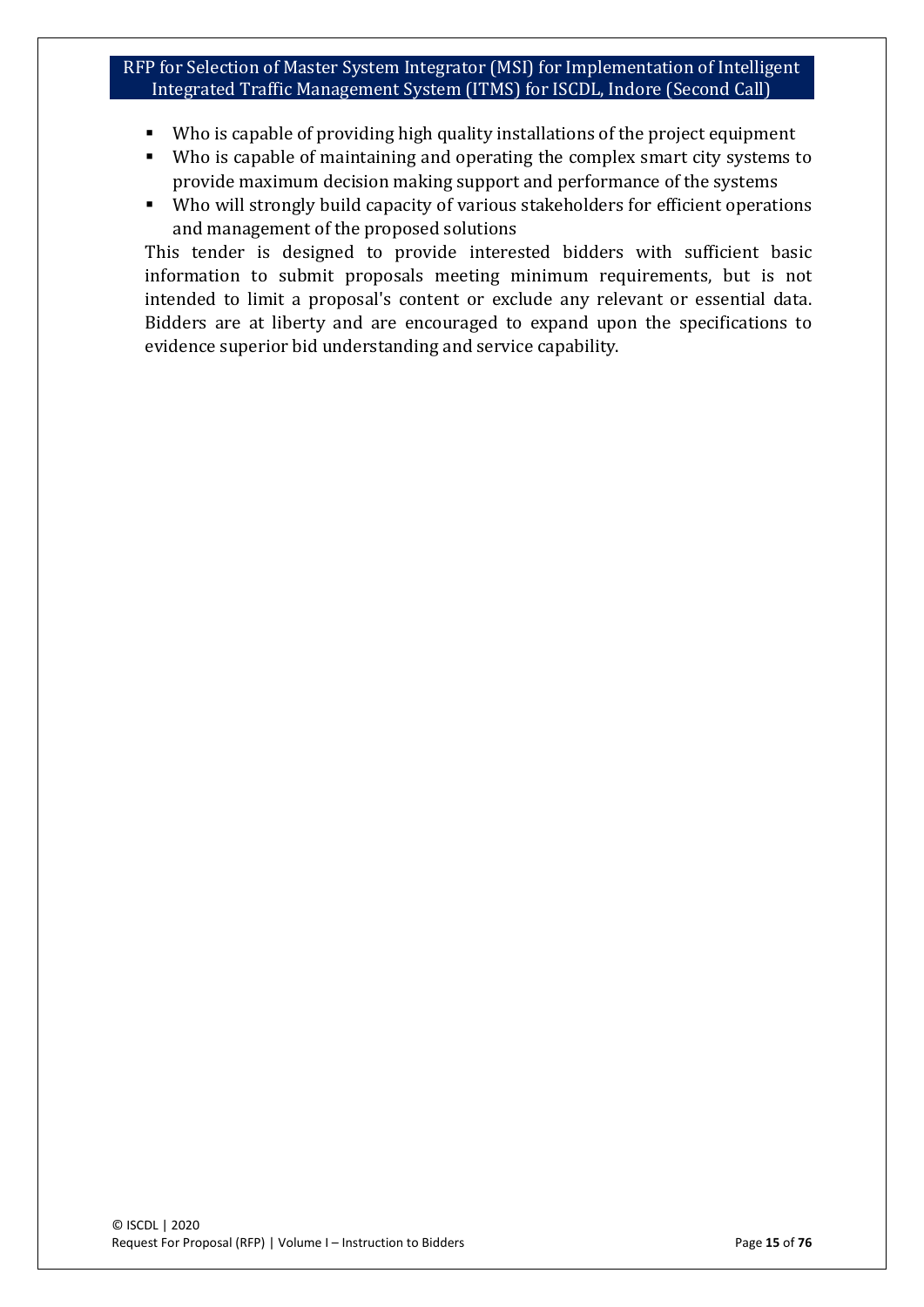- Who is capable of providing high quality installations of the project equipment
- Who is capable of maintaining and operating the complex smart city systems to provide maximum decision making support and performance of the systems
- Who will strongly build capacity of various stakeholders for efficient operations and management of the proposed solutions

This tender is designed to provide interested bidders with sufficient basic information to submit proposals meeting minimum requirements, but is not intended to limit a proposal's content or exclude any relevant or essential data. Bidders are at liberty and are encouraged to expand upon the specifications to evidence superior bid understanding and service capability.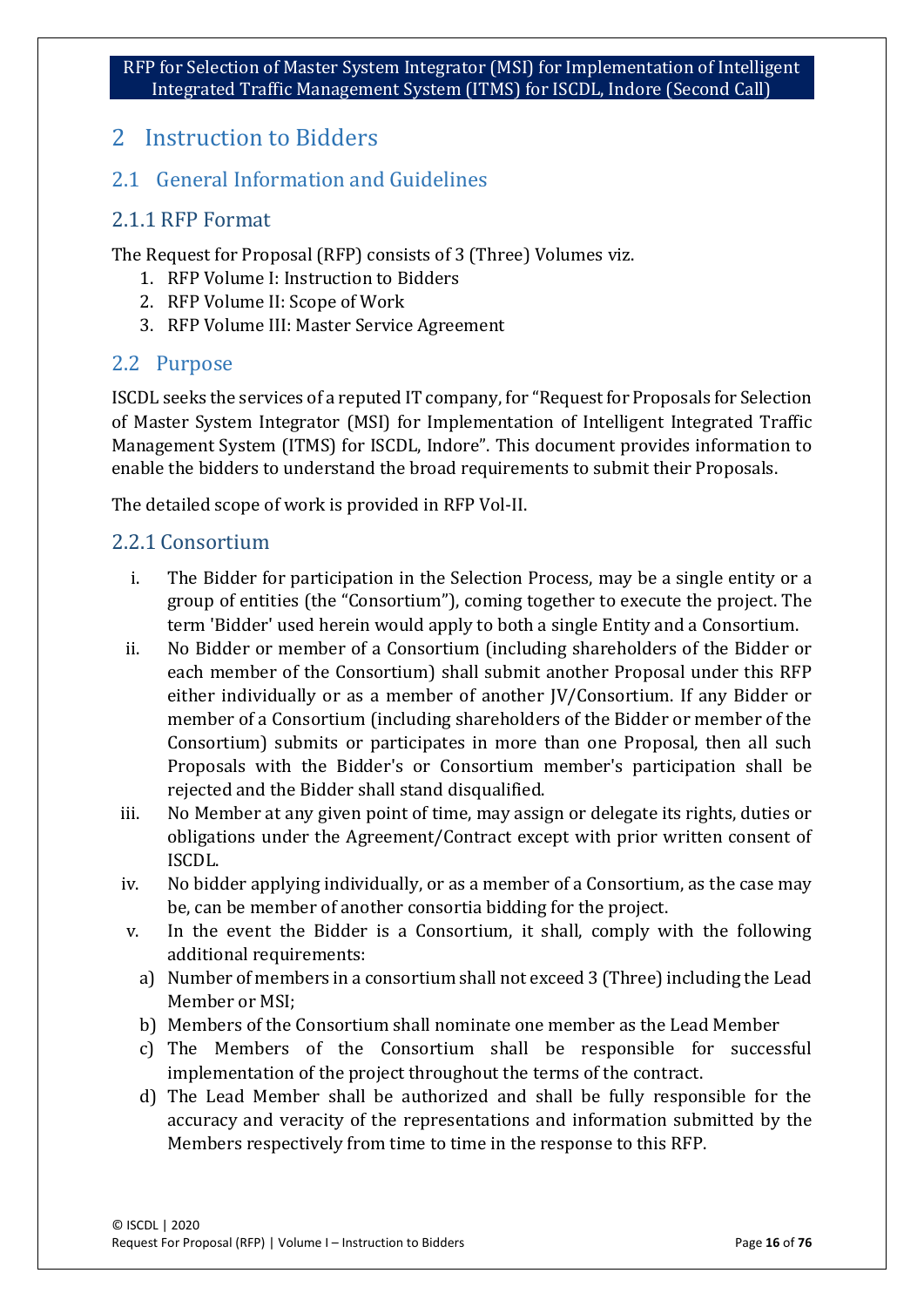# 2 Instruction to Bidders

## 2.1 General Information and Guidelines

### 2.1.1 RFP Format

The Request for Proposal (RFP) consists of 3 (Three) Volumes viz.

1. RFP Volume I: Instruction to Bidders
2. RFP Volume II: Scope of Work
3. RFP Volume III: Master Service Agreement

## 2.2 Purpose

ISCDL seeks the services of a reputed IT company, for "Request for Proposals for Selection of Master System Integrator (MSI) for Implementation of Intelligent Integrated Traffic Management System (ITMS) for ISCDL, Indore". This document provides information to enable the bidders to understand the broad requirements to submit their Proposals.

The detailed scope of work is provided in RFP Vol-II.

### 2.2.1 Consortium

i. The Bidder for participation in the Selection Process, may be a single entity or a group of entities (the "Consortium"), coming together to execute the project. The term 'Bidder' used herein would apply to both a single Entity and a Consortium.

ii. No Bidder or member of a Consortium (including shareholders of the Bidder or each member of the Consortium) shall submit another Proposal under this RFP either individually or as a member of another JV/Consortium. If any Bidder or member of a Consortium (including shareholders of the Bidder or member of the Consortium) submits or participates in more than one Proposal, then all such Proposals with the Bidder's or Consortium member's participation shall be rejected and the Bidder shall stand disqualified.

iii. No Member at any given point of time, may assign or delegate its rights, duties or obligations under the Agreement/Contract except with prior written consent of ISCDL.

iv. No bidder applying individually, or as a member of a Consortium, as the case may be, can be member of another consortia bidding for the project.

v. In the event the Bidder is a Consortium, it shall, comply with the following additional requirements:

   a) Number of members in a consortium shall not exceed 3 (Three) including the Lead Member or MSI;
   b) Members of the Consortium shall nominate one member as the Lead Member
   c) The Members of the Consortium shall be responsible for successful implementation of the project throughout the terms of the contract.
   d) The Lead Member shall be authorized and shall be fully responsible for the accuracy and veracity of the representations and information submitted by the Members respectively from time to time in the response to this RFP.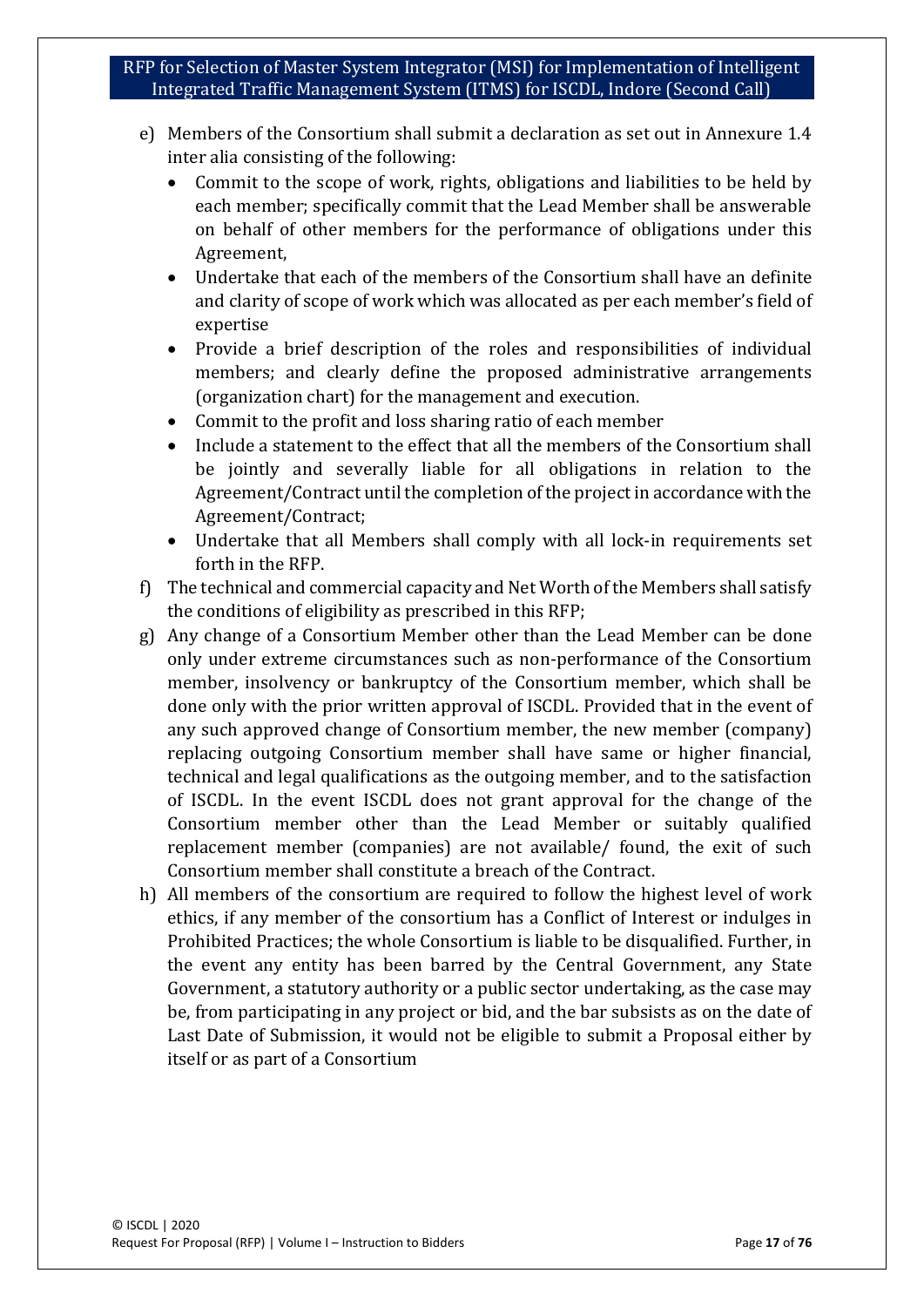e) Members of the Consortium shall submit a declaration as set out in Annexure 1.4 inter alia consisting of the following:
   - Commit to the scope of work, rights, obligations and liabilities to be held by each member; specifically commit that the Lead Member shall be answerable on behalf of other members for the performance of obligations under this Agreement,
   - Undertake that each of the members of the Consortium shall have an definite and clarity of scope of work which was allocated as per each member's field of expertise
   - Provide a brief description of the roles and responsibilities of individual members; and clearly define the proposed administrative arrangements (organization chart) for the management and execution.
   - Commit to the profit and loss sharing ratio of each member
   - Include a statement to the effect that all the members of the Consortium shall be jointly and severally liable for all obligations in relation to the Agreement/Contract until the completion of the project in accordance with the Agreement/Contract;
   - Undertake that all Members shall comply with all lock-in requirements set forth in the RFP.

f) The technical and commercial capacity and Net Worth of the Members shall satisfy the conditions of eligibility as prescribed in this RFP;

g) Any change of a Consortium Member other than the Lead Member can be done only under extreme circumstances such as non-performance of the Consortium member, insolvency or bankruptcy of the Consortium member, which shall be done only with the prior written approval of ISCDL. Provided that in the event of any such approved change of Consortium member, the new member (company) replacing outgoing Consortium member shall have same or higher financial, technical and legal qualifications as the outgoing member, and to the satisfaction of ISCDL. In the event ISCDL does not grant approval for the change of the Consortium member other than the Lead Member or suitably qualified replacement member (companies) are not available/ found, the exit of such Consortium member shall constitute a breach of the Contract.

h) All members of the consortium are required to follow the highest level of work ethics, if any member of the consortium has a Conflict of Interest or indulges in Prohibited Practices; the whole Consortium is liable to be disqualified. Further, in the event any entity has been barred by the Central Government, any State Government, a statutory authority or a public sector undertaking, as the case may be, from participating in any project or bid, and the bar subsists as on the date of Last Date of Submission, it would not be eligible to submit a Proposal either by itself or as part of a Consortium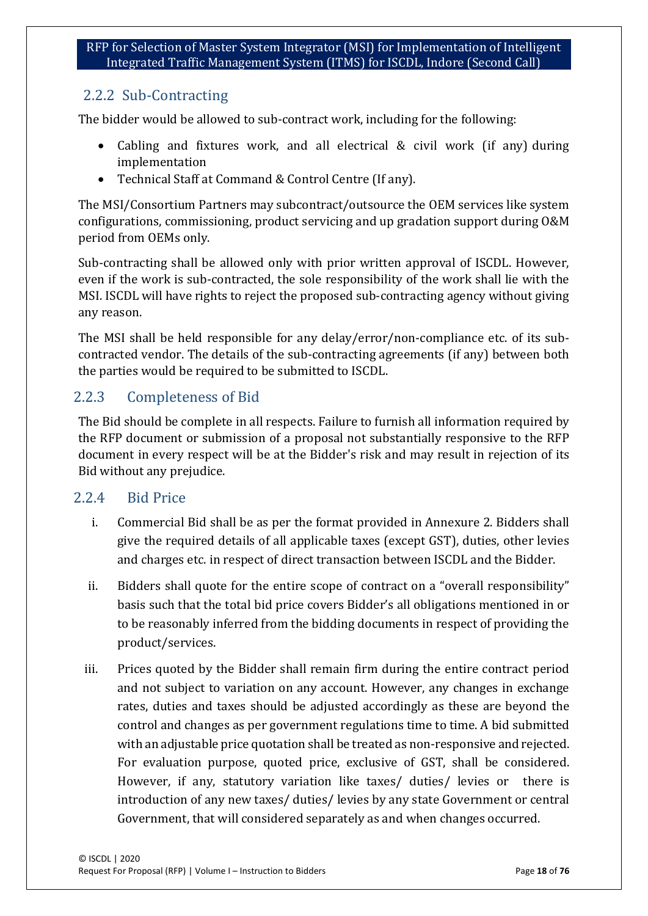### 2.2.2 Sub-Contracting

The bidder would be allowed to sub-contract work, including for the following:

- Cabling and fixtures work, and all electrical & civil work (if any) during implementation
- Technical Staff at Command & Control Centre (If any).

The MSI/Consortium Partners may subcontract/outsource the OEM services like system configurations, commissioning, product servicing and up gradation support during O&M period from OEMs only.

Sub-contracting shall be allowed only with prior written approval of ISCDL. However, even if the work is sub-contracted, the sole responsibility of the work shall lie with the MSI. ISCDL will have rights to reject the proposed sub-contracting agency without giving any reason.

The MSI shall be held responsible for any delay/error/non-compliance etc. of its sub-contracted vendor. The details of the sub-contracting agreements (if any) between both the parties would be required to be submitted to ISCDL.

### 2.2.3 Completeness of Bid

The Bid should be complete in all respects. Failure to furnish all information required by the RFP document or submission of a proposal not substantially responsive to the RFP document in every respect will be at the Bidder's risk and may result in rejection of its Bid without any prejudice.

### 2.2.4 Bid Price

i. Commercial Bid shall be as per the format provided in Annexure 2. Bidders shall give the required details of all applicable taxes (except GST), duties, other levies and charges etc. in respect of direct transaction between ISCDL and the Bidder.

ii. Bidders shall quote for the entire scope of contract on a "overall responsibility" basis such that the total bid price covers Bidder's all obligations mentioned in or to be reasonably inferred from the bidding documents in respect of providing the product/services.

iii. Prices quoted by the Bidder shall remain firm during the entire contract period and not subject to variation on any account. However, any changes in exchange rates, duties and taxes should be adjusted accordingly as these are beyond the control and changes as per government regulations time to time. A bid submitted with an adjustable price quotation shall be treated as non-responsive and rejected. For evaluation purpose, quoted price, exclusive of GST, shall be considered. However, if any, statutory variation like taxes/ duties/ levies or there is introduction of any new taxes/ duties/ levies by any state Government or central Government, that will considered separately as and when changes occurred.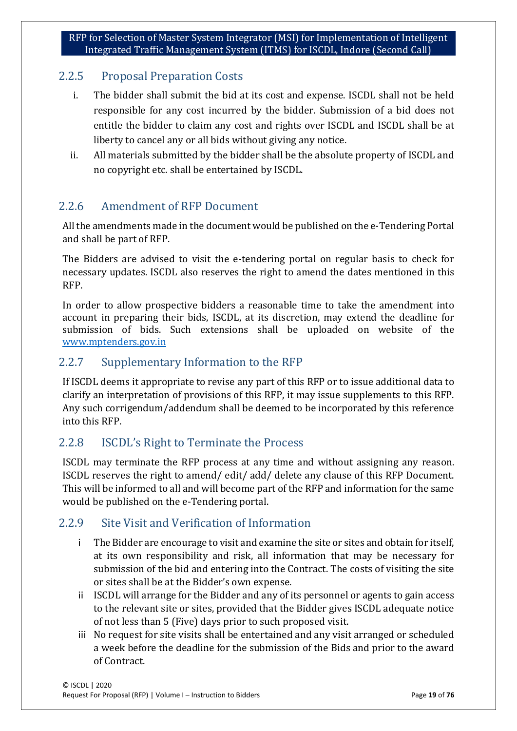### 2.2.5 Proposal Preparation Costs

i. The bidder shall submit the bid at its cost and expense. ISCDL shall not be held responsible for any cost incurred by the bidder. Submission of a bid does not entitle the bidder to claim any cost and rights over ISCDL and ISCDL shall be at liberty to cancel any or all bids without giving any notice.

ii. All materials submitted by the bidder shall be the absolute property of ISCDL and no copyright etc. shall be entertained by ISCDL.

### 2.2.6 Amendment of RFP Document

All the amendments made in the document would be published on the e-Tendering Portal and shall be part of RFP.

The Bidders are advised to visit the e-tendering portal on regular basis to check for necessary updates. ISCDL also reserves the right to amend the dates mentioned in this RFP.

In order to allow prospective bidders a reasonable time to take the amendment into account in preparing their bids, ISCDL, at its discretion, may extend the deadline for submission of bids. Such extensions shall be uploaded on website of the [www.mptenders.gov.in](www.mptenders.gov.in)

### 2.2.7 Supplementary Information to the RFP

If ISCDL deems it appropriate to revise any part of this RFP or to issue additional data to clarify an interpretation of provisions of this RFP, it may issue supplements to this RFP. Any such corrigendum/addendum shall be deemed to be incorporated by this reference into this RFP.

### 2.2.8 ISCDL's Right to Terminate the Process

ISCDL may terminate the RFP process at any time and without assigning any reason. ISCDL reserves the right to amend/ edit/ add/ delete any clause of this RFP Document. This will be informed to all and will become part of the RFP and information for the same would be published on the e-Tendering portal.

### 2.2.9 Site Visit and Verification of Information

i The Bidder are encourage to visit and examine the site or sites and obtain for itself, at its own responsibility and risk, all information that may be necessary for submission of the bid and entering into the Contract. The costs of visiting the site or sites shall be at the Bidder's own expense.

ii ISCDL will arrange for the Bidder and any of its personnel or agents to gain access to the relevant site or sites, provided that the Bidder gives ISCDL adequate notice of not less than 5 (Five) days prior to such proposed visit.

iii No request for site visits shall be entertained and any visit arranged or scheduled a week before the deadline for the submission of the Bids and prior to the award of Contract.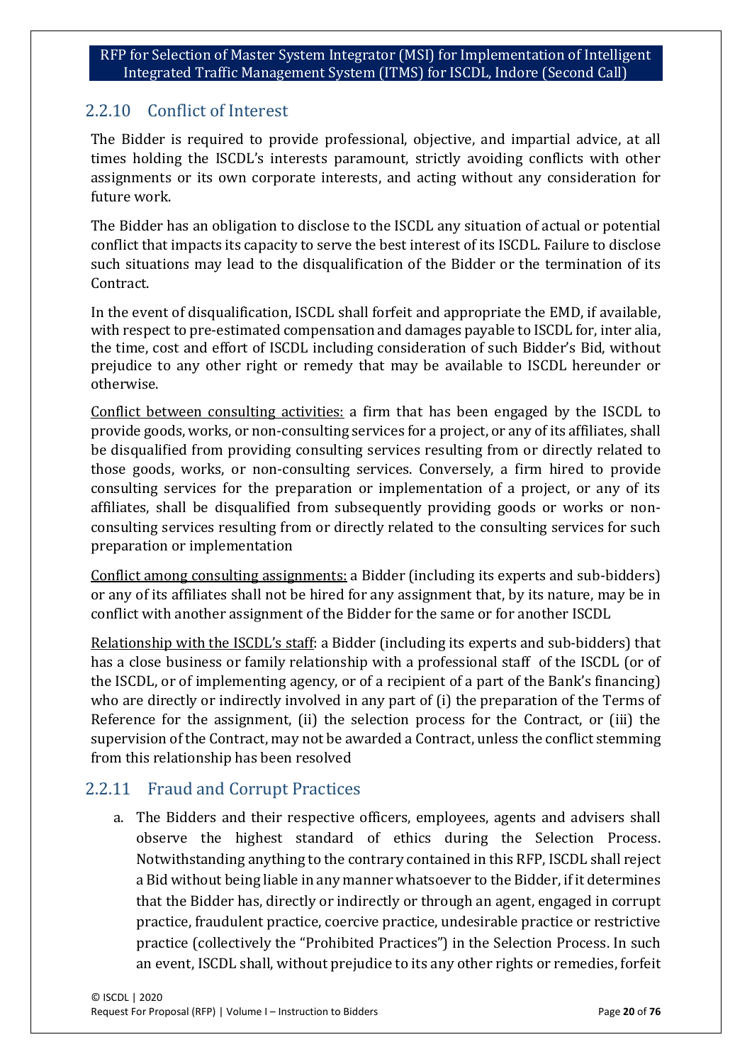### 2.2.10 Conflict of Interest

The Bidder is required to provide professional, objective, and impartial advice, at all times holding the ISCDL's interests paramount, strictly avoiding conflicts with other assignments or its own corporate interests, and acting without any consideration for future work.

The Bidder has an obligation to disclose to the ISCDL any situation of actual or potential conflict that impacts its capacity to serve the best interest of its ISCDL. Failure to disclose such situations may lead to the disqualification of the Bidder or the termination of its Contract.

In the event of disqualification, ISCDL shall forfeit and appropriate the EMD, if available, with respect to pre-estimated compensation and damages payable to ISCDL for, inter alia, the time, cost and effort of ISCDL including consideration of such Bidder's Bid, without prejudice to any other right or remedy that may be available to ISCDL hereunder or otherwise.

<u>Conflict between consulting activities:</u> a firm that has been engaged by the ISCDL to provide goods, works, or non-consulting services for a project, or any of its affiliates, shall be disqualified from providing consulting services resulting from or directly related to those goods, works, or non-consulting services. Conversely, a firm hired to provide consulting services for the preparation or implementation of a project, or any of its affiliates, shall be disqualified from subsequently providing goods or works or non-consulting services resulting from or directly related to the consulting services for such preparation or implementation

<u>Conflict among consulting assignments:</u> a Bidder (including its experts and sub-bidders) or any of its affiliates shall not be hired for any assignment that, by its nature, may be in conflict with another assignment of the Bidder for the same or for another ISCDL

<u>Relationship with the ISCDL's staff</u>: a Bidder (including its experts and sub-bidders) that has a close business or family relationship with a professional staff of the ISCDL (or of the ISCDL, or of implementing agency, or of a recipient of a part of the Bank's financing) who are directly or indirectly involved in any part of (i) the preparation of the Terms of Reference for the assignment, (ii) the selection process for the Contract, or (iii) the supervision of the Contract, may not be awarded a Contract, unless the conflict stemming from this relationship has been resolved

### 2.2.11 Fraud and Corrupt Practices

a. The Bidders and their respective officers, employees, agents and advisers shall observe the highest standard of ethics during the Selection Process. Notwithstanding anything to the contrary contained in this RFP, ISCDL shall reject a Bid without being liable in any manner whatsoever to the Bidder, if it determines that the Bidder has, directly or indirectly or through an agent, engaged in corrupt practice, fraudulent practice, coercive practice, undesirable practice or restrictive practice (collectively the "Prohibited Practices") in the Selection Process. In such an event, ISCDL shall, without prejudice to its any other rights or remedies, forfeit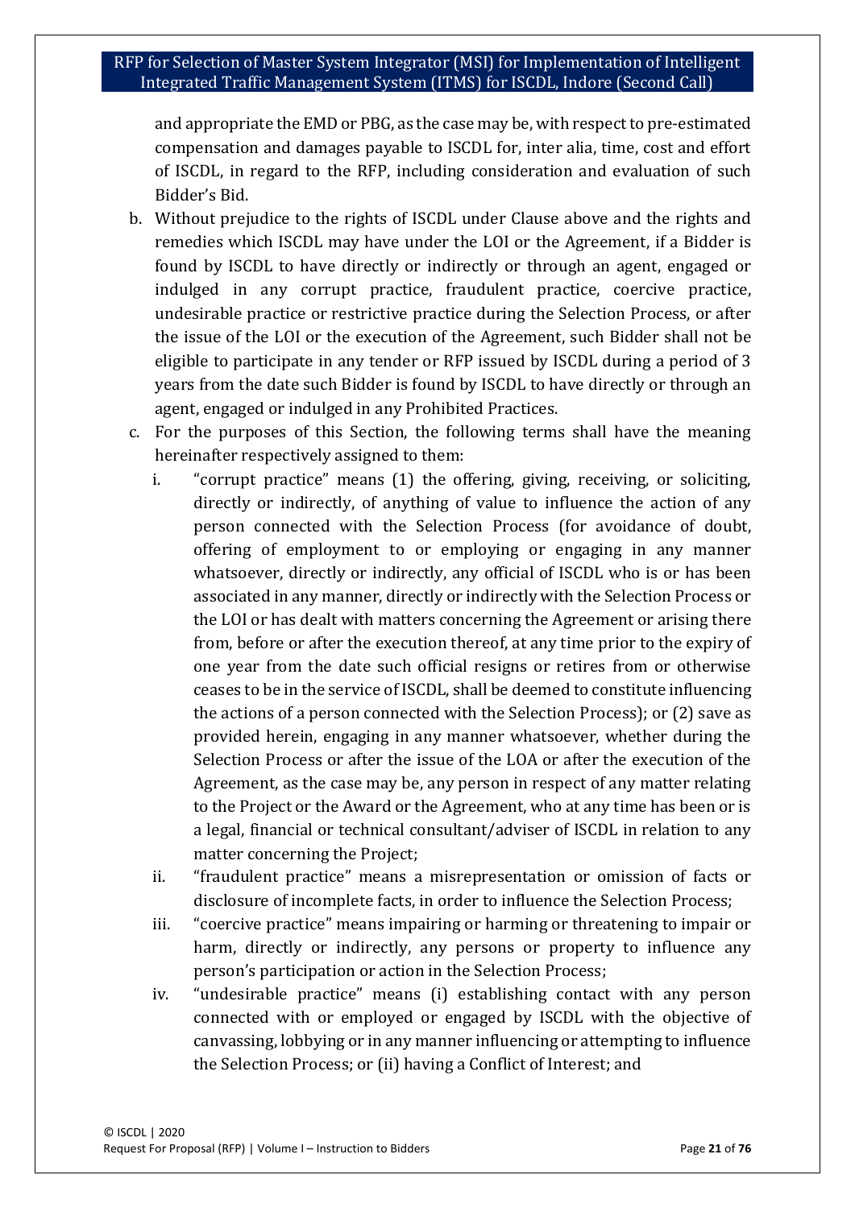and appropriate the EMD or PBG, as the case may be, with respect to pre-estimated compensation and damages payable to ISCDL for, inter alia, time, cost and effort of ISCDL, in regard to the RFP, including consideration and evaluation of such Bidder's Bid.

b. Without prejudice to the rights of ISCDL under Clause above and the rights and remedies which ISCDL may have under the LOI or the Agreement, if a Bidder is found by ISCDL to have directly or indirectly or through an agent, engaged or indulged in any corrupt practice, fraudulent practice, coercive practice, undesirable practice or restrictive practice during the Selection Process, or after the issue of the LOI or the execution of the Agreement, such Bidder shall not be eligible to participate in any tender or RFP issued by ISCDL during a period of 3 years from the date such Bidder is found by ISCDL to have directly or through an agent, engaged or indulged in any Prohibited Practices.

c. For the purposes of this Section, the following terms shall have the meaning hereinafter respectively assigned to them:

   i. "corrupt practice" means (1) the offering, giving, receiving, or soliciting, directly or indirectly, of anything of value to influence the action of any person connected with the Selection Process (for avoidance of doubt, offering of employment to or employing or engaging in any manner whatsoever, directly or indirectly, any official of ISCDL who is or has been associated in any manner, directly or indirectly with the Selection Process or the LOI or has dealt with matters concerning the Agreement or arising there from, before or after the execution thereof, at any time prior to the expiry of one year from the date such official resigns or retires from or otherwise ceases to be in the service of ISCDL, shall be deemed to constitute influencing the actions of a person connected with the Selection Process); or (2) save as provided herein, engaging in any manner whatsoever, whether during the Selection Process or after the issue of the LOA or after the execution of the Agreement, as the case may be, any person in respect of any matter relating to the Project or the Award or the Agreement, who at any time has been or is a legal, financial or technical consultant/adviser of ISCDL in relation to any matter concerning the Project;

   ii. "fraudulent practice" means a misrepresentation or omission of facts or disclosure of incomplete facts, in order to influence the Selection Process;

   iii. "coercive practice" means impairing or harming or threatening to impair or harm, directly or indirectly, any persons or property to influence any person's participation or action in the Selection Process;

   iv. "undesirable practice" means (i) establishing contact with any person connected with or employed or engaged by ISCDL with the objective of canvassing, lobbying or in any manner influencing or attempting to influence the Selection Process; or (ii) having a Conflict of Interest; and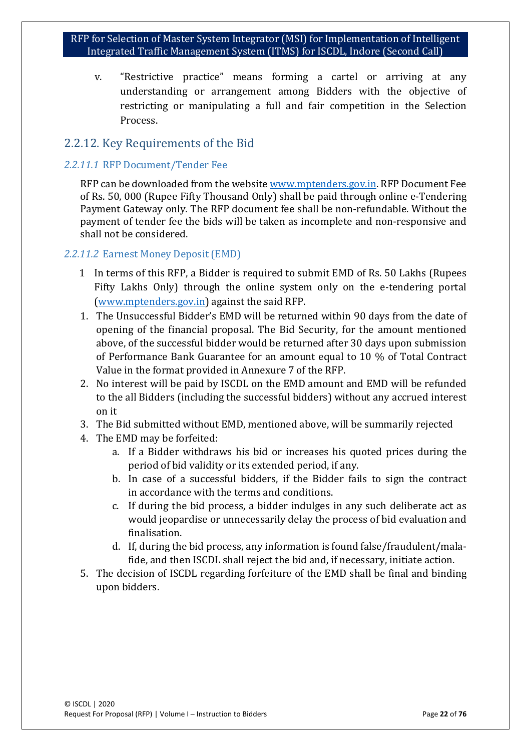v. “Restrictive practice” means forming a cartel or arriving at any understanding or arrangement among Bidders with the objective of restricting or manipulating a full and fair competition in the Selection Process.

## 2.2.12. Key Requirements of the Bid

### *2.2.11.1* RFP Document/Tender Fee

RFP can be downloaded from the website [www.mptenders.gov.in](www.mptenders.gov.in). RFP Document Fee of Rs. 50, 000 (Rupee Fifty Thousand Only) shall be paid through online e-Tendering Payment Gateway only. The RFP document fee shall be non-refundable. Without the payment of tender fee the bids will be taken as incomplete and non-responsive and shall not be considered.

### *2.2.11.2* Earnest Money Deposit (EMD)

1 In terms of this RFP, a Bidder is required to submit EMD of Rs. 50 Lakhs (Rupees Fifty Lakhs Only) through the online system only on the e-tendering portal ([www.mptenders.gov.in](www.mptenders.gov.in)) against the said RFP.

1. The Unsuccessful Bidder’s EMD will be returned within 90 days from the date of opening of the financial proposal. The Bid Security, for the amount mentioned above, of the successful bidder would be returned after 30 days upon submission of Performance Bank Guarantee for an amount equal to 10 % of Total Contract Value in the format provided in Annexure 7 of the RFP.
2. No interest will be paid by ISCDL on the EMD amount and EMD will be refunded to the all Bidders (including the successful bidders) without any accrued interest on it
3. The Bid submitted without EMD, mentioned above, will be summarily rejected
4. The EMD may be forfeited:
   a. If a Bidder withdraws his bid or increases his quoted prices during the period of bid validity or its extended period, if any.
   b. In case of a successful bidders, if the Bidder fails to sign the contract in accordance with the terms and conditions.
   c. If during the bid process, a bidder indulges in any such deliberate act as would jeopardise or unnecessarily delay the process of bid evaluation and finalisation.
   d. If, during the bid process, any information is found false/fraudulent/mala-fide, and then ISCDL shall reject the bid and, if necessary, initiate action.
5. The decision of ISCDL regarding forfeiture of the EMD shall be final and binding upon bidders.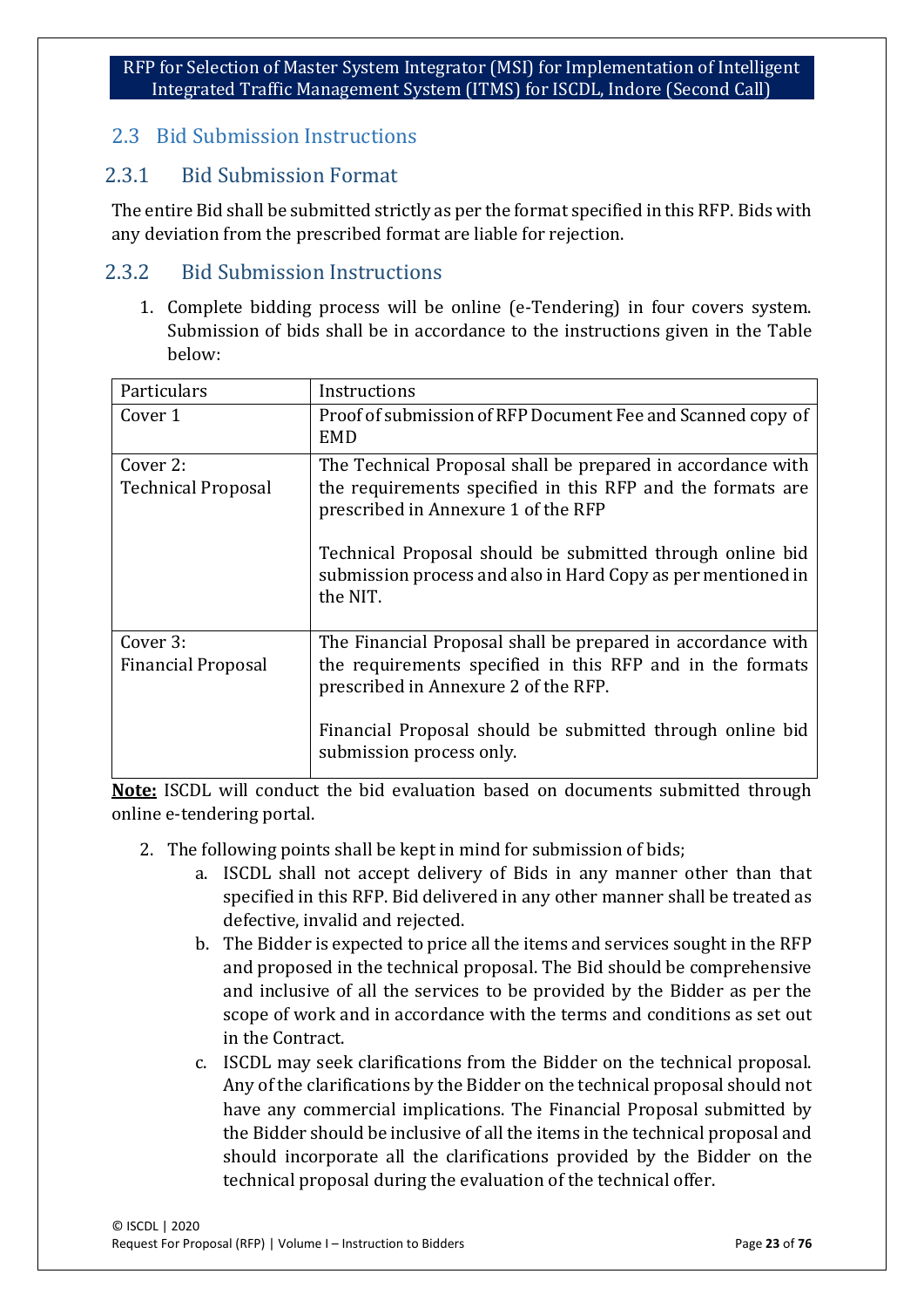## 2.3 Bid Submission Instructions

### 2.3.1 Bid Submission Format

The entire Bid shall be submitted strictly as per the format specified in this RFP. Bids with any deviation from the prescribed format are liable for rejection.

### 2.3.2 Bid Submission Instructions

1. Complete bidding process will be online (e-Tendering) in four covers system. Submission of bids shall be in accordance to the instructions given in the Table below:

| Particulars | Instructions |
|---|---|
| Cover 1 | Proof of submission of RFP Document Fee and Scanned copy of EMD |
| Cover 2: Technical Proposal | The Technical Proposal shall be prepared in accordance with the requirements specified in this RFP and the formats are prescribed in Annexure 1 of the RFP<br><br>Technical Proposal should be submitted through online bid submission process and also in Hard Copy as per mentioned in the NIT. |
| Cover 3: Financial Proposal | The Financial Proposal shall be prepared in accordance with the requirements specified in this RFP and in the formats prescribed in Annexure 2 of the RFP.<br><br>Financial Proposal should be submitted through online bid submission process only. |

**Note:** ISCDL will conduct the bid evaluation based on documents submitted through online e-tendering portal.

2. The following points shall be kept in mind for submission of bids;
   a. ISCDL shall not accept delivery of Bids in any manner other than that specified in this RFP. Bid delivered in any other manner shall be treated as defective, invalid and rejected.
   b. The Bidder is expected to price all the items and services sought in the RFP and proposed in the technical proposal. The Bid should be comprehensive and inclusive of all the services to be provided by the Bidder as per the scope of work and in accordance with the terms and conditions as set out in the Contract.
   c. ISCDL may seek clarifications from the Bidder on the technical proposal. Any of the clarifications by the Bidder on the technical proposal should not have any commercial implications. The Financial Proposal submitted by the Bidder should be inclusive of all the items in the technical proposal and should incorporate all the clarifications provided by the Bidder on the technical proposal during the evaluation of the technical offer.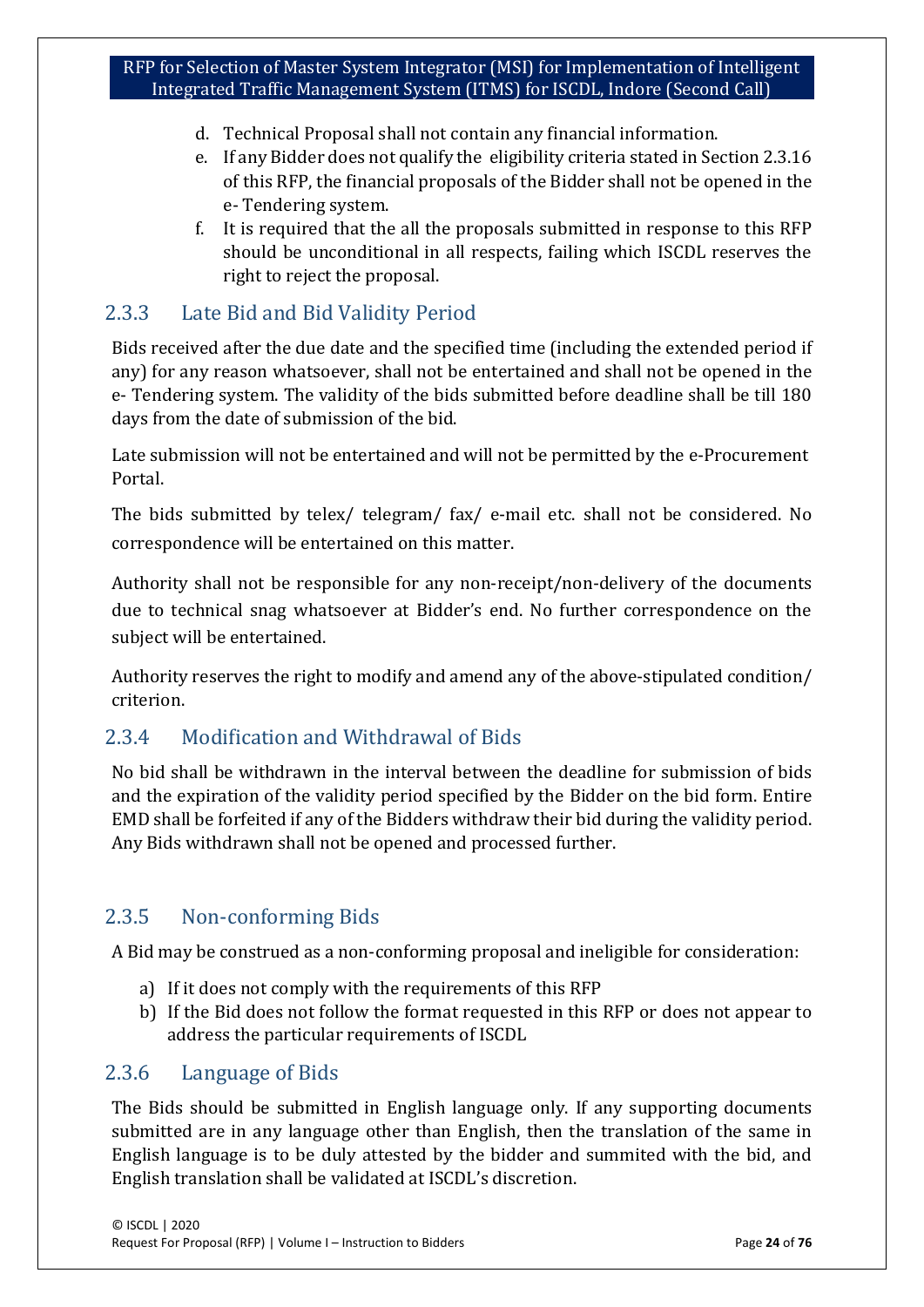d. Technical Proposal shall not contain any financial information.
e. If any Bidder does not qualify the eligibility criteria stated in Section 2.3.16 of this RFP, the financial proposals of the Bidder shall not be opened in the e- Tendering system.
f. It is required that the all the proposals submitted in response to this RFP should be unconditional in all respects, failing which ISCDL reserves the right to reject the proposal.

### 2.3.3 Late Bid and Bid Validity Period

Bids received after the due date and the specified time (including the extended period if any) for any reason whatsoever, shall not be entertained and shall not be opened in the e- Tendering system. The validity of the bids submitted before deadline shall be till 180 days from the date of submission of the bid.

Late submission will not be entertained and will not be permitted by the e-Procurement Portal.

The bids submitted by telex/ telegram/ fax/ e-mail etc. shall not be considered. No correspondence will be entertained on this matter.

Authority shall not be responsible for any non-receipt/non-delivery of the documents due to technical snag whatsoever at Bidder's end. No further correspondence on the subject will be entertained.

Authority reserves the right to modify and amend any of the above-stipulated condition/ criterion.

### 2.3.4 Modification and Withdrawal of Bids

No bid shall be withdrawn in the interval between the deadline for submission of bids and the expiration of the validity period specified by the Bidder on the bid form. Entire EMD shall be forfeited if any of the Bidders withdraw their bid during the validity period. Any Bids withdrawn shall not be opened and processed further.

### 2.3.5 Non-conforming Bids

A Bid may be construed as a non-conforming proposal and ineligible for consideration:

a) If it does not comply with the requirements of this RFP
b) If the Bid does not follow the format requested in this RFP or does not appear to address the particular requirements of ISCDL

### 2.3.6 Language of Bids

The Bids should be submitted in English language only. If any supporting documents submitted are in any language other than English, then the translation of the same in English language is to be duly attested by the bidder and summited with the bid, and English translation shall be validated at ISCDL's discretion.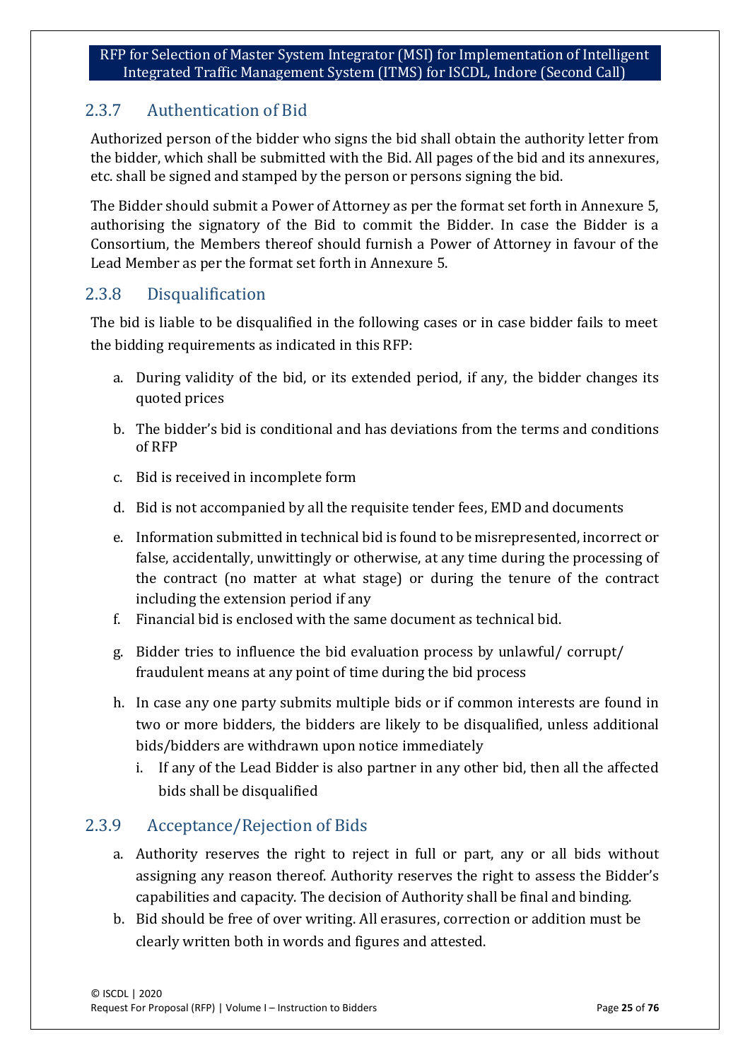### 2.3.7 Authentication of Bid

Authorized person of the bidder who signs the bid shall obtain the authority letter from the bidder, which shall be submitted with the Bid. All pages of the bid and its annexures, etc. shall be signed and stamped by the person or persons signing the bid.

The Bidder should submit a Power of Attorney as per the format set forth in Annexure 5, authorising the signatory of the Bid to commit the Bidder. In case the Bidder is a Consortium, the Members thereof should furnish a Power of Attorney in favour of the Lead Member as per the format set forth in Annexure 5.

### 2.3.8 Disqualification

The bid is liable to be disqualified in the following cases or in case bidder fails to meet the bidding requirements as indicated in this RFP:

a. During validity of the bid, or its extended period, if any, the bidder changes its quoted prices

b. The bidder's bid is conditional and has deviations from the terms and conditions of RFP

c. Bid is received in incomplete form

d. Bid is not accompanied by all the requisite tender fees, EMD and documents

e. Information submitted in technical bid is found to be misrepresented, incorrect or false, accidentally, unwittingly or otherwise, at any time during the processing of the contract (no matter at what stage) or during the tenure of the contract including the extension period if any

f. Financial bid is enclosed with the same document as technical bid.

g. Bidder tries to influence the bid evaluation process by unlawful/ corrupt/ fraudulent means at any point of time during the bid process

h. In case any one party submits multiple bids or if common interests are found in two or more bidders, the bidders are likely to be disqualified, unless additional bids/bidders are withdrawn upon notice immediately

   i. If any of the Lead Bidder is also partner in any other bid, then all the affected bids shall be disqualified

### 2.3.9 Acceptance/Rejection of Bids

a. Authority reserves the right to reject in full or part, any or all bids without assigning any reason thereof. Authority reserves the right to assess the Bidder's capabilities and capacity. The decision of Authority shall be final and binding.

b. Bid should be free of over writing. All erasures, correction or addition must be clearly written both in words and figures and attested.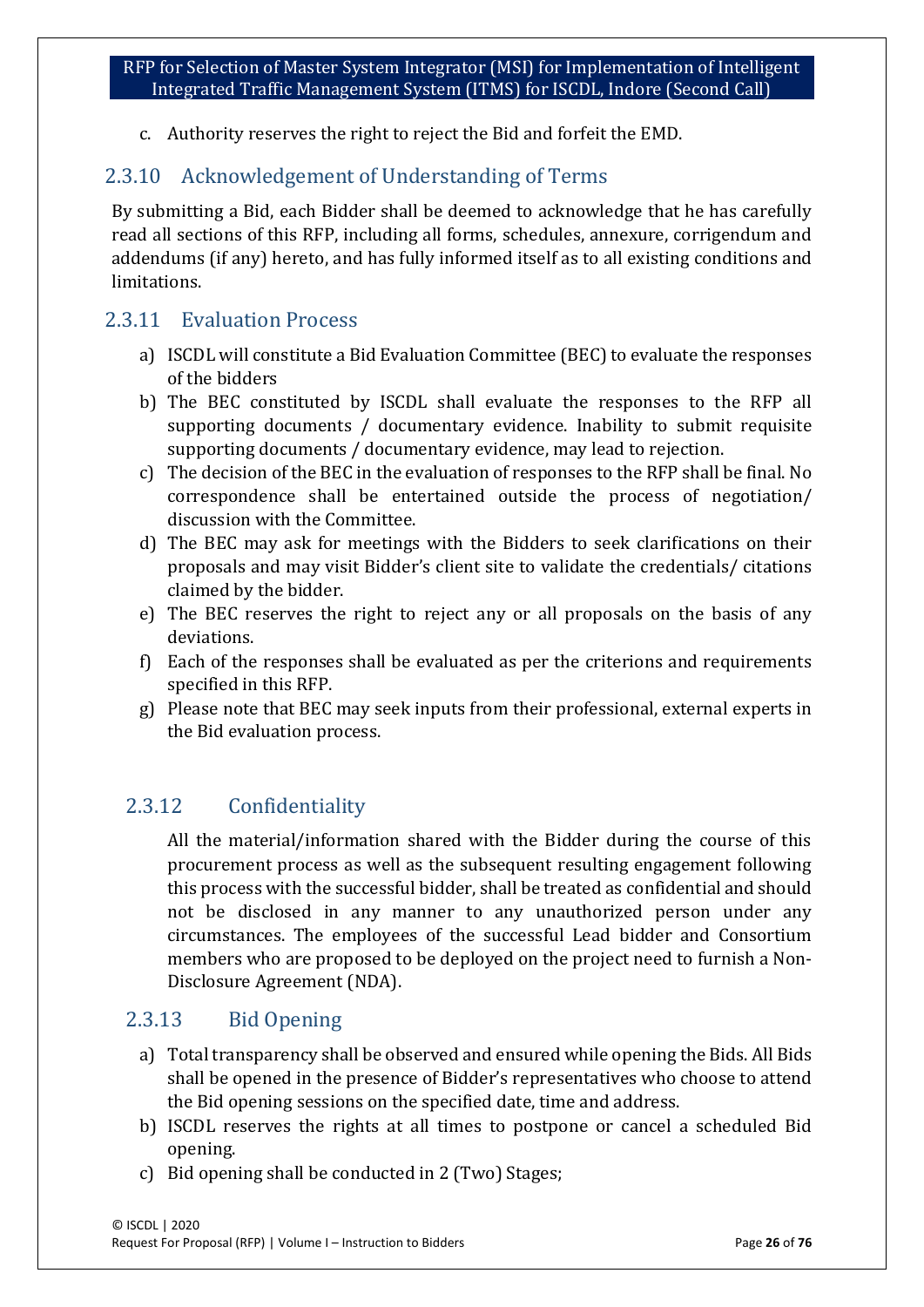c. Authority reserves the right to reject the Bid and forfeit the EMD.

### 2.3.10 Acknowledgement of Understanding of Terms

By submitting a Bid, each Bidder shall be deemed to acknowledge that he has carefully read all sections of this RFP, including all forms, schedules, annexure, corrigendum and addendums (if any) hereto, and has fully informed itself as to all existing conditions and limitations.

### 2.3.11 Evaluation Process

a) ISCDL will constitute a Bid Evaluation Committee (BEC) to evaluate the responses of the bidders
b) The BEC constituted by ISCDL shall evaluate the responses to the RFP all supporting documents / documentary evidence. Inability to submit requisite supporting documents / documentary evidence, may lead to rejection.
c) The decision of the BEC in the evaluation of responses to the RFP shall be final. No correspondence shall be entertained outside the process of negotiation/ discussion with the Committee.
d) The BEC may ask for meetings with the Bidders to seek clarifications on their proposals and may visit Bidder's client site to validate the credentials/ citations claimed by the bidder.
e) The BEC reserves the right to reject any or all proposals on the basis of any deviations.
f) Each of the responses shall be evaluated as per the criterions and requirements specified in this RFP.
g) Please note that BEC may seek inputs from their professional, external experts in the Bid evaluation process.

### 2.3.12 Confidentiality

All the material/information shared with the Bidder during the course of this procurement process as well as the subsequent resulting engagement following this process with the successful bidder, shall be treated as confidential and should not be disclosed in any manner to any unauthorized person under any circumstances. The employees of the successful Lead bidder and Consortium members who are proposed to be deployed on the project need to furnish a Non-Disclosure Agreement (NDA).

### 2.3.13 Bid Opening

a) Total transparency shall be observed and ensured while opening the Bids. All Bids shall be opened in the presence of Bidder's representatives who choose to attend the Bid opening sessions on the specified date, time and address.
b) ISCDL reserves the rights at all times to postpone or cancel a scheduled Bid opening.
c) Bid opening shall be conducted in 2 (Two) Stages;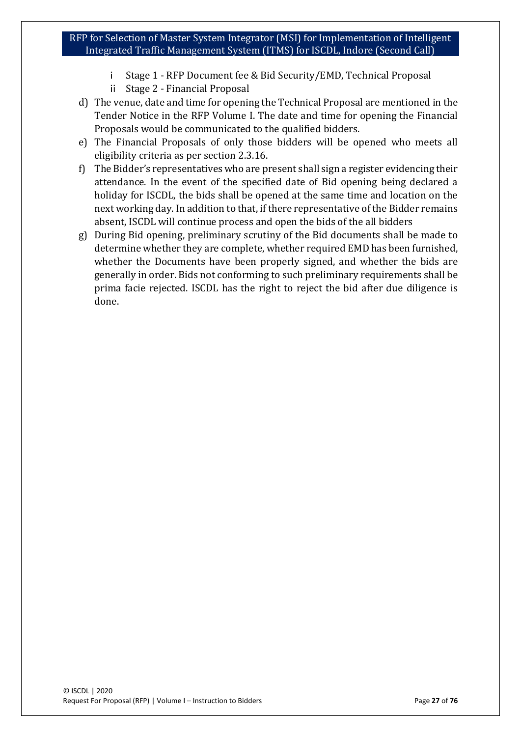i Stage 1 - RFP Document fee & Bid Security/EMD, Technical Proposal

ii Stage 2 - Financial Proposal

d) The venue, date and time for opening the Technical Proposal are mentioned in the Tender Notice in the RFP Volume I. The date and time for opening the Financial Proposals would be communicated to the qualified bidders.

e) The Financial Proposals of only those bidders will be opened who meets all eligibility criteria as per section 2.3.16.

f) The Bidder's representatives who are present shall sign a register evidencing their attendance. In the event of the specified date of Bid opening being declared a holiday for ISCDL, the bids shall be opened at the same time and location on the next working day. In addition to that, if there representative of the Bidder remains absent, ISCDL will continue process and open the bids of the all bidders

g) During Bid opening, preliminary scrutiny of the Bid documents shall be made to determine whether they are complete, whether required EMD has been furnished, whether the Documents have been properly signed, and whether the bids are generally in order. Bids not conforming to such preliminary requirements shall be prima facie rejected. ISCDL has the right to reject the bid after due diligence is done.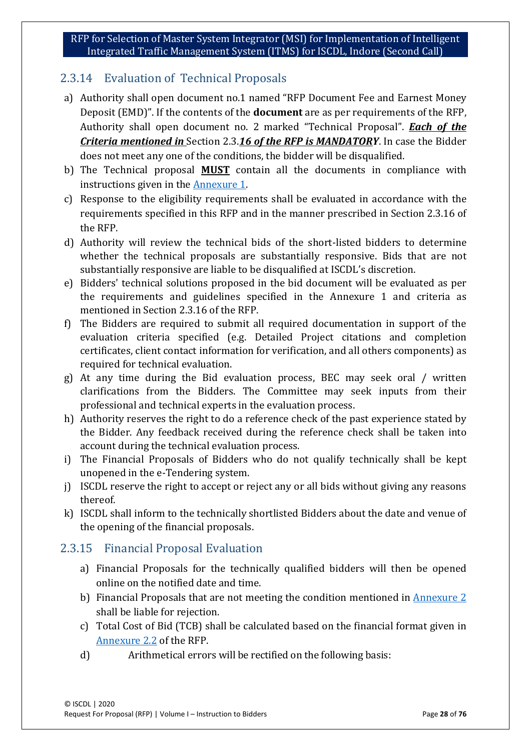### 2.3.14 Evaluation of Technical Proposals

a) Authority shall open document no.1 named "RFP Document Fee and Earnest Money Deposit (EMD)". If the contents of the **document** are as per requirements of the RFP, Authority shall open document no. 2 marked "Technical Proposal". ***Each of the Criteria mentioned in*** Section 2.3.***16 of the RFP is MANDATORY***. In case the Bidder does not meet any one of the conditions, the bidder will be disqualified.

b) The Technical proposal **MUST** contain all the documents in compliance with instructions given in the Annexure 1.

c) Response to the eligibility requirements shall be evaluated in accordance with the requirements specified in this RFP and in the manner prescribed in Section 2.3.16 of the RFP.

d) Authority will review the technical bids of the short-listed bidders to determine whether the technical proposals are substantially responsive. Bids that are not substantially responsive are liable to be disqualified at ISCDL's discretion.

e) Bidders' technical solutions proposed in the bid document will be evaluated as per the requirements and guidelines specified in the Annexure 1 and criteria as mentioned in Section 2.3.16 of the RFP.

f) The Bidders are required to submit all required documentation in support of the evaluation criteria specified (e.g. Detailed Project citations and completion certificates, client contact information for verification, and all others components) as required for technical evaluation.

g) At any time during the Bid evaluation process, BEC may seek oral / written clarifications from the Bidders. The Committee may seek inputs from their professional and technical experts in the evaluation process.

h) Authority reserves the right to do a reference check of the past experience stated by the Bidder. Any feedback received during the reference check shall be taken into account during the technical evaluation process.

i) The Financial Proposals of Bidders who do not qualify technically shall be kept unopened in the e-Tendering system.

j) ISCDL reserve the right to accept or reject any or all bids without giving any reasons thereof.

k) ISCDL shall inform to the technically shortlisted Bidders about the date and venue of the opening of the financial proposals.

### 2.3.15 Financial Proposal Evaluation

a) Financial Proposals for the technically qualified bidders will then be opened online on the notified date and time.

b) Financial Proposals that are not meeting the condition mentioned in Annexure 2 shall be liable for rejection.

c) Total Cost of Bid (TCB) shall be calculated based on the financial format given in Annexure 2.2 of the RFP.

d) Arithmetical errors will be rectified on the following basis: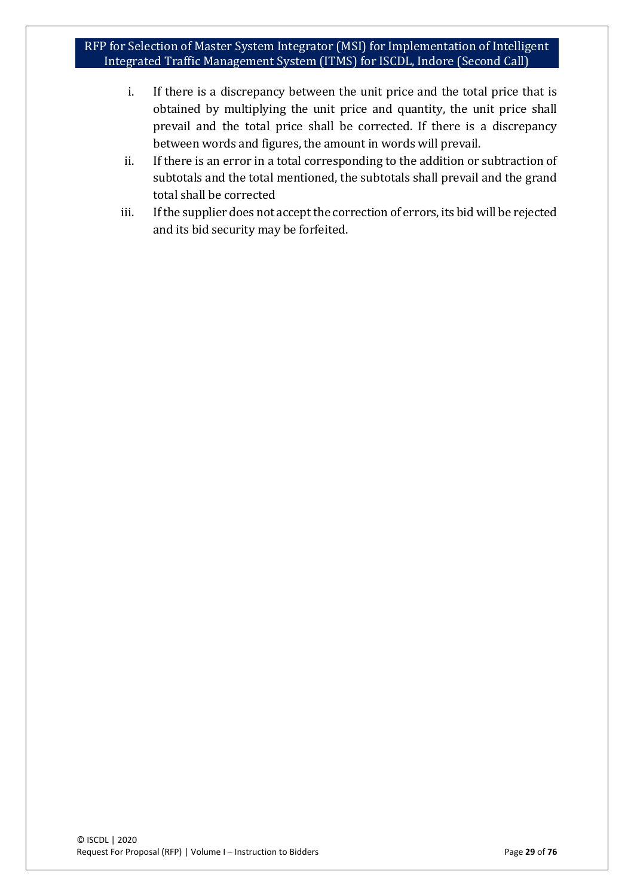i. If there is a discrepancy between the unit price and the total price that is obtained by multiplying the unit price and quantity, the unit price shall prevail and the total price shall be corrected. If there is a discrepancy between words and figures, the amount in words will prevail.
ii. If there is an error in a total corresponding to the addition or subtraction of subtotals and the total mentioned, the subtotals shall prevail and the grand total shall be corrected
iii. If the supplier does not accept the correction of errors, its bid will be rejected and its bid security may be forfeited.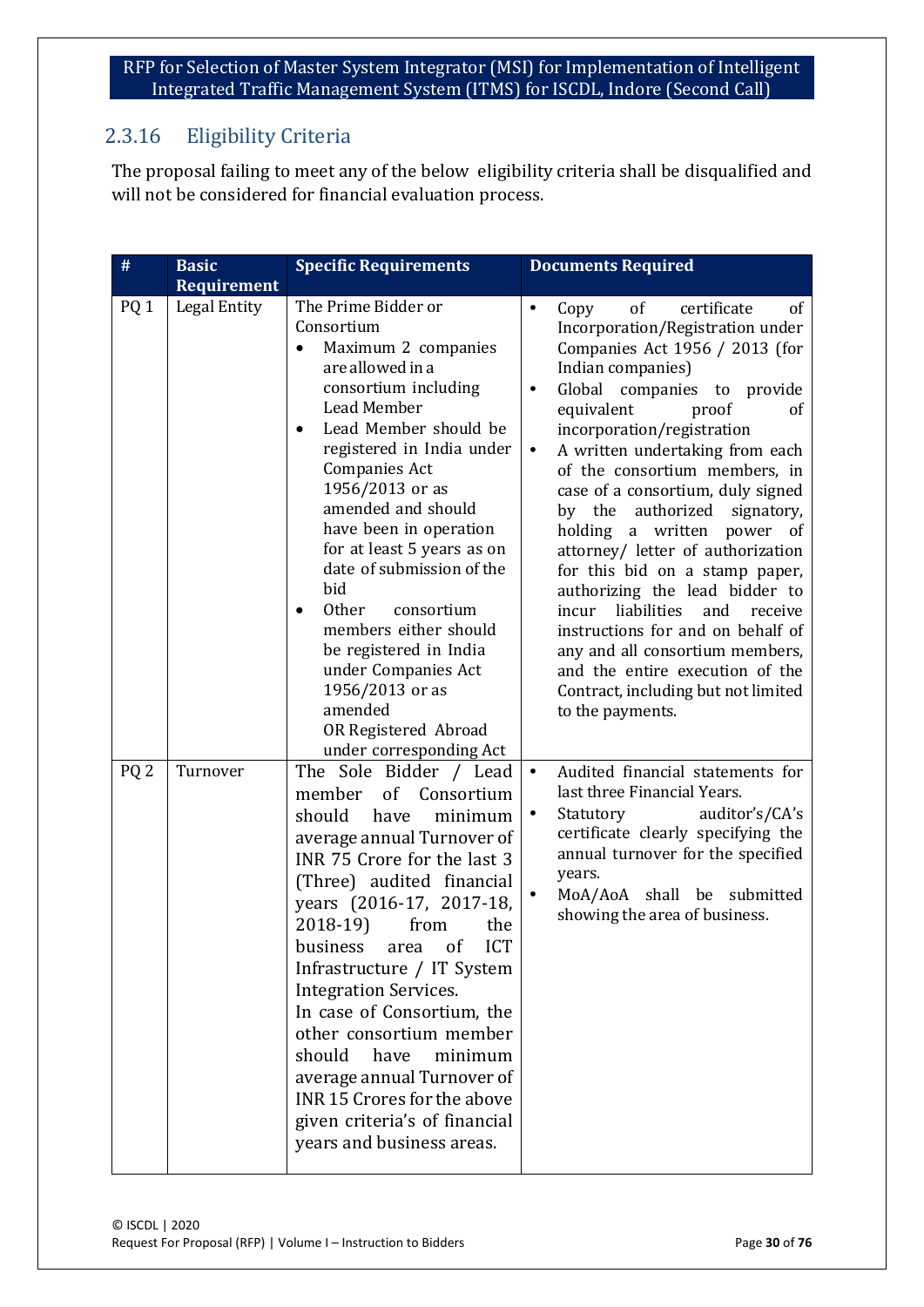## 2.3.16 Eligibility Criteria

The proposal failing to meet any of the below eligibility criteria shall be disqualified and will not be considered for financial evaluation process.

| # | Basic Requirement | Specific Requirements | Documents Required |
|---|---|---|---|
| PQ 1 | Legal Entity | The Prime Bidder or Consortium<br>• Maximum 2 companies are allowed in a consortium including Lead Member<br>• Lead Member should be registered in India under Companies Act 1956/2013 or as amended and should have been in operation for at least 5 years as on date of submission of the bid<br>• Other consortium members either should be registered in India under Companies Act 1956/2013 or as amended OR Registered Abroad under corresponding Act | • Copy of certificate of Incorporation/Registration under Companies Act 1956 / 2013 (for Indian companies)<br>• Global companies to provide equivalent proof of incorporation/registration<br>• A written undertaking from each of the consortium members, in case of a consortium, duly signed by the authorized signatory, holding a written power of attorney/ letter of authorization for this bid on a stamp paper, authorizing the lead bidder to incur liabilities and receive instructions for and on behalf of any and all consortium members, and the entire execution of the Contract, including but not limited to the payments. |
| PQ 2 | Turnover | The Sole Bidder / Lead member of Consortium should have minimum average annual Turnover of INR 75 Crore for the last 3 (Three) audited financial years (2016-17, 2017-18, 2018-19) from the business area of ICT Infrastructure / IT System Integration Services.<br>In case of Consortium, the other consortium member should have minimum average annual Turnover of INR 15 Crores for the above given criteria's of financial years and business areas. | • Audited financial statements for last three Financial Years.<br>• Statutory auditor's/CA's certificate clearly specifying the annual turnover for the specified years.<br>• MoA/AoA shall be submitted showing the area of business. |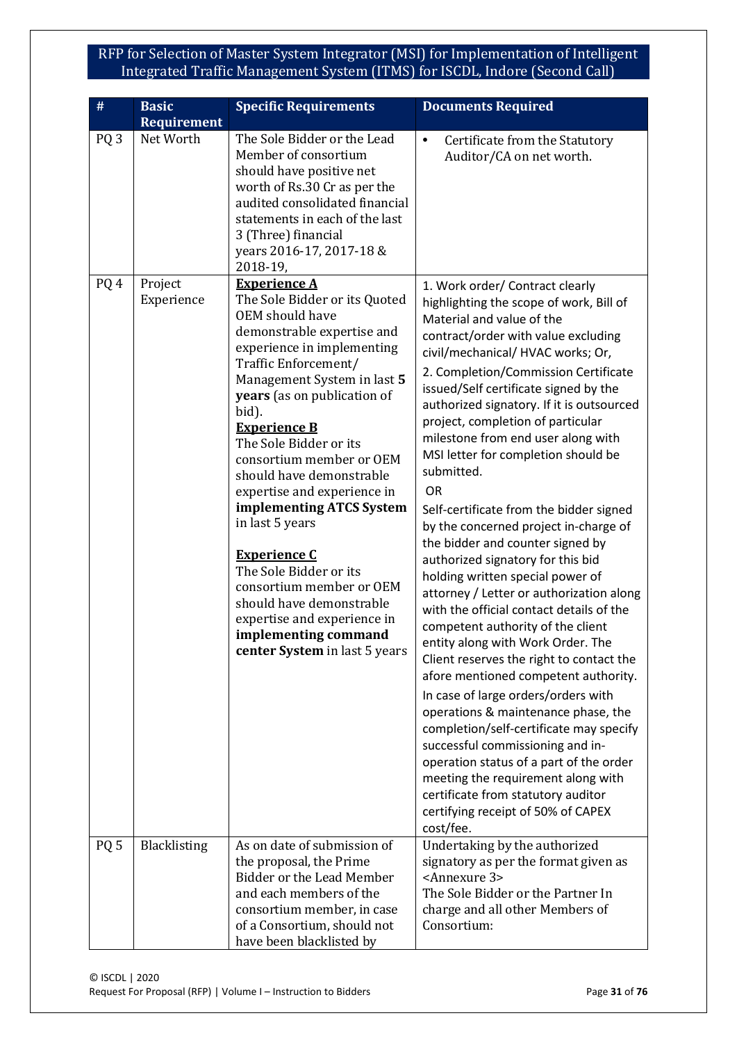| # | Basic Requirement | Specific Requirements | Documents Required |
|---|---|---|---|
| PQ 3 | Net Worth | The Sole Bidder or the Lead Member of consortium should have positive net worth of Rs.30 Cr as per the audited consolidated financial statements in each of the last 3 (Three) financial years 2016-17, 2017-18 & 2018-19, | • Certificate from the Statutory Auditor/CA on net worth. |
| PQ 4 | Project Experience | **<u>Experience A</u>**<br>The Sole Bidder or its Quoted OEM should have demonstrable expertise and experience in implementing Traffic Enforcement/ Management System in last **5 years** (as on publication of bid).<br>**<u>Experience B</u>**<br>The Sole Bidder or its consortium member or OEM should have demonstrable expertise and experience in **implementing ATCS System** in last 5 years<br><br>**<u>Experience C</u>**<br>The Sole Bidder or its consortium member or OEM should have demonstrable expertise and experience in **implementing command center System** in last 5 years | 1. Work order/ Contract clearly highlighting the scope of work, Bill of Material and value of the contract/order with value excluding civil/mechanical/ HVAC works; Or,<br>2. Completion/Commission Certificate issued/Self certificate signed by the authorized signatory. If it is outsourced project, completion of particular milestone from end user along with MSI letter for completion should be submitted.<br>OR<br>Self-certificate from the bidder signed by the concerned project in-charge of the bidder and counter signed by authorized signatory for this bid holding written special power of attorney / Letter or authorization along with the official contact details of the competent authority of the client entity along with Work Order. The Client reserves the right to contact the afore mentioned competent authority.<br>In case of large orders/orders with operations & maintenance phase, the completion/self-certificate may specify successful commissioning and in-operation status of a part of the order meeting the requirement along with certificate from statutory auditor certifying receipt of 50% of CAPEX cost/fee. |
| PQ 5 | Blacklisting | As on date of submission of the proposal, the Prime Bidder or the Lead Member and each members of the consortium member, in case of a Consortium, should not have been blacklisted by | Undertaking by the authorized signatory as per the format given as <Annexure 3><br>The Sole Bidder or the Partner In charge and all other Members of Consortium: |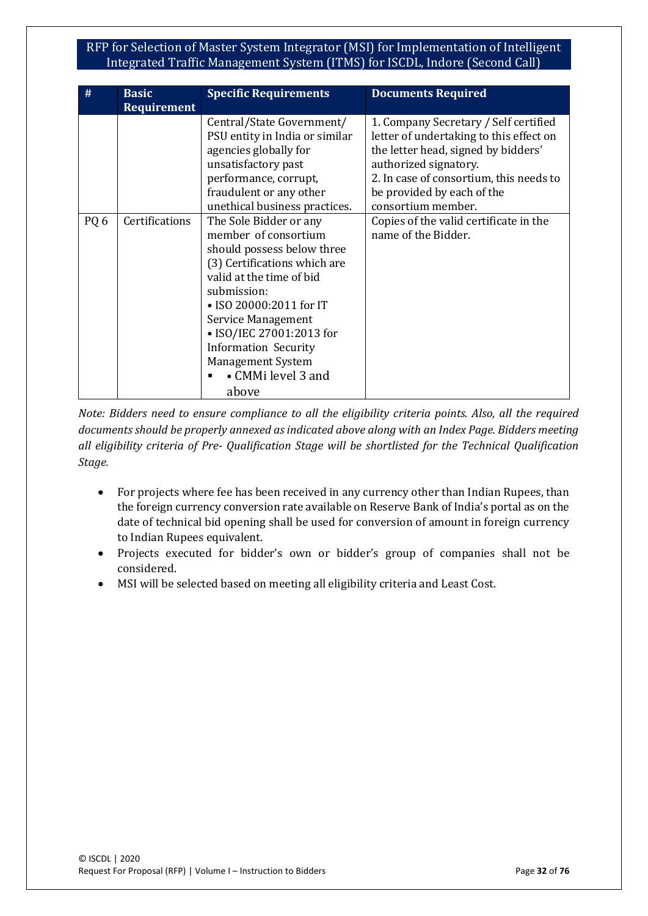| # | Basic Requirement | Specific Requirements | Documents Required |
|---|---|---|---|
| | | Central/State Government/ PSU entity in India or similar agencies globally for unsatisfactory past performance, corrupt, fraudulent or any other unethical business practices. | 1. Company Secretary / Self certified letter of undertaking to this effect on the letter head, signed by bidders' authorized signatory.<br>2. In case of consortium, this needs to be provided by each of the consortium member. |
| PQ 6 | Certifications | The Sole Bidder or any member of consortium should possess below three (3) Certifications which are valid at the time of bid submission:<br>• ISO 20000:2011 for IT Service Management<br>• ISO/IEC 27001:2013 for Information Security Management System<br>• CMMi level 3 and above | Copies of the valid certificate in the name of the Bidder. |

*Note: Bidders need to ensure compliance to all the eligibility criteria points. Also, all the required documents should be properly annexed as indicated above along with an Index Page. Bidders meeting all eligibility criteria of Pre- Qualification Stage will be shortlisted for the Technical Qualification Stage.*

- For projects where fee has been received in any currency other than Indian Rupees, than the foreign currency conversion rate available on Reserve Bank of India's portal as on the date of technical bid opening shall be used for conversion of amount in foreign currency to Indian Rupees equivalent.
- Projects executed for bidder's own or bidder's group of companies shall not be considered.
- MSI will be selected based on meeting all eligibility criteria and Least Cost.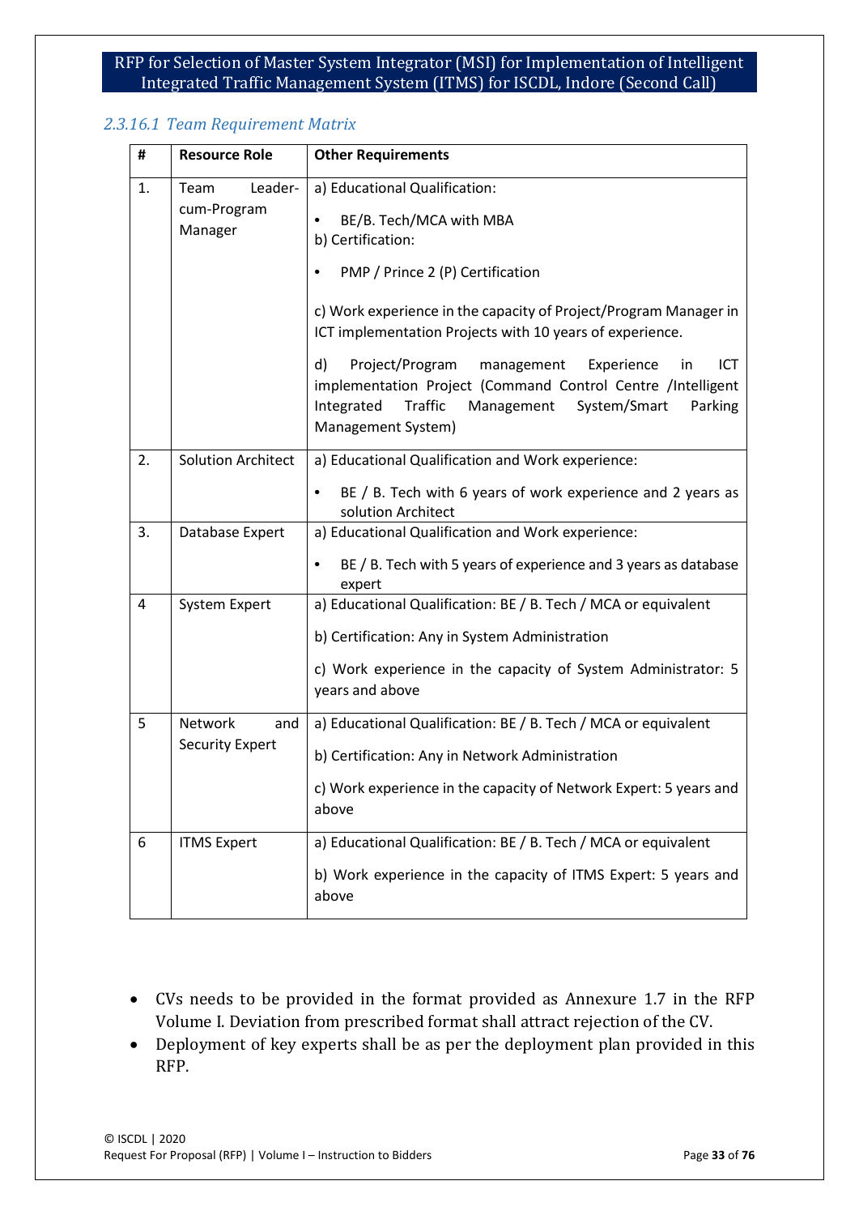#### 2.3.16.1 Team Requirement Matrix

| # | Resource Role | Other Requirements |
|---|---|---|
| 1. | Team Leader-cum-Program Manager | a) Educational Qualification: <br>• BE/B. Tech/MCA with MBA <br>b) Certification: <br>• PMP / Prince 2 (P) Certification <br>c) Work experience in the capacity of Project/Program Manager in ICT implementation Projects with 10 years of experience. <br>d) Project/Program management Experience in ICT implementation Project (Command Control Centre /Intelligent Integrated Traffic Management System/Smart Parking Management System) |
| 2. | Solution Architect | a) Educational Qualification and Work experience: <br>• BE / B. Tech with 6 years of work experience and 2 years as solution Architect |
| 3. | Database Expert | a) Educational Qualification and Work experience: <br>• BE / B. Tech with 5 years of experience and 3 years as database expert |
| 4 | System Expert | a) Educational Qualification: BE / B. Tech / MCA or equivalent <br>b) Certification: Any in System Administration <br>c) Work experience in the capacity of System Administrator: 5 years and above |
| 5 | Network and Security Expert | a) Educational Qualification: BE / B. Tech / MCA or equivalent <br>b) Certification: Any in Network Administration <br>c) Work experience in the capacity of Network Expert: 5 years and above |
| 6 | ITMS Expert | a) Educational Qualification: BE / B. Tech / MCA or equivalent <br>b) Work experience in the capacity of ITMS Expert: 5 years and above |

- CVs needs to be provided in the format provided as Annexure 1.7 in the RFP Volume I. Deviation from prescribed format shall attract rejection of the CV.
- Deployment of key experts shall be as per the deployment plan provided in this RFP.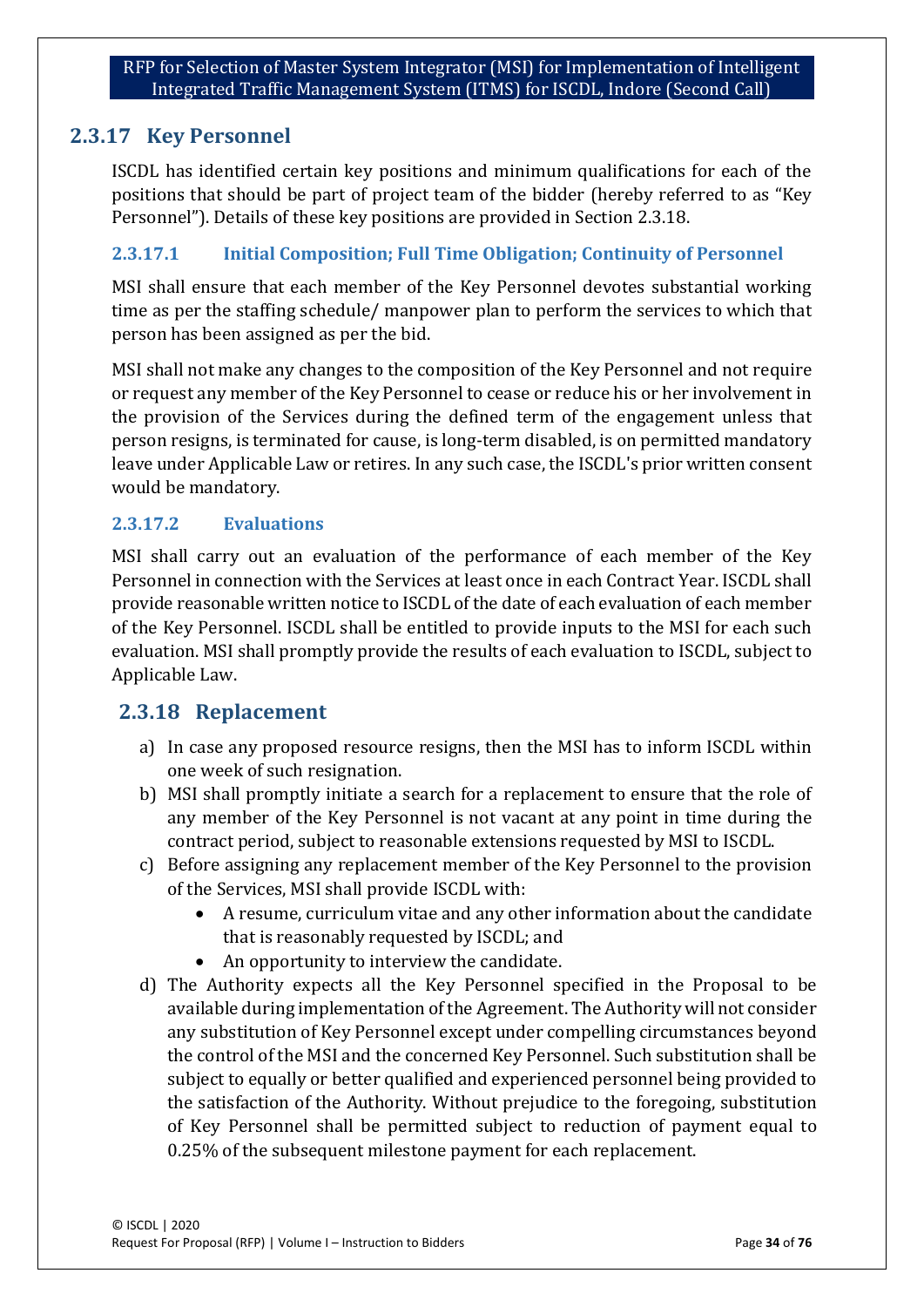## 2.3.17 Key Personnel

ISCDL has identified certain key positions and minimum qualifications for each of the positions that should be part of project team of the bidder (hereby referred to as "Key Personnel"). Details of these key positions are provided in Section 2.3.18.

### 2.3.17.1 Initial Composition; Full Time Obligation; Continuity of Personnel

MSI shall ensure that each member of the Key Personnel devotes substantial working time as per the staffing schedule/ manpower plan to perform the services to which that person has been assigned as per the bid.

MSI shall not make any changes to the composition of the Key Personnel and not require or request any member of the Key Personnel to cease or reduce his or her involvement in the provision of the Services during the defined term of the engagement unless that person resigns, is terminated for cause, is long-term disabled, is on permitted mandatory leave under Applicable Law or retires. In any such case, the ISCDL's prior written consent would be mandatory.

### 2.3.17.2 Evaluations

MSI shall carry out an evaluation of the performance of each member of the Key Personnel in connection with the Services at least once in each Contract Year. ISCDL shall provide reasonable written notice to ISCDL of the date of each evaluation of each member of the Key Personnel. ISCDL shall be entitled to provide inputs to the MSI for each such evaluation. MSI shall promptly provide the results of each evaluation to ISCDL, subject to Applicable Law.

## 2.3.18 Replacement

a) In case any proposed resource resigns, then the MSI has to inform ISCDL within one week of such resignation.

b) MSI shall promptly initiate a search for a replacement to ensure that the role of any member of the Key Personnel is not vacant at any point in time during the contract period, subject to reasonable extensions requested by MSI to ISCDL.

c) Before assigning any replacement member of the Key Personnel to the provision of the Services, MSI shall provide ISCDL with:
   - A resume, curriculum vitae and any other information about the candidate that is reasonably requested by ISCDL; and
   - An opportunity to interview the candidate.

d) The Authority expects all the Key Personnel specified in the Proposal to be available during implementation of the Agreement. The Authority will not consider any substitution of Key Personnel except under compelling circumstances beyond the control of the MSI and the concerned Key Personnel. Such substitution shall be subject to equally or better qualified and experienced personnel being provided to the satisfaction of the Authority. Without prejudice to the foregoing, substitution of Key Personnel shall be permitted subject to reduction of payment equal to 0.25% of the subsequent milestone payment for each replacement.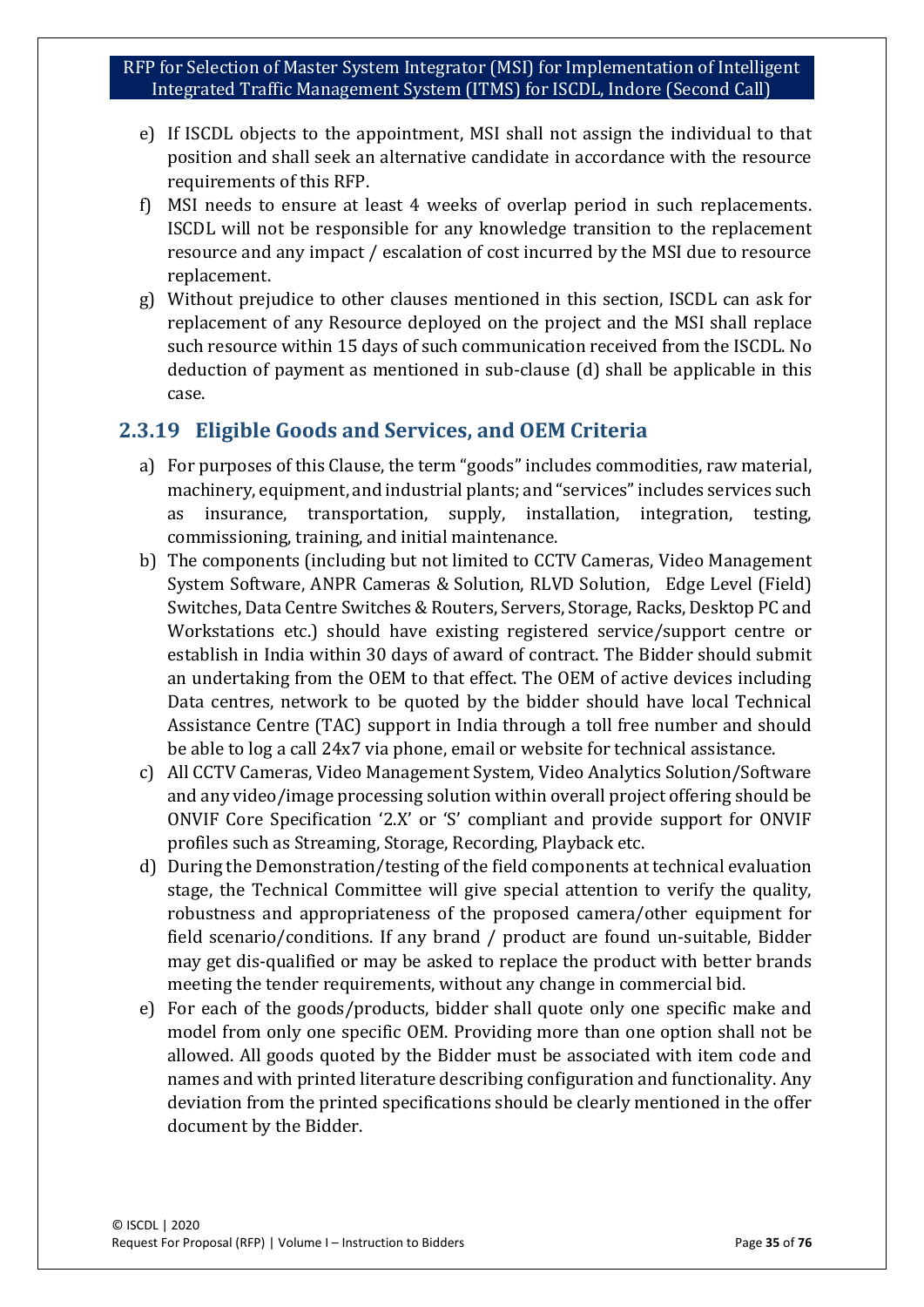e) If ISCDL objects to the appointment, MSI shall not assign the individual to that position and shall seek an alternative candidate in accordance with the resource requirements of this RFP.

f) MSI needs to ensure at least 4 weeks of overlap period in such replacements. ISCDL will not be responsible for any knowledge transition to the replacement resource and any impact / escalation of cost incurred by the MSI due to resource replacement.

g) Without prejudice to other clauses mentioned in this section, ISCDL can ask for replacement of any Resource deployed on the project and the MSI shall replace such resource within 15 days of such communication received from the ISCDL. No deduction of payment as mentioned in sub-clause (d) shall be applicable in this case.

### 2.3.19 Eligible Goods and Services, and OEM Criteria

a) For purposes of this Clause, the term "goods" includes commodities, raw material, machinery, equipment, and industrial plants; and "services" includes services such as insurance, transportation, supply, installation, integration, testing, commissioning, training, and initial maintenance.

b) The components (including but not limited to CCTV Cameras, Video Management System Software, ANPR Cameras & Solution, RLVD Solution, Edge Level (Field) Switches, Data Centre Switches & Routers, Servers, Storage, Racks, Desktop PC and Workstations etc.) should have existing registered service/support centre or establish in India within 30 days of award of contract. The Bidder should submit an undertaking from the OEM to that effect. The OEM of active devices including Data centres, network to be quoted by the bidder should have local Technical Assistance Centre (TAC) support in India through a toll free number and should be able to log a call 24x7 via phone, email or website for technical assistance.

c) All CCTV Cameras, Video Management System, Video Analytics Solution/Software and any video/image processing solution within overall project offering should be ONVIF Core Specification '2.X' or 'S' compliant and provide support for ONVIF profiles such as Streaming, Storage, Recording, Playback etc.

d) During the Demonstration/testing of the field components at technical evaluation stage, the Technical Committee will give special attention to verify the quality, robustness and appropriateness of the proposed camera/other equipment for field scenario/conditions. If any brand / product are found un-suitable, Bidder may get dis-qualified or may be asked to replace the product with better brands meeting the tender requirements, without any change in commercial bid.

e) For each of the goods/products, bidder shall quote only one specific make and model from only one specific OEM. Providing more than one option shall not be allowed. All goods quoted by the Bidder must be associated with item code and names and with printed literature describing configuration and functionality. Any deviation from the printed specifications should be clearly mentioned in the offer document by the Bidder.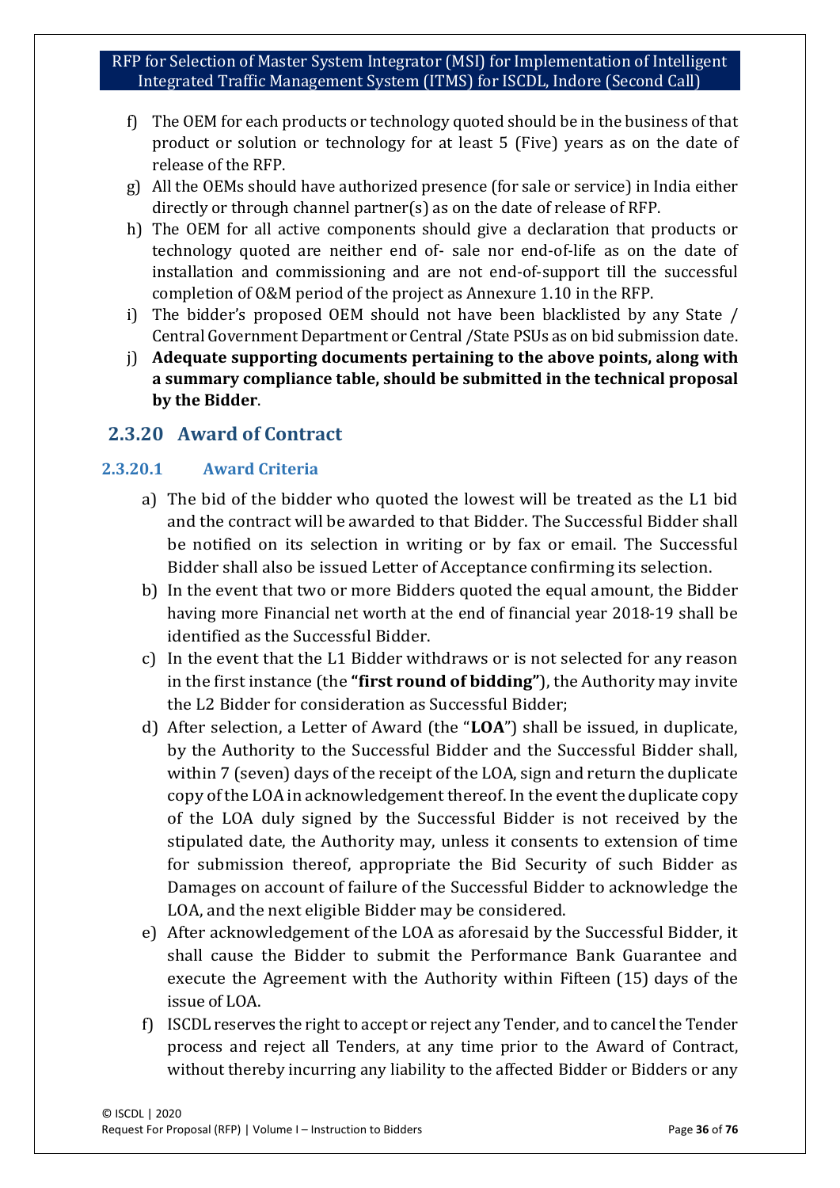f) The OEM for each products or technology quoted should be in the business of that product or solution or technology for at least 5 (Five) years as on the date of release of the RFP.

g) All the OEMs should have authorized presence (for sale or service) in India either directly or through channel partner(s) as on the date of release of RFP.

h) The OEM for all active components should give a declaration that products or technology quoted are neither end of- sale nor end-of-life as on the date of installation and commissioning and are not end-of-support till the successful completion of O&M period of the project as Annexure 1.10 in the RFP.

i) The bidder's proposed OEM should not have been blacklisted by any State / Central Government Department or Central /State PSUs as on bid submission date.

j) **Adequate supporting documents pertaining to the above points, along with a summary compliance table, should be submitted in the technical proposal by the Bidder**.

## 2.3.20 Award of Contract

### 2.3.20.1 Award Criteria

a) The bid of the bidder who quoted the lowest will be treated as the L1 bid and the contract will be awarded to that Bidder. The Successful Bidder shall be notified on its selection in writing or by fax or email. The Successful Bidder shall also be issued Letter of Acceptance confirming its selection.

b) In the event that two or more Bidders quoted the equal amount, the Bidder having more Financial net worth at the end of financial year 2018-19 shall be identified as the Successful Bidder.

c) In the event that the L1 Bidder withdraws or is not selected for any reason in the first instance (the **"first round of bidding"**), the Authority may invite the L2 Bidder for consideration as Successful Bidder;

d) After selection, a Letter of Award (the "**LOA**") shall be issued, in duplicate, by the Authority to the Successful Bidder and the Successful Bidder shall, within 7 (seven) days of the receipt of the LOA, sign and return the duplicate copy of the LOA in acknowledgement thereof. In the event the duplicate copy of the LOA duly signed by the Successful Bidder is not received by the stipulated date, the Authority may, unless it consents to extension of time for submission thereof, appropriate the Bid Security of such Bidder as Damages on account of failure of the Successful Bidder to acknowledge the LOA, and the next eligible Bidder may be considered.

e) After acknowledgement of the LOA as aforesaid by the Successful Bidder, it shall cause the Bidder to submit the Performance Bank Guarantee and execute the Agreement with the Authority within Fifteen (15) days of the issue of LOA.

f) ISCDL reserves the right to accept or reject any Tender, and to cancel the Tender process and reject all Tenders, at any time prior to the Award of Contract, without thereby incurring any liability to the affected Bidder or Bidders or any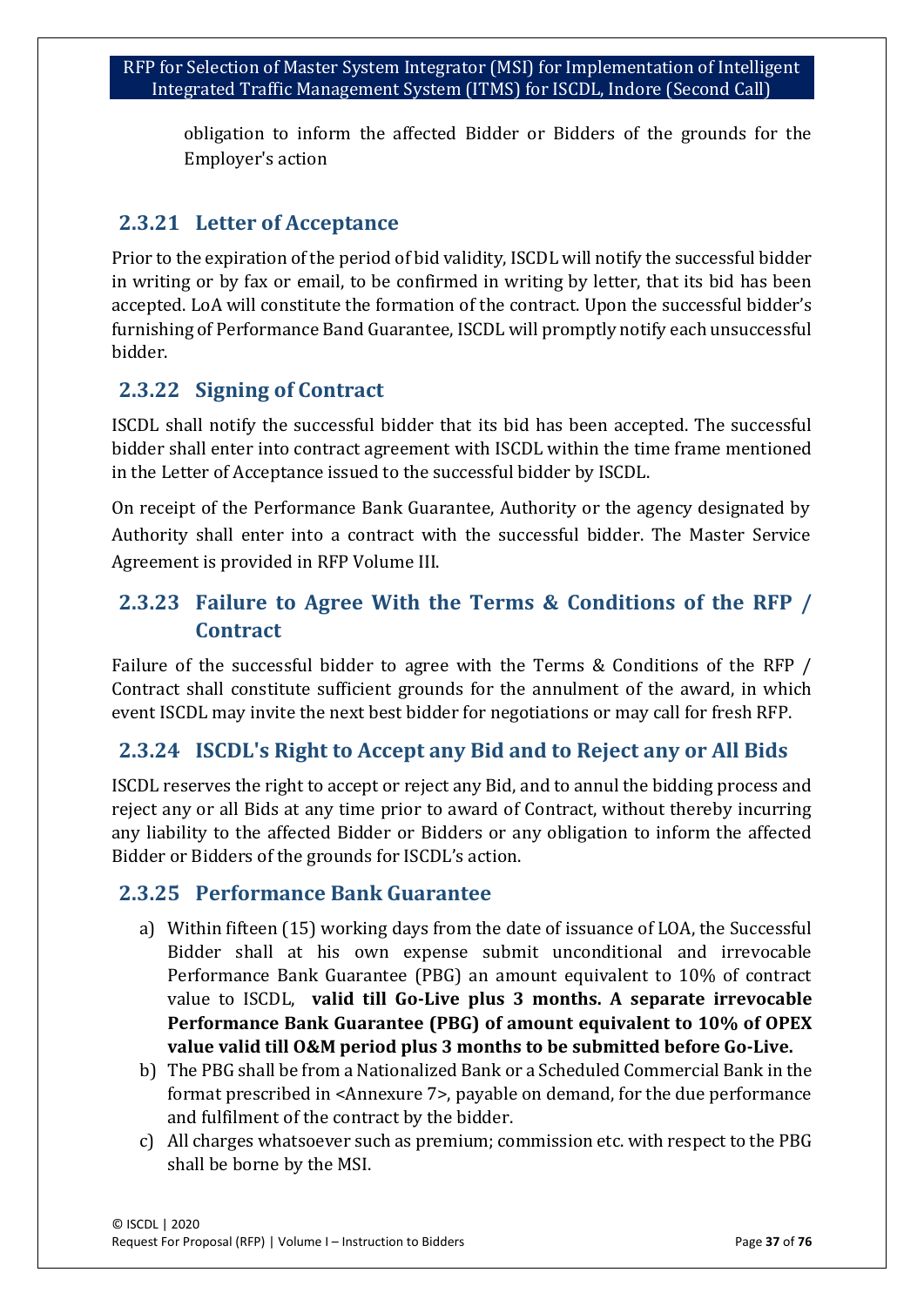obligation to inform the affected Bidder or Bidders of the grounds for the Employer's action

### 2.3.21 Letter of Acceptance

Prior to the expiration of the period of bid validity, ISCDL will notify the successful bidder in writing or by fax or email, to be confirmed in writing by letter, that its bid has been accepted. LoA will constitute the formation of the contract. Upon the successful bidder's furnishing of Performance Band Guarantee, ISCDL will promptly notify each unsuccessful bidder.

### 2.3.22 Signing of Contract

ISCDL shall notify the successful bidder that its bid has been accepted. The successful bidder shall enter into contract agreement with ISCDL within the time frame mentioned in the Letter of Acceptance issued to the successful bidder by ISCDL.

On receipt of the Performance Bank Guarantee, Authority or the agency designated by Authority shall enter into a contract with the successful bidder. The Master Service Agreement is provided in RFP Volume III.

### 2.3.23 Failure to Agree With the Terms & Conditions of the RFP / Contract

Failure of the successful bidder to agree with the Terms & Conditions of the RFP / Contract shall constitute sufficient grounds for the annulment of the award, in which event ISCDL may invite the next best bidder for negotiations or may call for fresh RFP.

### 2.3.24 ISCDL's Right to Accept any Bid and to Reject any or All Bids

ISCDL reserves the right to accept or reject any Bid, and to annul the bidding process and reject any or all Bids at any time prior to award of Contract, without thereby incurring any liability to the affected Bidder or Bidders or any obligation to inform the affected Bidder or Bidders of the grounds for ISCDL's action.

### 2.3.25 Performance Bank Guarantee

a) Within fifteen (15) working days from the date of issuance of LOA, the Successful Bidder shall at his own expense submit unconditional and irrevocable Performance Bank Guarantee (PBG) an amount equivalent to 10% of contract value to ISCDL, **valid till Go-Live plus 3 months. A separate irrevocable Performance Bank Guarantee (PBG) of amount equivalent to 10% of OPEX value valid till O&M period plus 3 months to be submitted before Go-Live.**
b) The PBG shall be from a Nationalized Bank or a Scheduled Commercial Bank in the format prescribed in <Annexure 7>, payable on demand, for the due performance and fulfilment of the contract by the bidder.
c) All charges whatsoever such as premium; commission etc. with respect to the PBG shall be borne by the MSI.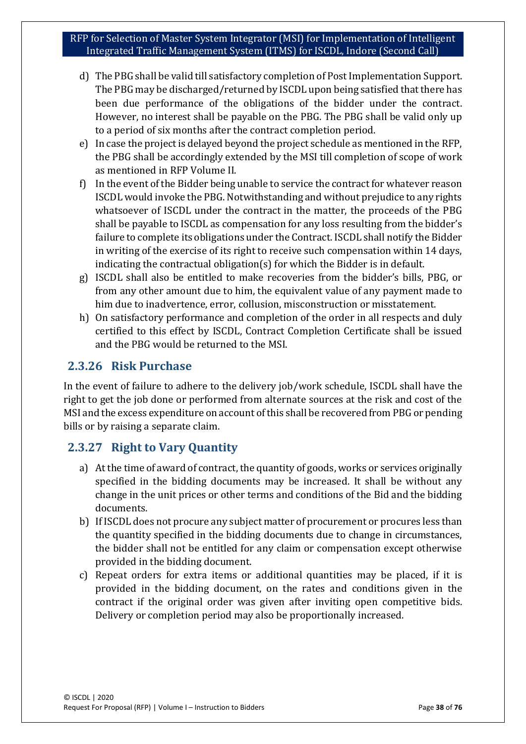d) The PBG shall be valid till satisfactory completion of Post Implementation Support. The PBG may be discharged/returned by ISCDL upon being satisfied that there has been due performance of the obligations of the bidder under the contract. However, no interest shall be payable on the PBG. The PBG shall be valid only up to a period of six months after the contract completion period.

e) In case the project is delayed beyond the project schedule as mentioned in the RFP, the PBG shall be accordingly extended by the MSI till completion of scope of work as mentioned in RFP Volume II.

f) In the event of the Bidder being unable to service the contract for whatever reason ISCDL would invoke the PBG. Notwithstanding and without prejudice to any rights whatsoever of ISCDL under the contract in the matter, the proceeds of the PBG shall be payable to ISCDL as compensation for any loss resulting from the bidder's failure to complete its obligations under the Contract. ISCDL shall notify the Bidder in writing of the exercise of its right to receive such compensation within 14 days, indicating the contractual obligation(s) for which the Bidder is in default.

g) ISCDL shall also be entitled to make recoveries from the bidder's bills, PBG, or from any other amount due to him, the equivalent value of any payment made to him due to inadvertence, error, collusion, misconstruction or misstatement.

h) On satisfactory performance and completion of the order in all respects and duly certified to this effect by ISCDL, Contract Completion Certificate shall be issued and the PBG would be returned to the MSI.

### 2.3.26 Risk Purchase

In the event of failure to adhere to the delivery job/work schedule, ISCDL shall have the right to get the job done or performed from alternate sources at the risk and cost of the MSI and the excess expenditure on account of this shall be recovered from PBG or pending bills or by raising a separate claim.

### 2.3.27 Right to Vary Quantity

a) At the time of award of contract, the quantity of goods, works or services originally specified in the bidding documents may be increased. It shall be without any change in the unit prices or other terms and conditions of the Bid and the bidding documents.

b) If ISCDL does not procure any subject matter of procurement or procures less than the quantity specified in the bidding documents due to change in circumstances, the bidder shall not be entitled for any claim or compensation except otherwise provided in the bidding document.

c) Repeat orders for extra items or additional quantities may be placed, if it is provided in the bidding document, on the rates and conditions given in the contract if the original order was given after inviting open competitive bids. Delivery or completion period may also be proportionally increased.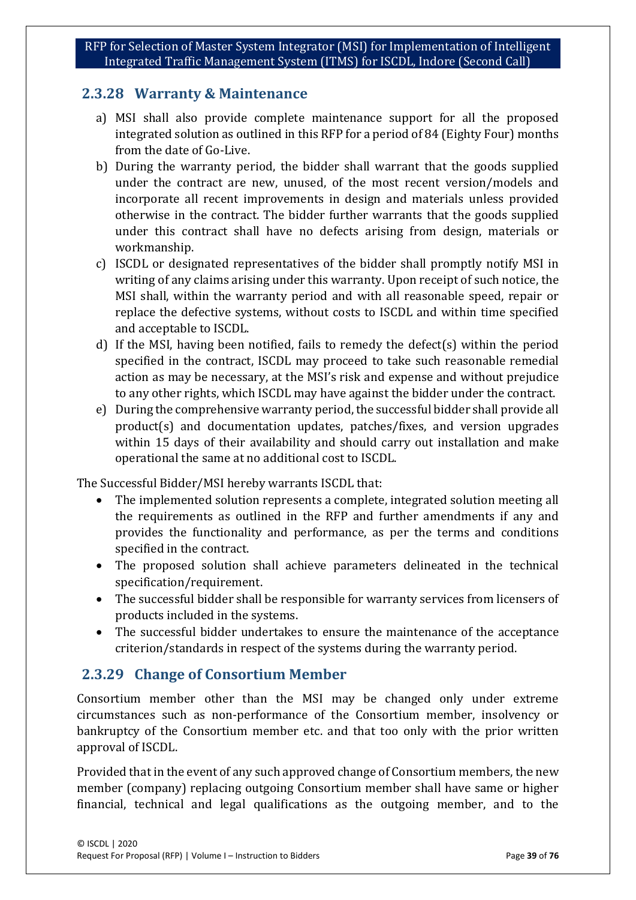### 2.3.28 Warranty & Maintenance

a) MSI shall also provide complete maintenance support for all the proposed integrated solution as outlined in this RFP for a period of 84 (Eighty Four) months from the date of Go-Live.

b) During the warranty period, the bidder shall warrant that the goods supplied under the contract are new, unused, of the most recent version/models and incorporate all recent improvements in design and materials unless provided otherwise in the contract. The bidder further warrants that the goods supplied under this contract shall have no defects arising from design, materials or workmanship.

c) ISCDL or designated representatives of the bidder shall promptly notify MSI in writing of any claims arising under this warranty. Upon receipt of such notice, the MSI shall, within the warranty period and with all reasonable speed, repair or replace the defective systems, without costs to ISCDL and within time specified and acceptable to ISCDL.

d) If the MSI, having been notified, fails to remedy the defect(s) within the period specified in the contract, ISCDL may proceed to take such reasonable remedial action as may be necessary, at the MSI's risk and expense and without prejudice to any other rights, which ISCDL may have against the bidder under the contract.

e) During the comprehensive warranty period, the successful bidder shall provide all product(s) and documentation updates, patches/fixes, and version upgrades within 15 days of their availability and should carry out installation and make operational the same at no additional cost to ISCDL.

The Successful Bidder/MSI hereby warrants ISCDL that:

- The implemented solution represents a complete, integrated solution meeting all the requirements as outlined in the RFP and further amendments if any and provides the functionality and performance, as per the terms and conditions specified in the contract.
- The proposed solution shall achieve parameters delineated in the technical specification/requirement.
- The successful bidder shall be responsible for warranty services from licensers of products included in the systems.
- The successful bidder undertakes to ensure the maintenance of the acceptance criterion/standards in respect of the systems during the warranty period.

### 2.3.29 Change of Consortium Member

Consortium member other than the MSI may be changed only under extreme circumstances such as non-performance of the Consortium member, insolvency or bankruptcy of the Consortium member etc. and that too only with the prior written approval of ISCDL.

Provided that in the event of any such approved change of Consortium members, the new member (company) replacing outgoing Consortium member shall have same or higher financial, technical and legal qualifications as the outgoing member, and to the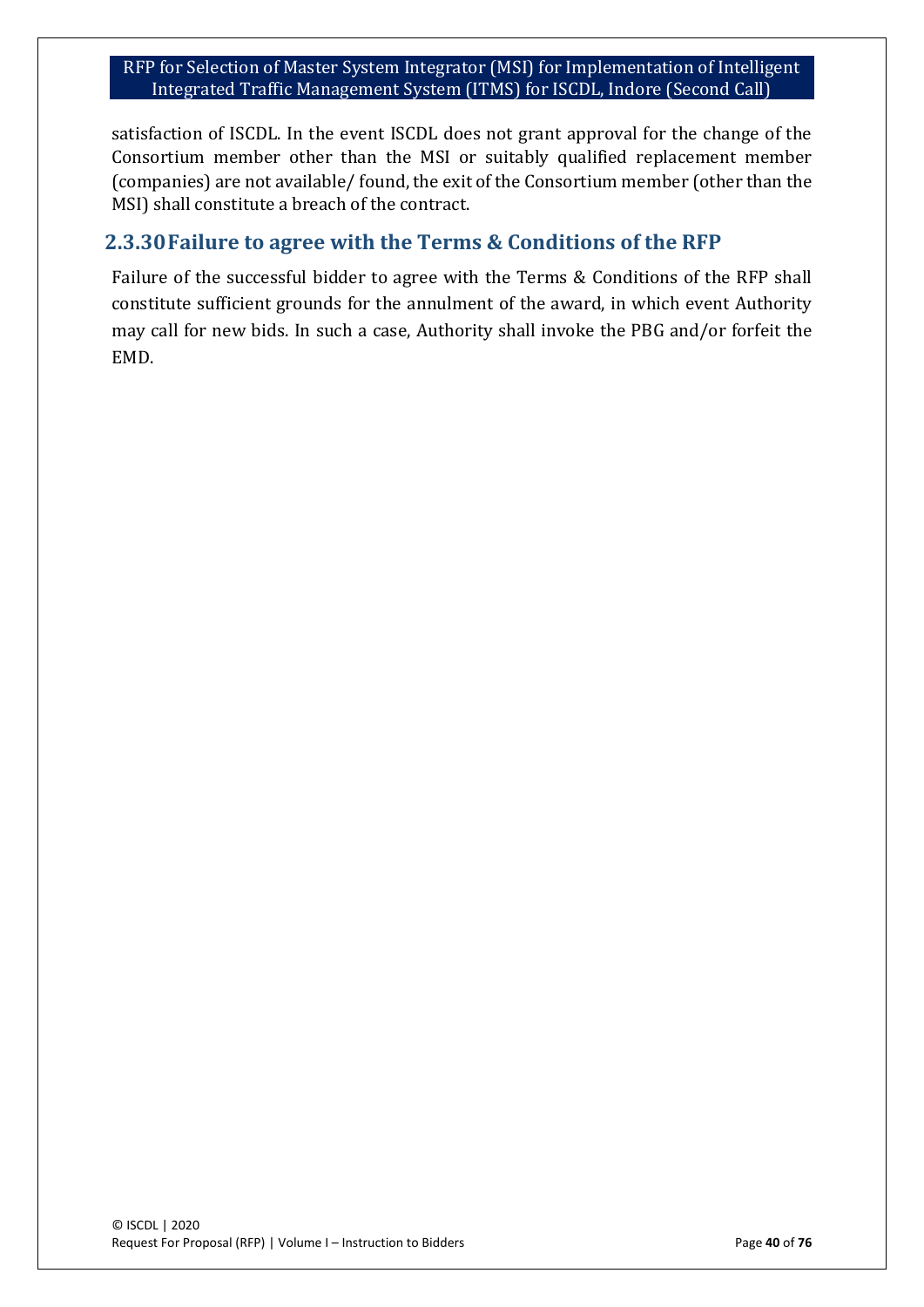satisfaction of ISCDL. In the event ISCDL does not grant approval for the change of the Consortium member other than the MSI or suitably qualified replacement member (companies) are not available/ found, the exit of the Consortium member (other than the MSI) shall constitute a breach of the contract.

### 2.3.30 Failure to agree with the Terms & Conditions of the RFP

Failure of the successful bidder to agree with the Terms & Conditions of the RFP shall constitute sufficient grounds for the annulment of the award, in which event Authority may call for new bids. In such a case, Authority shall invoke the PBG and/or forfeit the EMD.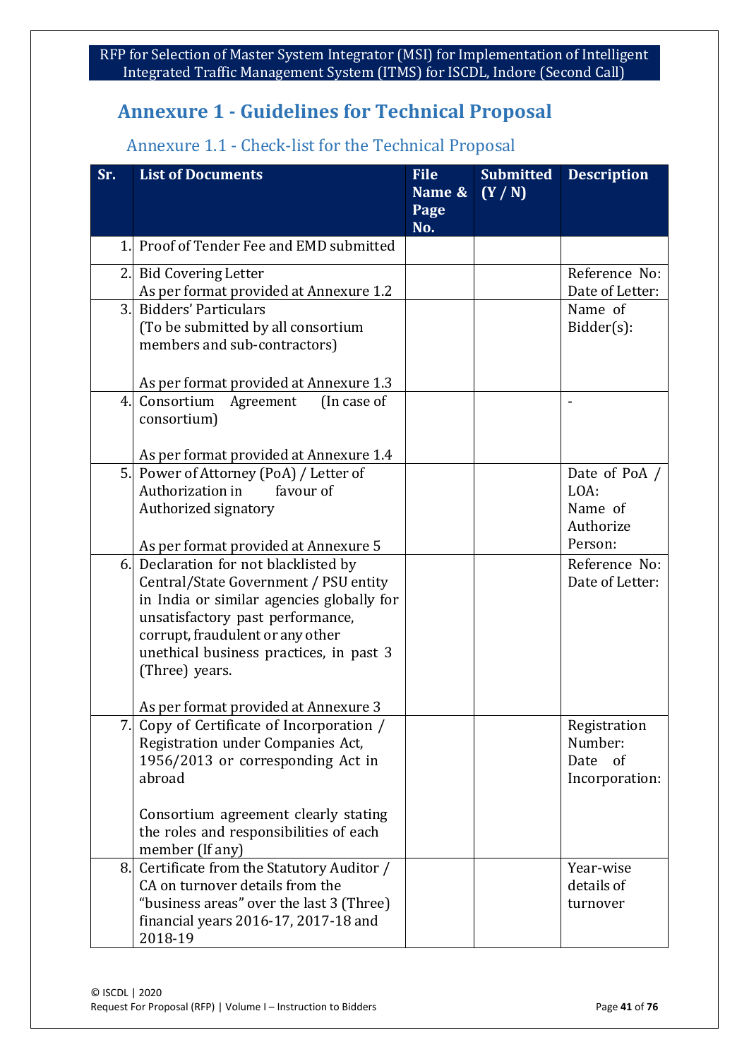# Annexure 1 - Guidelines for Technical Proposal

## Annexure 1.1 - Check-list for the Technical Proposal

| Sr. | List of Documents | File Name & Page No. | Submitted (Y / N) | Description |
|---|---|---|---|---|
| 1. | Proof of Tender Fee and EMD submitted | | | |
| 2. | Bid Covering Letter<br>As per format provided at Annexure 1.2 | | | Reference No:<br>Date of Letter: |
| 3. | Bidders' Particulars<br>(To be submitted by all consortium members and sub-contractors)<br><br>As per format provided at Annexure 1.3 | | | Name of Bidder(s): |
| 4. | Consortium Agreement (In case of consortium)<br><br>As per format provided at Annexure 1.4 | | | - |
| 5. | Power of Attorney (PoA) / Letter of Authorization in favour of Authorized signatory<br><br>As per format provided at Annexure 5 | | | Date of PoA / LOA:<br>Name of Authorize Person: |
| 6. | Declaration for not blacklisted by Central/State Government / PSU entity in India or similar agencies globally for unsatisfactory past performance, corrupt, fraudulent or any other unethical business practices, in past 3 (Three) years.<br><br>As per format provided at Annexure 3 | | | Reference No:<br>Date of Letter: |
| 7. | Copy of Certificate of Incorporation / Registration under Companies Act, 1956/2013 or corresponding Act in abroad<br><br>Consortium agreement clearly stating the roles and responsibilities of each member (If any) | | | Registration Number:<br>Date of Incorporation: |
| 8. | Certificate from the Statutory Auditor / CA on turnover details from the "business areas" over the last 3 (Three) financial years 2016-17, 2017-18 and 2018-19 | | | Year-wise details of turnover |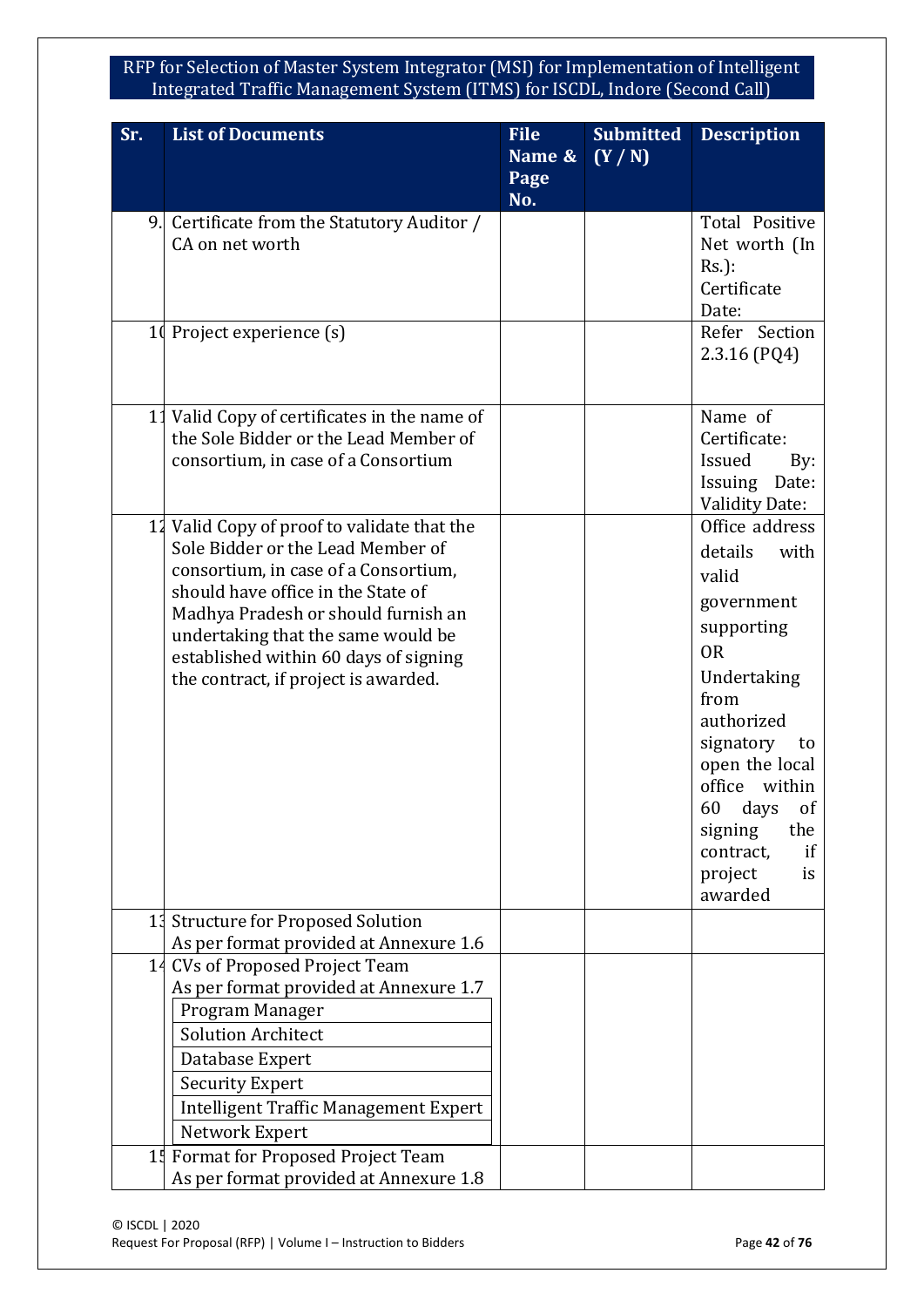| Sr. | List of Documents | File Name & Page No. | Submitted (Y / N) | Description |
|---|---|---|---|---|
| 9. | Certificate from the Statutory Auditor / CA on net worth | | | Total Positive Net worth (In Rs.): Certificate Date: |
| 10 | Project experience (s) | | | Refer Section 2.3.16 (PQ4) |
| 11 | Valid Copy of certificates in the name of the Sole Bidder or the Lead Member of consortium, in case of a Consortium | | | Name of Certificate: Issued By: Issuing Date: Validity Date: |
| 12 | Valid Copy of proof to validate that the Sole Bidder or the Lead Member of consortium, in case of a Consortium, should have office in the State of Madhya Pradesh or should furnish an undertaking that the same would be established within 60 days of signing the contract, if project is awarded. | | | Office address details with valid government supporting OR Undertaking from authorized signatory to open the local office within 60 days of signing the contract, if project is awarded |
| 13 | Structure for Proposed Solution As per format provided at Annexure 1.6 | | | |
| 14 | CVs of Proposed Project Team As per format provided at Annexure 1.7<br>Program Manager<br>Solution Architect<br>Database Expert<br>Security Expert<br>Intelligent Traffic Management Expert<br>Network Expert | | | |
| 15 | Format for Proposed Project Team As per format provided at Annexure 1.8 | | | |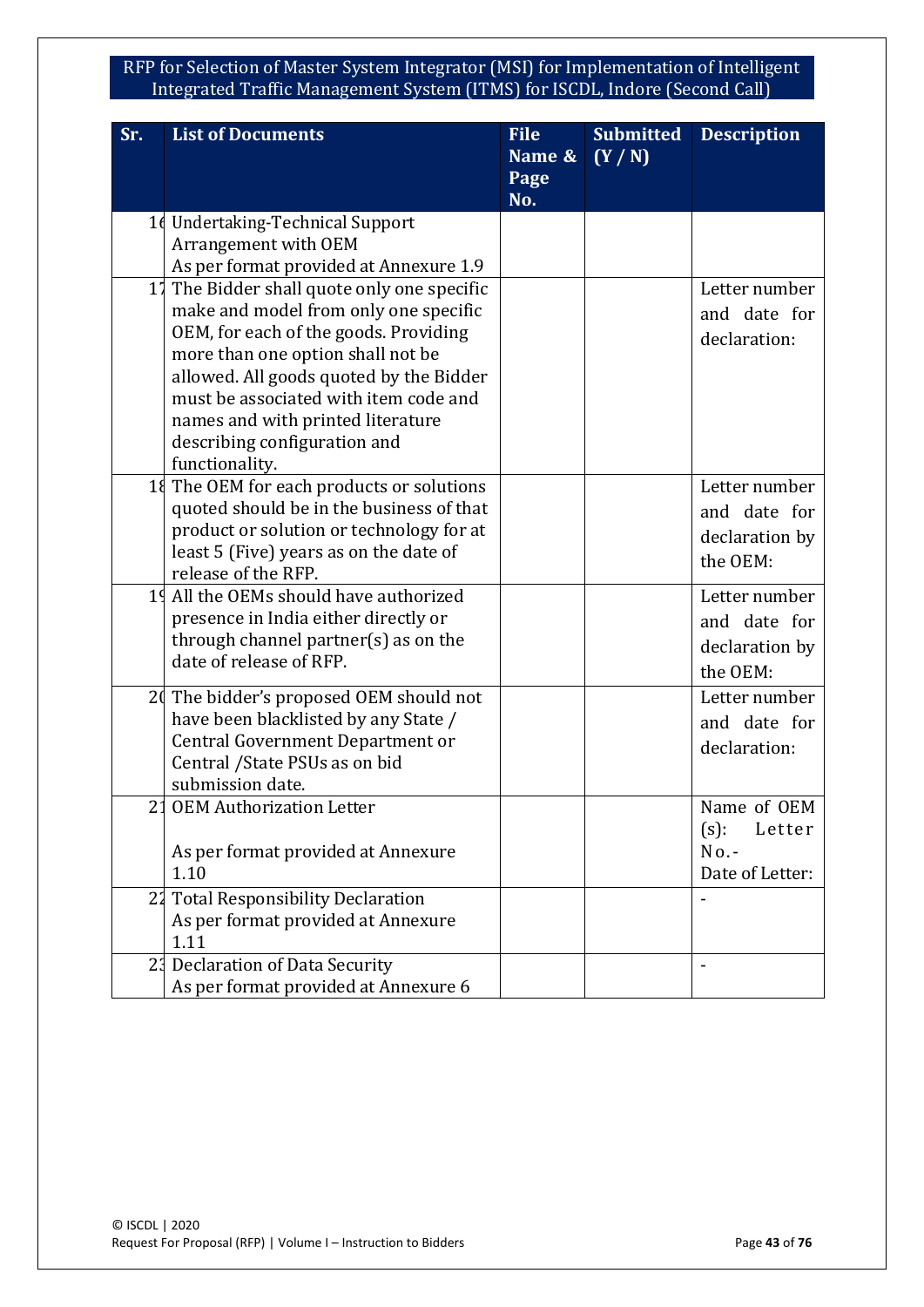| Sr. | List of Documents | File Name & Page No. | Submitted (Y / N) | Description |
|---|---|---|---|---|
| 16 | Undertaking-Technical Support Arrangement with OEM<br>As per format provided at Annexure 1.9 | | | |
| 17 | The Bidder shall quote only one specific make and model from only one specific OEM, for each of the goods. Providing more than one option shall not be allowed. All goods quoted by the Bidder must be associated with item code and names and with printed literature describing configuration and functionality. | | | Letter number and date for declaration: |
| 18 | The OEM for each products or solutions quoted should be in the business of that product or solution or technology for at least 5 (Five) years as on the date of release of the RFP. | | | Letter number and date for declaration by the OEM: |
| 19 | All the OEMs should have authorized presence in India either directly or through channel partner(s) as on the date of release of RFP. | | | Letter number and date for declaration by the OEM: |
| 20 | The bidder's proposed OEM should not have been blacklisted by any State / Central Government Department or Central /State PSUs as on bid submission date. | | | Letter number and date for declaration: |
| 21 | OEM Authorization Letter<br><br>As per format provided at Annexure 1.10 | | | Name of OEM (s): Letter No.-<br>Date of Letter: |
| 22 | Total Responsibility Declaration<br>As per format provided at Annexure 1.11 | | | - |
| 23 | Declaration of Data Security<br>As per format provided at Annexure 6 | | | - |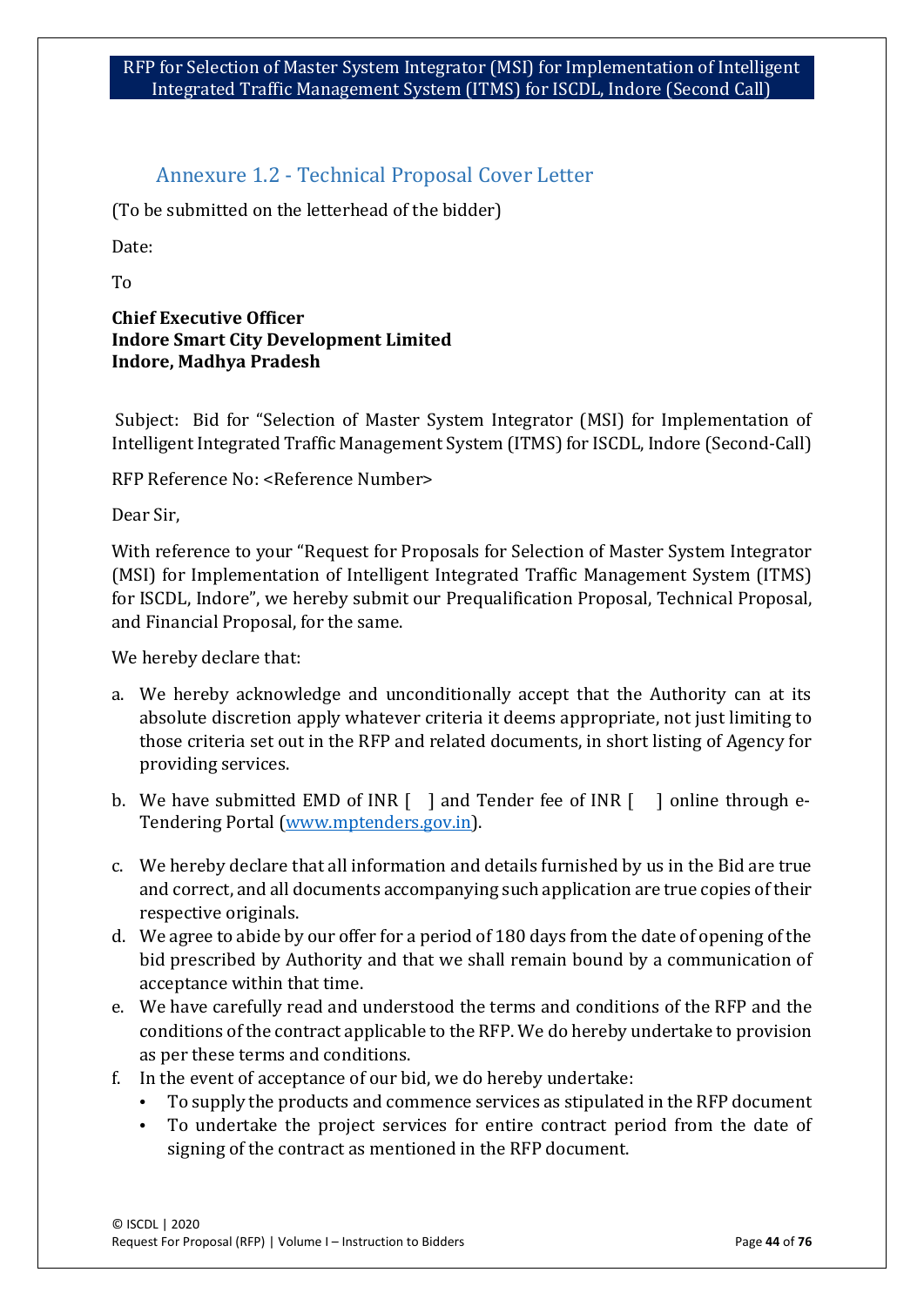## Annexure 1.2 - Technical Proposal Cover Letter

(To be submitted on the letterhead of the bidder)

Date:

To

**Chief Executive Officer**
**Indore Smart City Development Limited**
**Indore, Madhya Pradesh**

Subject: Bid for "Selection of Master System Integrator (MSI) for Implementation of Intelligent Integrated Traffic Management System (ITMS) for ISCDL, Indore (Second-Call)

RFP Reference No: <Reference Number>

Dear Sir,

With reference to your "Request for Proposals for Selection of Master System Integrator (MSI) for Implementation of Intelligent Integrated Traffic Management System (ITMS) for ISCDL, Indore", we hereby submit our Prequalification Proposal, Technical Proposal, and Financial Proposal, for the same.

We hereby declare that:

a. We hereby acknowledge and unconditionally accept that the Authority can at its absolute discretion apply whatever criteria it deems appropriate, not just limiting to those criteria set out in the RFP and related documents, in short listing of Agency for providing services.

b. We have submitted EMD of INR [ ] and Tender fee of INR [ ] online through e-Tendering Portal (www.mptenders.gov.in).

c. We hereby declare that all information and details furnished by us in the Bid are true and correct, and all documents accompanying such application are true copies of their respective originals.

d. We agree to abide by our offer for a period of 180 days from the date of opening of the bid prescribed by Authority and that we shall remain bound by a communication of acceptance within that time.

e. We have carefully read and understood the terms and conditions of the RFP and the conditions of the contract applicable to the RFP. We do hereby undertake to provision as per these terms and conditions.

f. In the event of acceptance of our bid, we do hereby undertake:
   - To supply the products and commence services as stipulated in the RFP document
   - To undertake the project services for entire contract period from the date of signing of the contract as mentioned in the RFP document.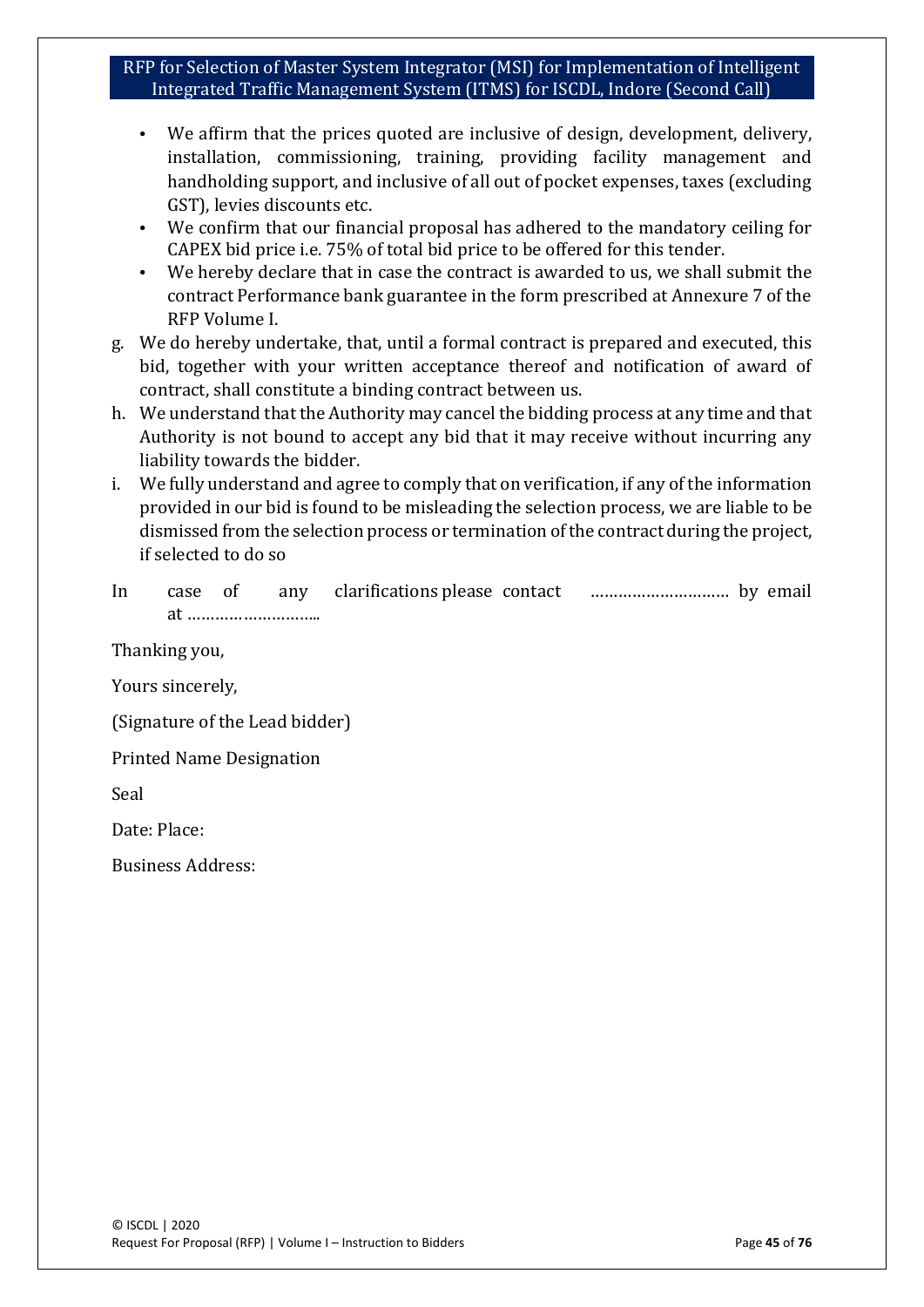- We affirm that the prices quoted are inclusive of design, development, delivery, installation, commissioning, training, providing facility management and handholding support, and inclusive of all out of pocket expenses, taxes (excluding GST), levies discounts etc.
- We confirm that our financial proposal has adhered to the mandatory ceiling for CAPEX bid price i.e. 75% of total bid price to be offered for this tender.
- We hereby declare that in case the contract is awarded to us, we shall submit the contract Performance bank guarantee in the form prescribed at Annexure 7 of the RFP Volume I.

g. We do hereby undertake, that, until a formal contract is prepared and executed, this bid, together with your written acceptance thereof and notification of award of contract, shall constitute a binding contract between us.

h. We understand that the Authority may cancel the bidding process at any time and that Authority is not bound to accept any bid that it may receive without incurring any liability towards the bidder.

i. We fully understand and agree to comply that on verification, if any of the information provided in our bid is found to be misleading the selection process, we are liable to be dismissed from the selection process or termination of the contract during the project, if selected to do so

In case of any clarifications please contact ……………………….. by email at ………………………..

Thanking you,

Yours sincerely,

(Signature of the Lead bidder)

Printed Name Designation

Seal

Date: Place:

Business Address: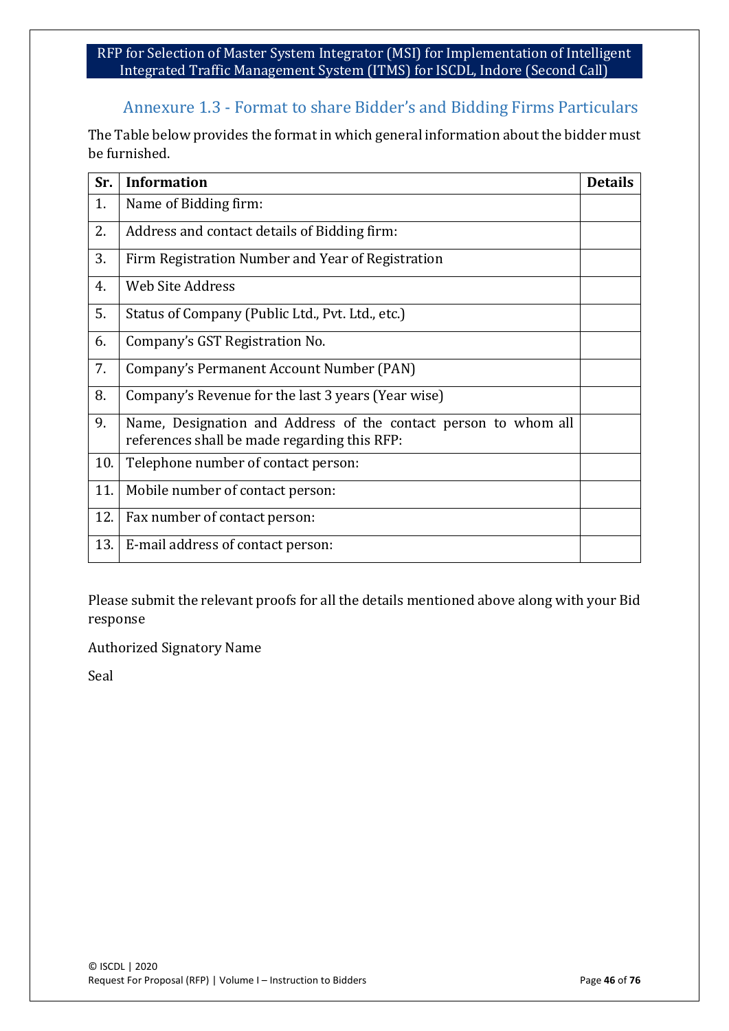## Annexure 1.3 - Format to share Bidder's and Bidding Firms Particulars

The Table below provides the format in which general information about the bidder must be furnished.

| Sr. | Information | Details |
|---|---|---|
| 1. | Name of Bidding firm: | |
| 2. | Address and contact details of Bidding firm: | |
| 3. | Firm Registration Number and Year of Registration | |
| 4. | Web Site Address | |
| 5. | Status of Company (Public Ltd., Pvt. Ltd., etc.) | |
| 6. | Company's GST Registration No. | |
| 7. | Company's Permanent Account Number (PAN) | |
| 8. | Company's Revenue for the last 3 years (Year wise) | |
| 9. | Name, Designation and Address of the contact person to whom all references shall be made regarding this RFP: | |
| 10. | Telephone number of contact person: | |
| 11. | Mobile number of contact person: | |
| 12. | Fax number of contact person: | |
| 13. | E-mail address of contact person: | |

Please submit the relevant proofs for all the details mentioned above along with your Bid response

Authorized Signatory Name

Seal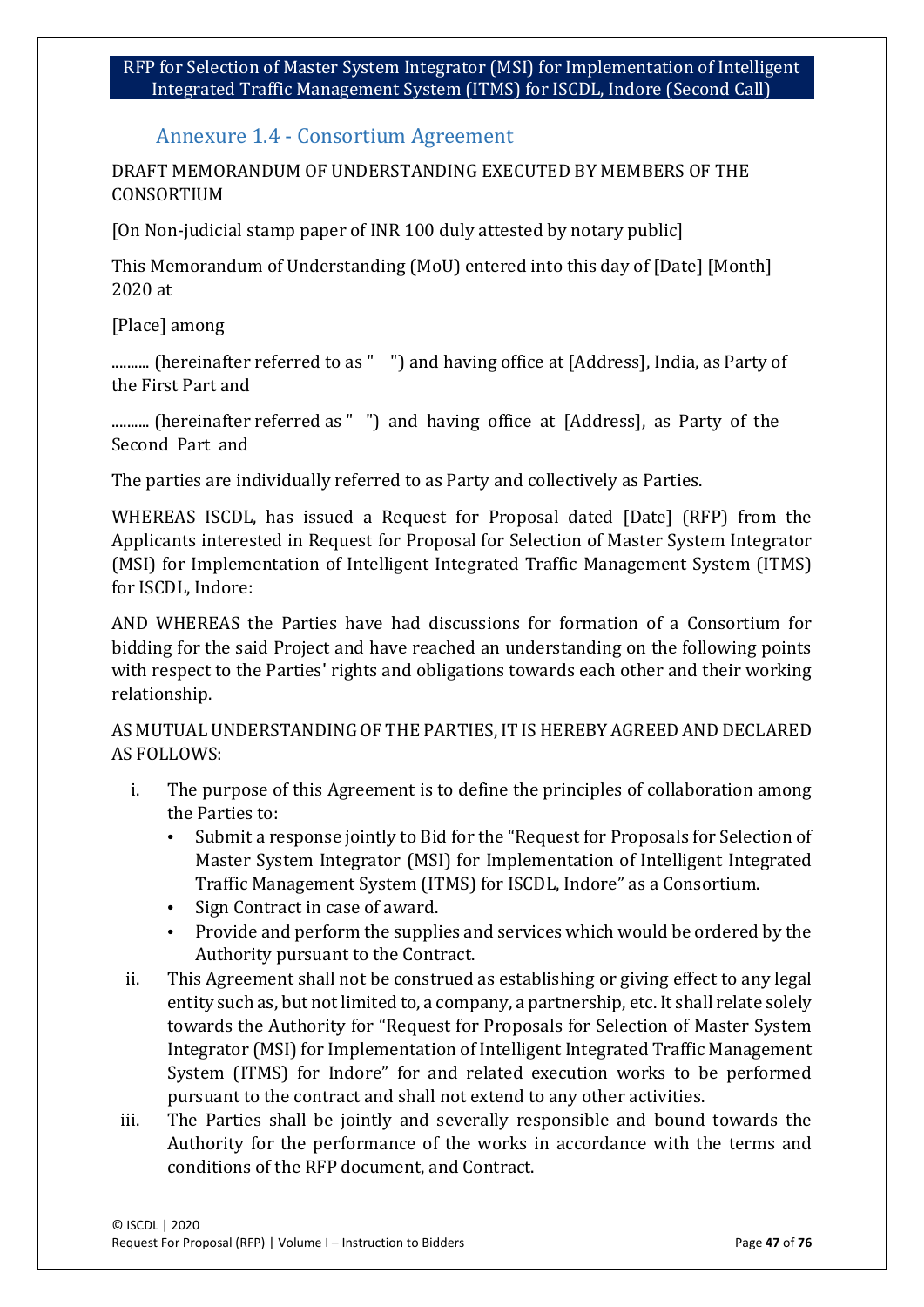## Annexure 1.4 - Consortium Agreement

DRAFT MEMORANDUM OF UNDERSTANDING EXECUTED BY MEMBERS OF THE CONSORTIUM

[On Non-judicial stamp paper of INR 100 duly attested by notary public]

This Memorandum of Understanding (MoU) entered into this day of [Date] [Month] 2020 at

[Place] among

.......... (hereinafter referred to as " ") and having office at [Address], India, as Party of the First Part and

.......... (hereinafter referred as " ") and having office at [Address], as Party of the Second Part and

The parties are individually referred to as Party and collectively as Parties.

WHEREAS ISCDL, has issued a Request for Proposal dated [Date] (RFP) from the Applicants interested in Request for Proposal for Selection of Master System Integrator (MSI) for Implementation of Intelligent Integrated Traffic Management System (ITMS) for ISCDL, Indore:

AND WHEREAS the Parties have had discussions for formation of a Consortium for bidding for the said Project and have reached an understanding on the following points with respect to the Parties' rights and obligations towards each other and their working relationship.

AS MUTUAL UNDERSTANDING OF THE PARTIES, IT IS HEREBY AGREED AND DECLARED AS FOLLOWS:

i. The purpose of this Agreement is to define the principles of collaboration among the Parties to:
   - Submit a response jointly to Bid for the "Request for Proposals for Selection of Master System Integrator (MSI) for Implementation of Intelligent Integrated Traffic Management System (ITMS) for ISCDL, Indore" as a Consortium.
   - Sign Contract in case of award.
   - Provide and perform the supplies and services which would be ordered by the Authority pursuant to the Contract.

ii. This Agreement shall not be construed as establishing or giving effect to any legal entity such as, but not limited to, a company, a partnership, etc. It shall relate solely towards the Authority for "Request for Proposals for Selection of Master System Integrator (MSI) for Implementation of Intelligent Integrated Traffic Management System (ITMS) for Indore" for and related execution works to be performed pursuant to the contract and shall not extend to any other activities.

iii. The Parties shall be jointly and severally responsible and bound towards the Authority for the performance of the works in accordance with the terms and conditions of the RFP document, and Contract.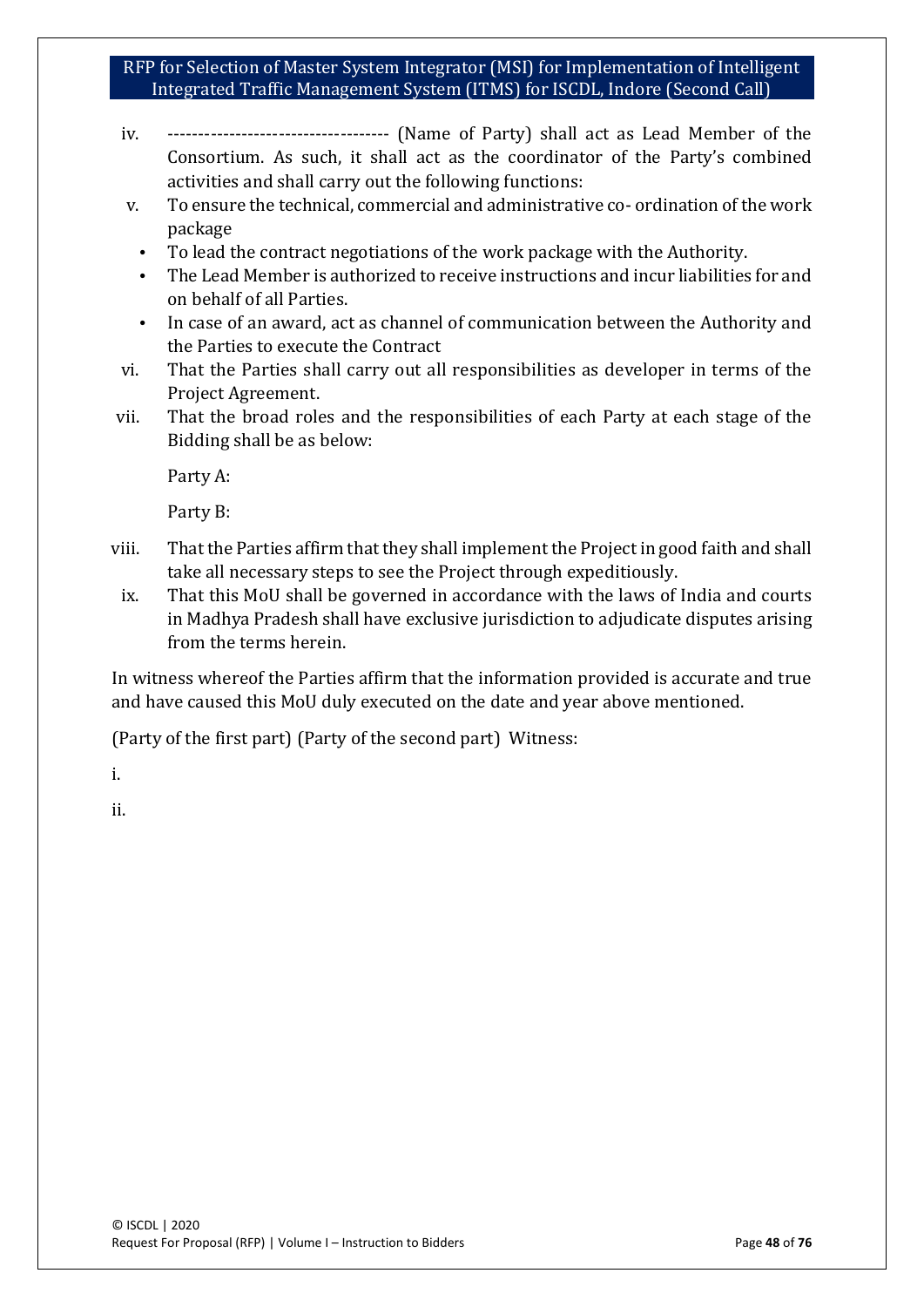iv. ------------------------------------ (Name of Party) shall act as Lead Member of the Consortium. As such, it shall act as the coordinator of the Party's combined activities and shall carry out the following functions:

v. To ensure the technical, commercial and administrative co- ordination of the work package

- To lead the contract negotiations of the work package with the Authority.
- The Lead Member is authorized to receive instructions and incur liabilities for and on behalf of all Parties.
- In case of an award, act as channel of communication between the Authority and the Parties to execute the Contract

vi. That the Parties shall carry out all responsibilities as developer in terms of the Project Agreement.

vii. That the broad roles and the responsibilities of each Party at each stage of the Bidding shall be as below:

Party A:

Party B:

viii. That the Parties affirm that they shall implement the Project in good faith and shall take all necessary steps to see the Project through expeditiously.

ix. That this MoU shall be governed in accordance with the laws of India and courts in Madhya Pradesh shall have exclusive jurisdiction to adjudicate disputes arising from the terms herein.

In witness whereof the Parties affirm that the information provided is accurate and true and have caused this MoU duly executed on the date and year above mentioned.

(Party of the first part) (Party of the second part) Witness:

i.

ii.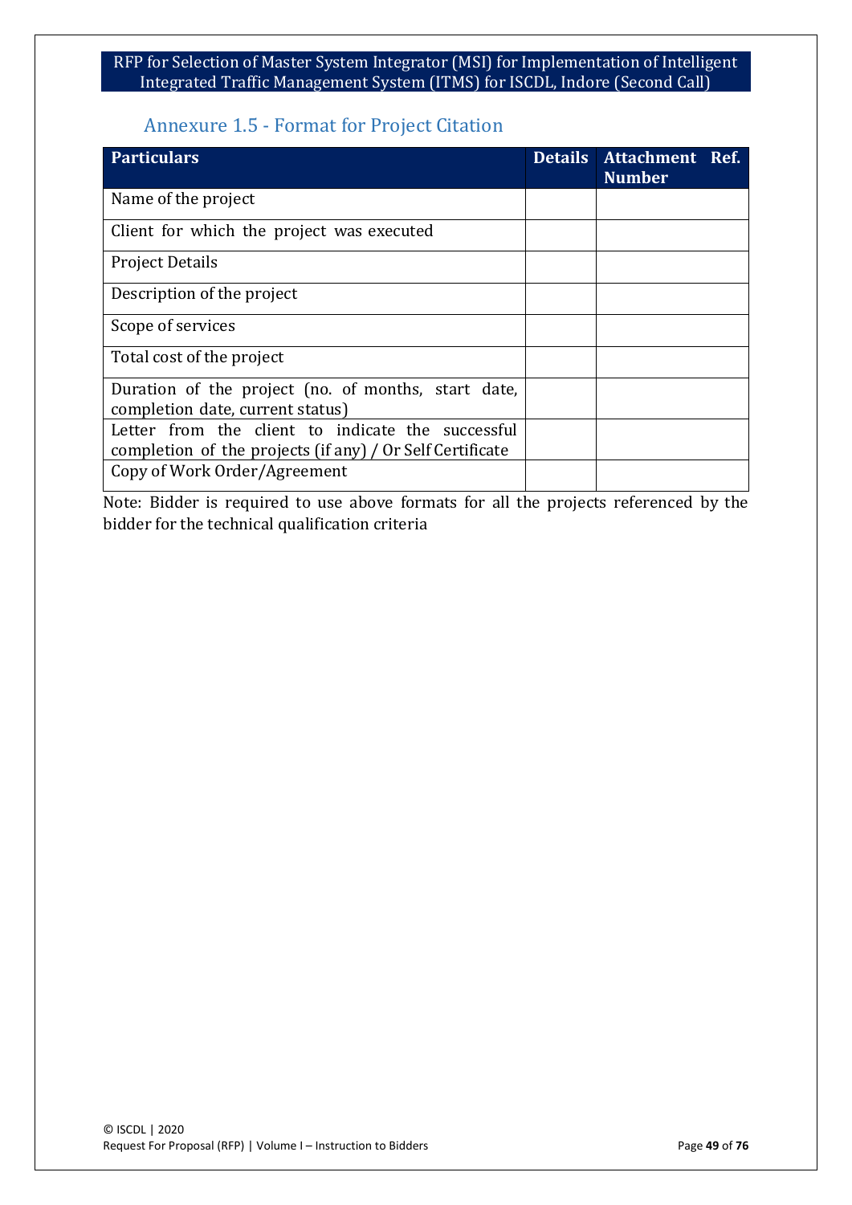## Annexure 1.5 - Format for Project Citation

| Particulars | Details | Attachment Ref. Number |
|---|---|---|
| Name of the project | | |
| Client for which the project was executed | | |
| Project Details | | |
| Description of the project | | |
| Scope of services | | |
| Total cost of the project | | |
| Duration of the project (no. of months, start date, completion date, current status) | | |
| Letter from the client to indicate the successful completion of the projects (if any) / Or Self Certificate | | |
| Copy of Work Order/Agreement | | |

Note: Bidder is required to use above formats for all the projects referenced by the bidder for the technical qualification criteria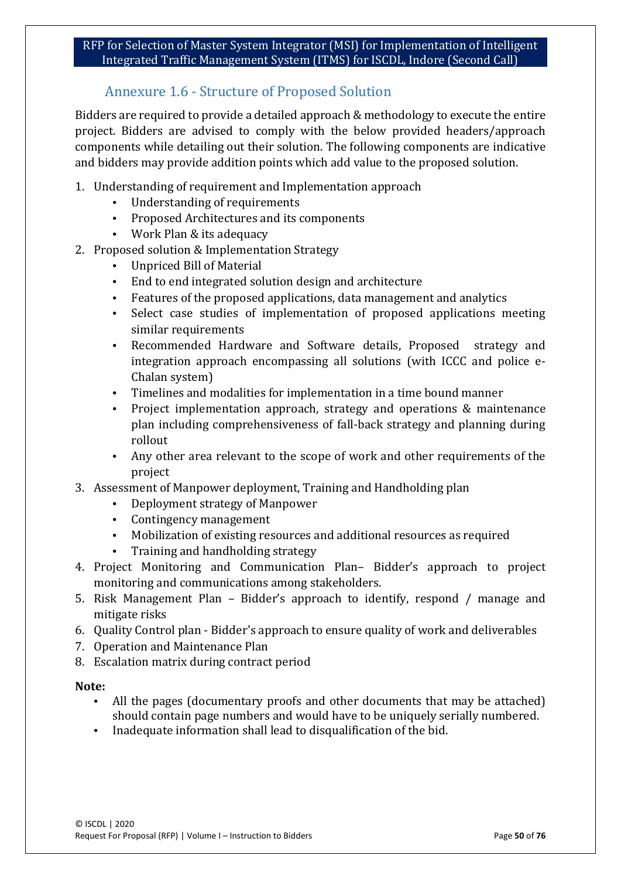## Annexure 1.6 - Structure of Proposed Solution

Bidders are required to provide a detailed approach & methodology to execute the entire project. Bidders are advised to comply with the below provided headers/approach components while detailing out their solution. The following components are indicative and bidders may provide addition points which add value to the proposed solution.

1. Understanding of requirement and Implementation approach
    - Understanding of requirements
    - Proposed Architectures and its components
    - Work Plan & its adequacy
2. Proposed solution & Implementation Strategy
    - Unpriced Bill of Material
    - End to end integrated solution design and architecture
    - Features of the proposed applications, data management and analytics
    - Select case studies of implementation of proposed applications meeting similar requirements
    - Recommended Hardware and Software details, Proposed strategy and integration approach encompassing all solutions (with ICCC and police e-Chalan system)
    - Timelines and modalities for implementation in a time bound manner
    - Project implementation approach, strategy and operations & maintenance plan including comprehensiveness of fall-back strategy and planning during rollout
    - Any other area relevant to the scope of work and other requirements of the project
3. Assessment of Manpower deployment, Training and Handholding plan
    - Deployment strategy of Manpower
    - Contingency management
    - Mobilization of existing resources and additional resources as required
    - Training and handholding strategy
4. Project Monitoring and Communication Plan– Bidder's approach to project monitoring and communications among stakeholders.
5. Risk Management Plan – Bidder's approach to identify, respond / manage and mitigate risks
6. Quality Control plan - Bidder's approach to ensure quality of work and deliverables
7. Operation and Maintenance Plan
8. Escalation matrix during contract period

**Note:**

- All the pages (documentary proofs and other documents that may be attached) should contain page numbers and would have to be uniquely serially numbered.
- Inadequate information shall lead to disqualification of the bid.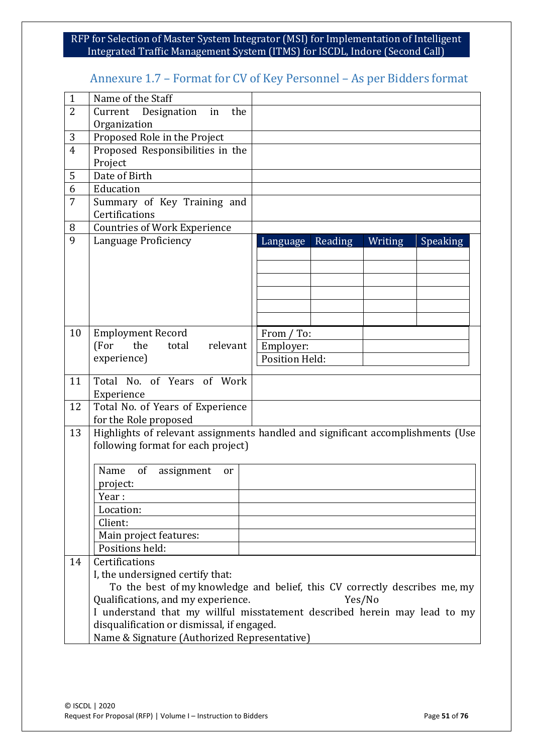## Annexure 1.7 – Format for CV of Key Personnel – As per Bidders format

| | | |
|---|---|---|
| 1 | Name of the Staff | |
| 2 | Current Designation in the Organization | |
| 3 | Proposed Role in the Project | |
| 4 | Proposed Responsibilities in the Project | |
| 5 | Date of Birth | |
| 6 | Education | |
| 7 | Summary of Key Training and Certifications | |
| 8 | Countries of Work Experience | |
| 9 | Language Proficiency | (see table below) |
| 10 | Employment Record (For the total relevant experience) | (see table below) |
| 11 | Total No. of Years of Work Experience | |
| 12 | Total No. of Years of Experience for the Role proposed | |
| 13 | Highlights of relevant assignments handled and significant accomplishments (Use following format for each project) | (see table below) |
| 14 | Certifications | (see below) |

**9. Language Proficiency**

| Language | Reading | Writing | Speaking |
|---|---|---|---|
| | | | |
| | | | |
| | | | |
| | | | |
| | | | |
| | | | |

**10. Employment Record**

| | |
|---|---|
| From / To: | |
| Employer: | |
| Position Held: | |

**13. Highlights of relevant assignments handled and significant accomplishments (Use following format for each project)**

| | |
|---|---|
| Name of assignment or project: | |
| Year : | |
| Location: | |
| Client: | |
| Main project features: | |
| Positions held: | |

**14. Certifications**

I, the undersigned certify that:

To the best of my knowledge and belief, this CV correctly describes me, my Qualifications, and my experience. Yes/No

I understand that my willful misstatement described herein may lead to my disqualification or dismissal, if engaged.

Name & Signature (Authorized Representative)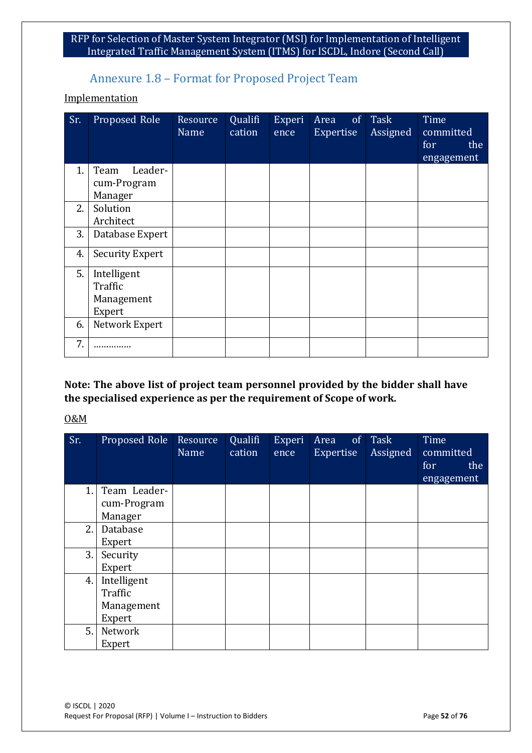## Annexure 1.8 – Format for Proposed Project Team

Implementation

| Sr. | Proposed Role | Resource Name | Qualification | Experience | Area of Expertise | Task Assigned | Time committed for the engagement |
|---|---|---|---|---|---|---|---|
| 1. | Team Leader-cum-Program Manager | | | | | | |
| 2. | Solution Architect | | | | | | |
| 3. | Database Expert | | | | | | |
| 4. | Security Expert | | | | | | |
| 5. | Intelligent Traffic Management Expert | | | | | | |
| 6. | Network Expert | | | | | | |
| 7. | .............. | | | | | | |

**Note: The above list of project team personnel provided by the bidder shall have the specialised experience as per the requirement of Scope of work.**

O&M

| Sr. | Proposed Role | Resource Name | Qualification | Experience | Area of Expertise | Task Assigned | Time committed for the engagement |
|---|---|---|---|---|---|---|---|
| 1. | Team Leader-cum-Program Manager | | | | | | |
| 2. | Database Expert | | | | | | |
| 3. | Security Expert | | | | | | |
| 4. | Intelligent Traffic Management Expert | | | | | | |
| 5. | Network Expert | | | | | | |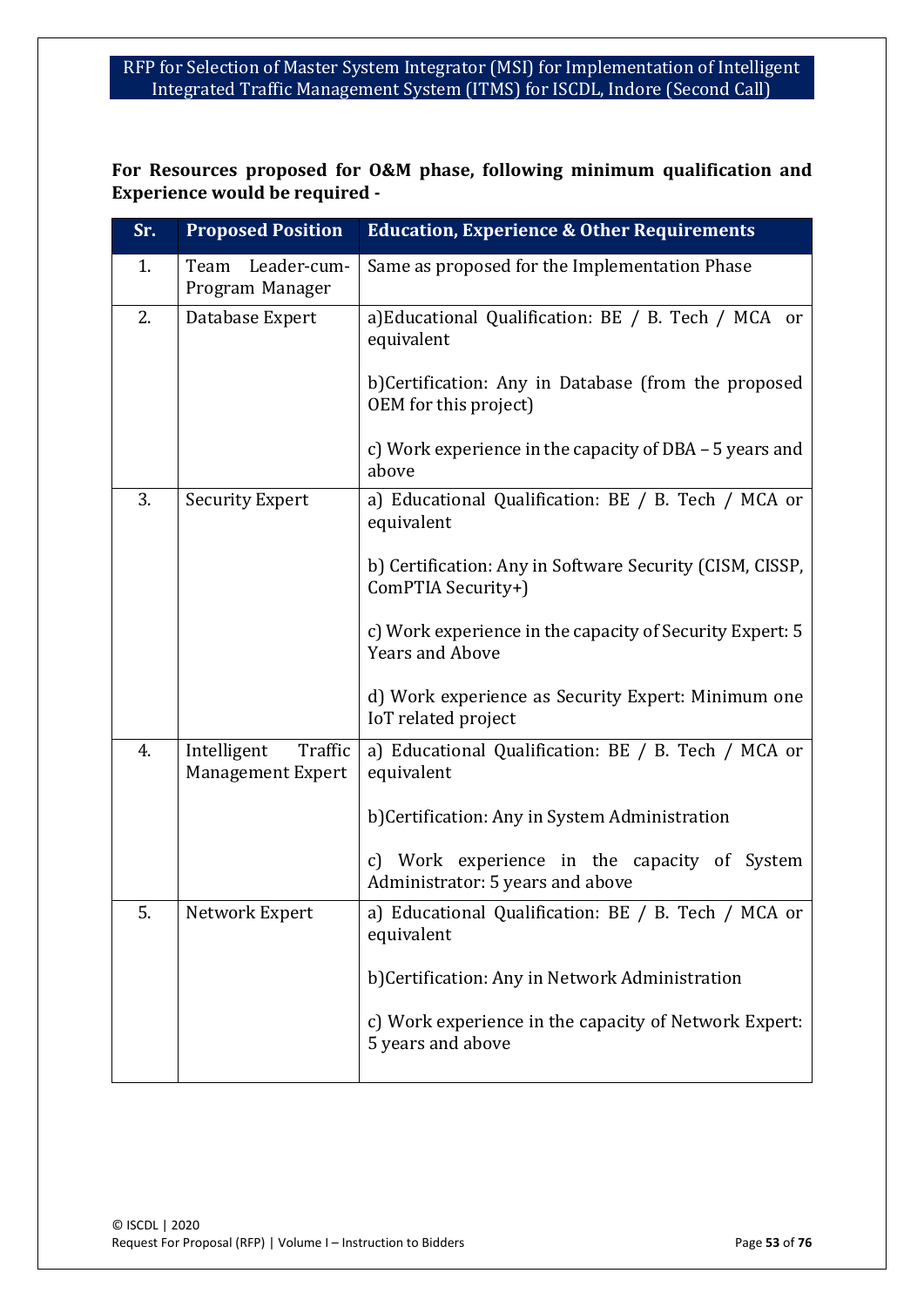**For Resources proposed for O&M phase, following minimum qualification and Experience would be required -**

| Sr. | Proposed Position | Education, Experience & Other Requirements |
|---|---|---|
| 1. | Team Leader-cum-Program Manager | Same as proposed for the Implementation Phase |
| 2. | Database Expert | a)Educational Qualification: BE / B. Tech / MCA or equivalent<br><br>b)Certification: Any in Database (from the proposed OEM for this project)<br><br>c) Work experience in the capacity of DBA – 5 years and above |
| 3. | Security Expert | a) Educational Qualification: BE / B. Tech / MCA or equivalent<br><br>b) Certification: Any in Software Security (CISM, CISSP, ComPTIA Security+)<br><br>c) Work experience in the capacity of Security Expert: 5 Years and Above<br><br>d) Work experience as Security Expert: Minimum one IoT related project |
| 4. | Intelligent Traffic Management Expert | a) Educational Qualification: BE / B. Tech / MCA or equivalent<br><br>b)Certification: Any in System Administration<br><br>c) Work experience in the capacity of System Administrator: 5 years and above |
| 5. | Network Expert | a) Educational Qualification: BE / B. Tech / MCA or equivalent<br><br>b)Certification: Any in Network Administration<br><br>c) Work experience in the capacity of Network Expert: 5 years and above |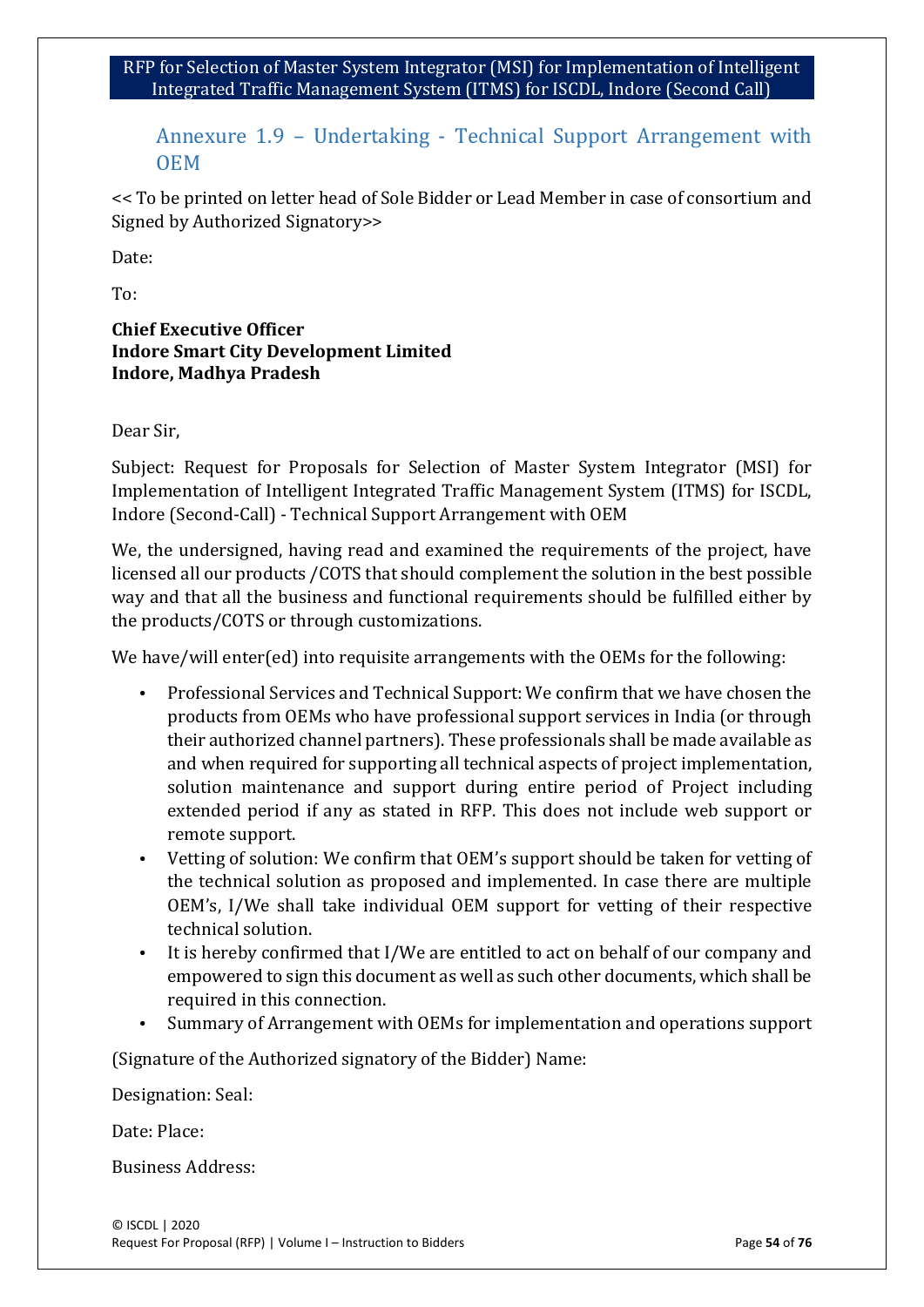## Annexure 1.9 – Undertaking - Technical Support Arrangement with OEM

<< To be printed on letter head of Sole Bidder or Lead Member in case of consortium and Signed by Authorized Signatory>>

Date:

To:

**Chief Executive Officer**
**Indore Smart City Development Limited**
**Indore, Madhya Pradesh**

Dear Sir,

Subject: Request for Proposals for Selection of Master System Integrator (MSI) for Implementation of Intelligent Integrated Traffic Management System (ITMS) for ISCDL, Indore (Second-Call) - Technical Support Arrangement with OEM

We, the undersigned, having read and examined the requirements of the project, have licensed all our products /COTS that should complement the solution in the best possible way and that all the business and functional requirements should be fulfilled either by the products/COTS or through customizations.

We have/will enter(ed) into requisite arrangements with the OEMs for the following:

- Professional Services and Technical Support: We confirm that we have chosen the products from OEMs who have professional support services in India (or through their authorized channel partners). These professionals shall be made available as and when required for supporting all technical aspects of project implementation, solution maintenance and support during entire period of Project including extended period if any as stated in RFP. This does not include web support or remote support.
- Vetting of solution: We confirm that OEM's support should be taken for vetting of the technical solution as proposed and implemented. In case there are multiple OEM's, I/We shall take individual OEM support for vetting of their respective technical solution.
- It is hereby confirmed that I/We are entitled to act on behalf of our company and empowered to sign this document as well as such other documents, which shall be required in this connection.
- Summary of Arrangement with OEMs for implementation and operations support

(Signature of the Authorized signatory of the Bidder) Name:

Designation: Seal:

Date: Place:

Business Address: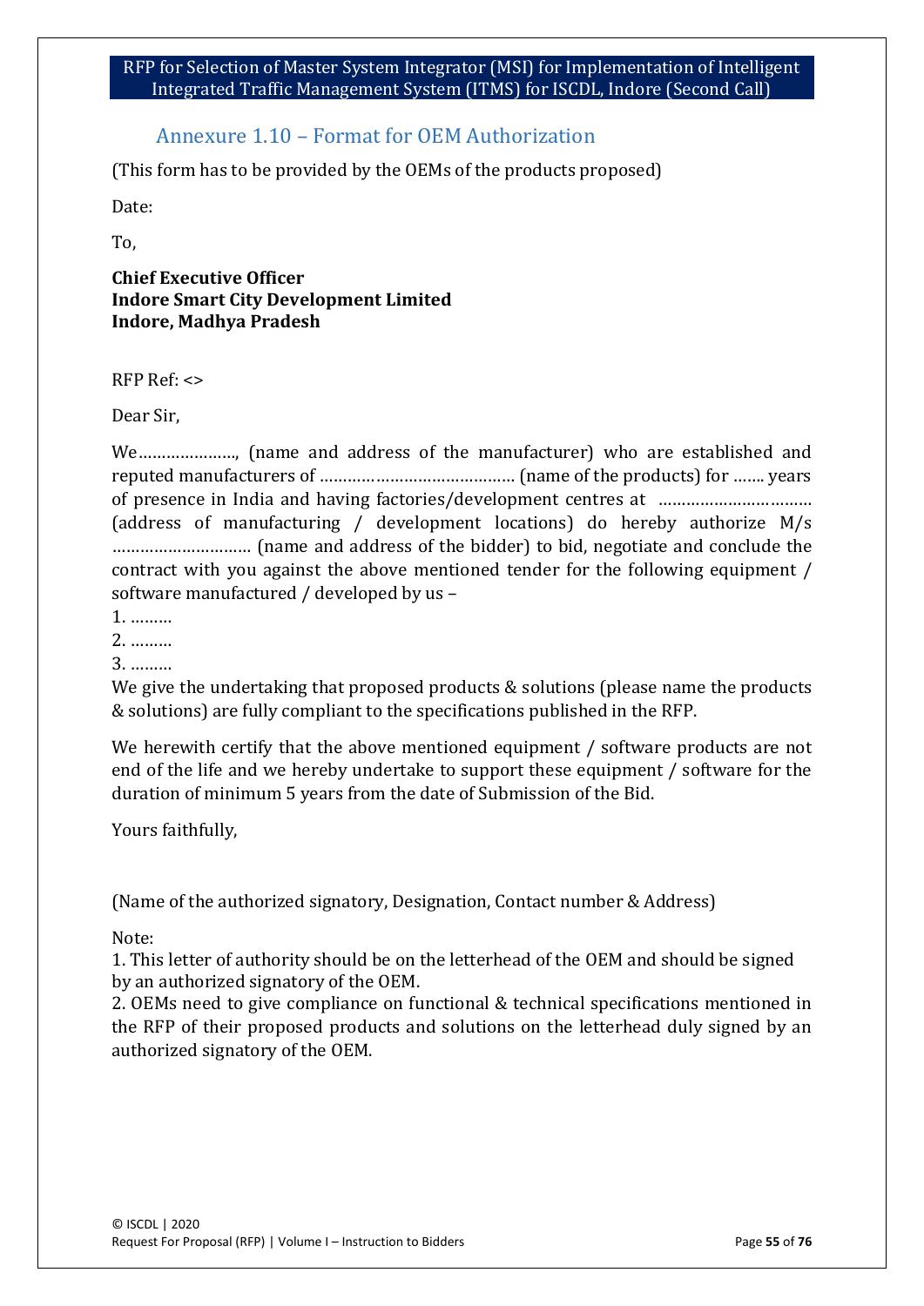## Annexure 1.10 – Format for OEM Authorization

(This form has to be provided by the OEMs of the products proposed)

Date:

To,

**Chief Executive Officer**
**Indore Smart City Development Limited**
**Indore, Madhya Pradesh**

RFP Ref: <>

Dear Sir,

We…………………, (name and address of the manufacturer) who are established and reputed manufacturers of …………………………………… (name of the products) for ……. years of presence in India and having factories/development centres at …………………………… (address of manufacturing / development locations) do hereby authorize M/s ……………………….. (name and address of the bidder) to bid, negotiate and conclude the contract with you against the above mentioned tender for the following equipment / software manufactured / developed by us –

1. ………
2. ………
3. ………

We give the undertaking that proposed products & solutions (please name the products & solutions) are fully compliant to the specifications published in the RFP.

We herewith certify that the above mentioned equipment / software products are not end of the life and we hereby undertake to support these equipment / software for the duration of minimum 5 years from the date of Submission of the Bid.

Yours faithfully,

(Name of the authorized signatory, Designation, Contact number & Address)

Note:

1. This letter of authority should be on the letterhead of the OEM and should be signed by an authorized signatory of the OEM.
2. OEMs need to give compliance on functional & technical specifications mentioned in the RFP of their proposed products and solutions on the letterhead duly signed by an authorized signatory of the OEM.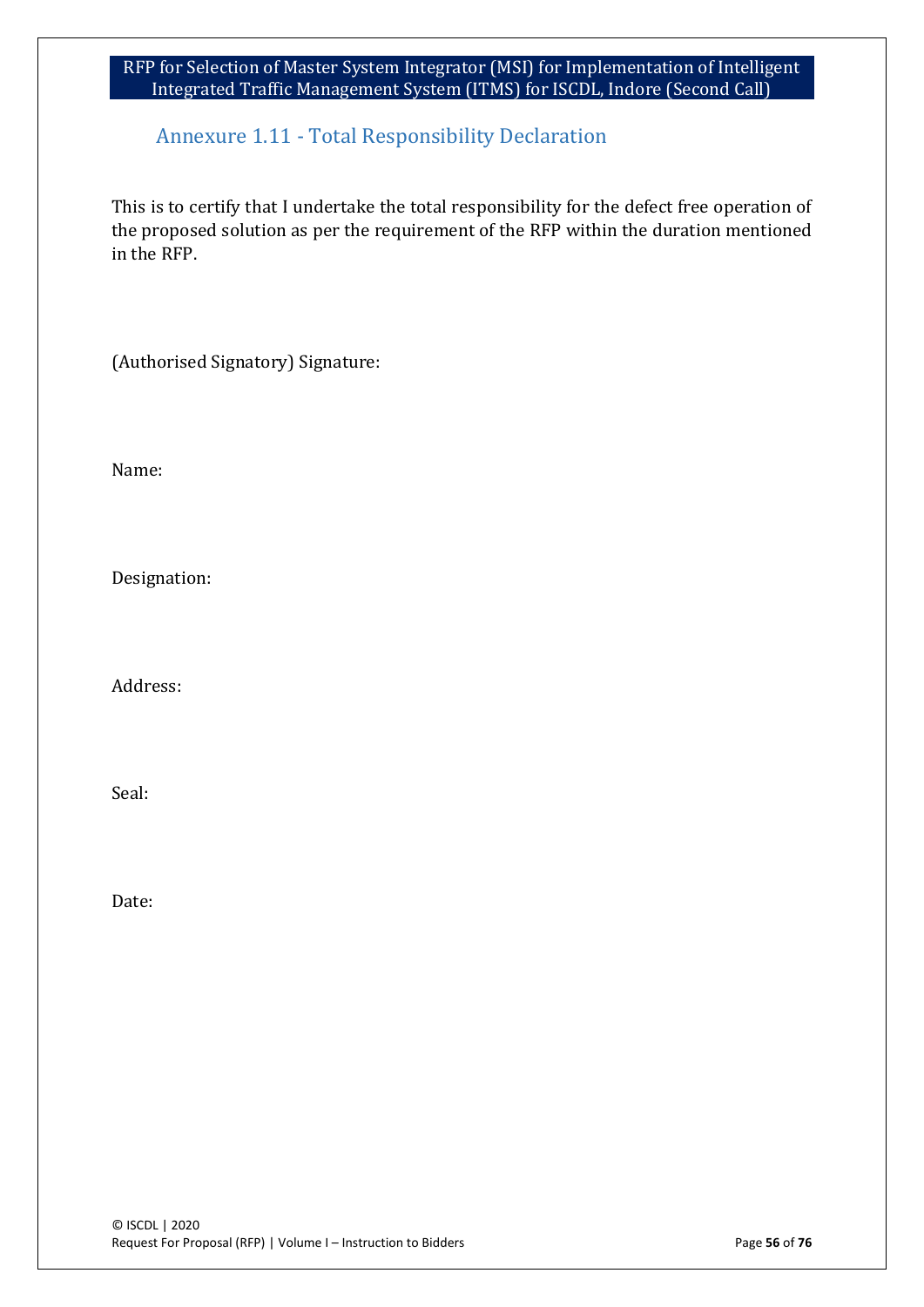## Annexure 1.11 - Total Responsibility Declaration

This is to certify that I undertake the total responsibility for the defect free operation of the proposed solution as per the requirement of the RFP within the duration mentioned in the RFP.

(Authorised Signatory) Signature:

Name:

Designation:

Address:

Seal:

Date: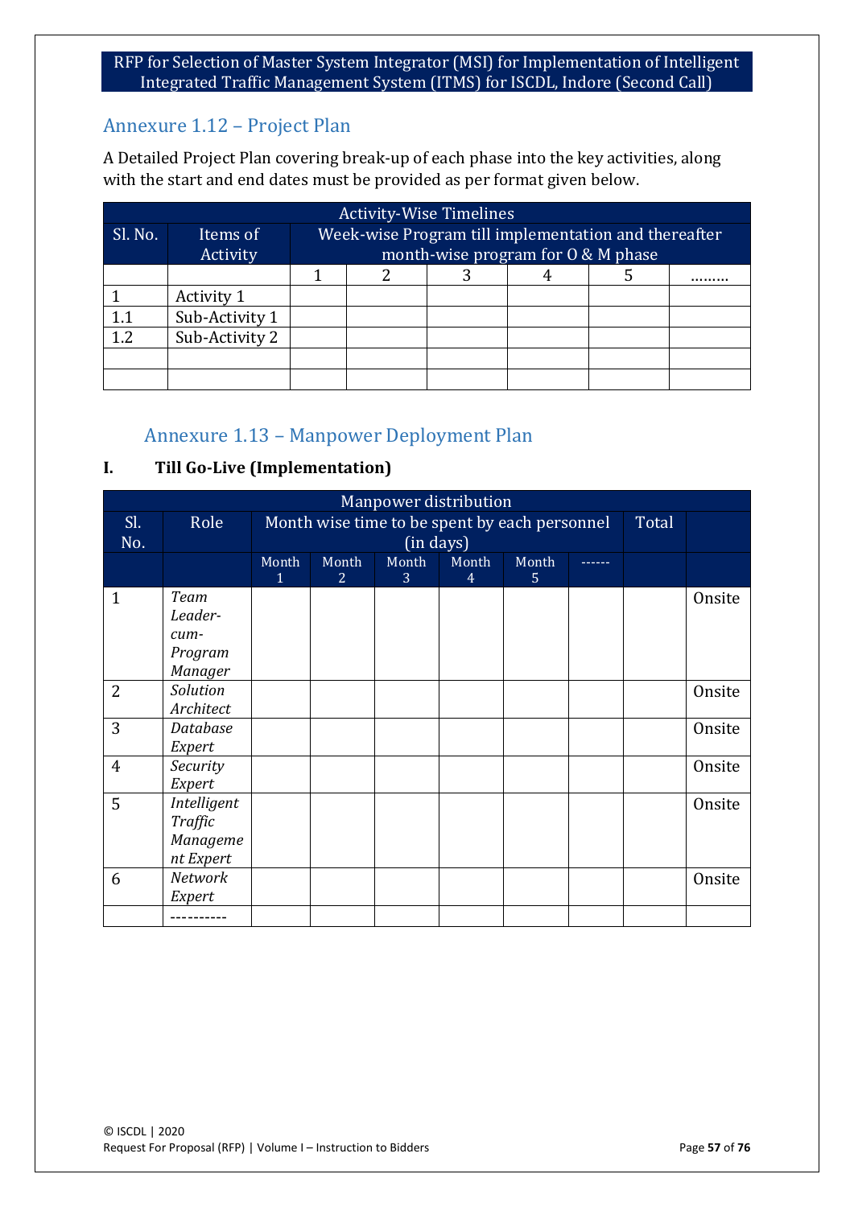## Annexure 1.12 – Project Plan

A Detailed Project Plan covering break-up of each phase into the key activities, along with the start and end dates must be provided as per format given below.

| Activity-Wise Timelines | | | | | | | |
|---|---|---|---|---|---|---|---|
| Sl. No. | Items of Activity | Week-wise Program till implementation and thereafter month-wise program for O & M phase | | | | | |
| | | 1 | 2 | 3 | 4 | 5 | ……… |
| 1 | Activity 1 | | | | | | |
| 1.1 | Sub-Activity 1 | | | | | | |
| 1.2 | Sub-Activity 2 | | | | | | |
| | | | | | | | |
| | | | | | | | |

## Annexure 1.13 – Manpower Deployment Plan

**I. Till Go-Live (Implementation)**

| Manpower distribution | | | | | | | | | |
|---|---|---|---|---|---|---|---|---|---|
| Sl. No. | Role | Month wise time to be spent by each personnel (in days) | | | | | | Total | |
| | | Month 1 | Month 2 | Month 3 | Month 4 | Month 5 | ------ | | |
| 1 | *Team Leader-cum-Program Manager* | | | | | | | | Onsite |
| 2 | *Solution Architect* | | | | | | | | Onsite |
| 3 | *Database Expert* | | | | | | | | Onsite |
| 4 | *Security Expert* | | | | | | | | Onsite |
| 5 | *Intelligent Traffic Management Expert* | | | | | | | | Onsite |
| 6 | *Network Expert* | | | | | | | | Onsite |
| | ---------- | | | | | | | | |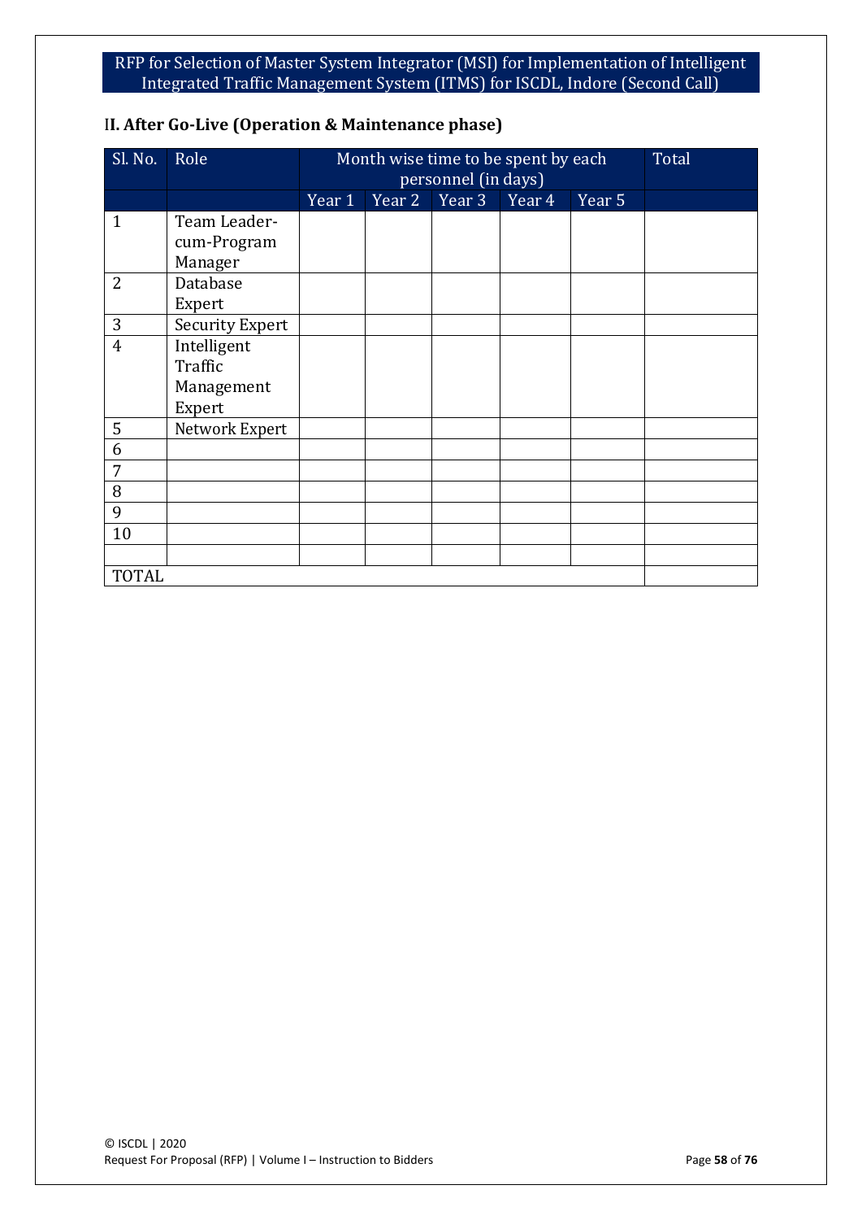## II. After Go-Live (Operation & Maintenance phase)

| Sl. No. | Role | Month wise time to be spent by each personnel (in days) | | | | | Total |
|---|---|---|---|---|---|---|---|
| | | Year 1 | Year 2 | Year 3 | Year 4 | Year 5 | |
| 1 | Team Leader-cum-Program Manager | | | | | | |
| 2 | Database Expert | | | | | | |
| 3 | Security Expert | | | | | | |
| 4 | Intelligent Traffic Management Expert | | | | | | |
| 5 | Network Expert | | | | | | |
| 6 | | | | | | | |
| 7 | | | | | | | |
| 8 | | | | | | | |
| 9 | | | | | | | |
| 10 | | | | | | | |
| | | | | | | | |
| TOTAL | | | | | | | |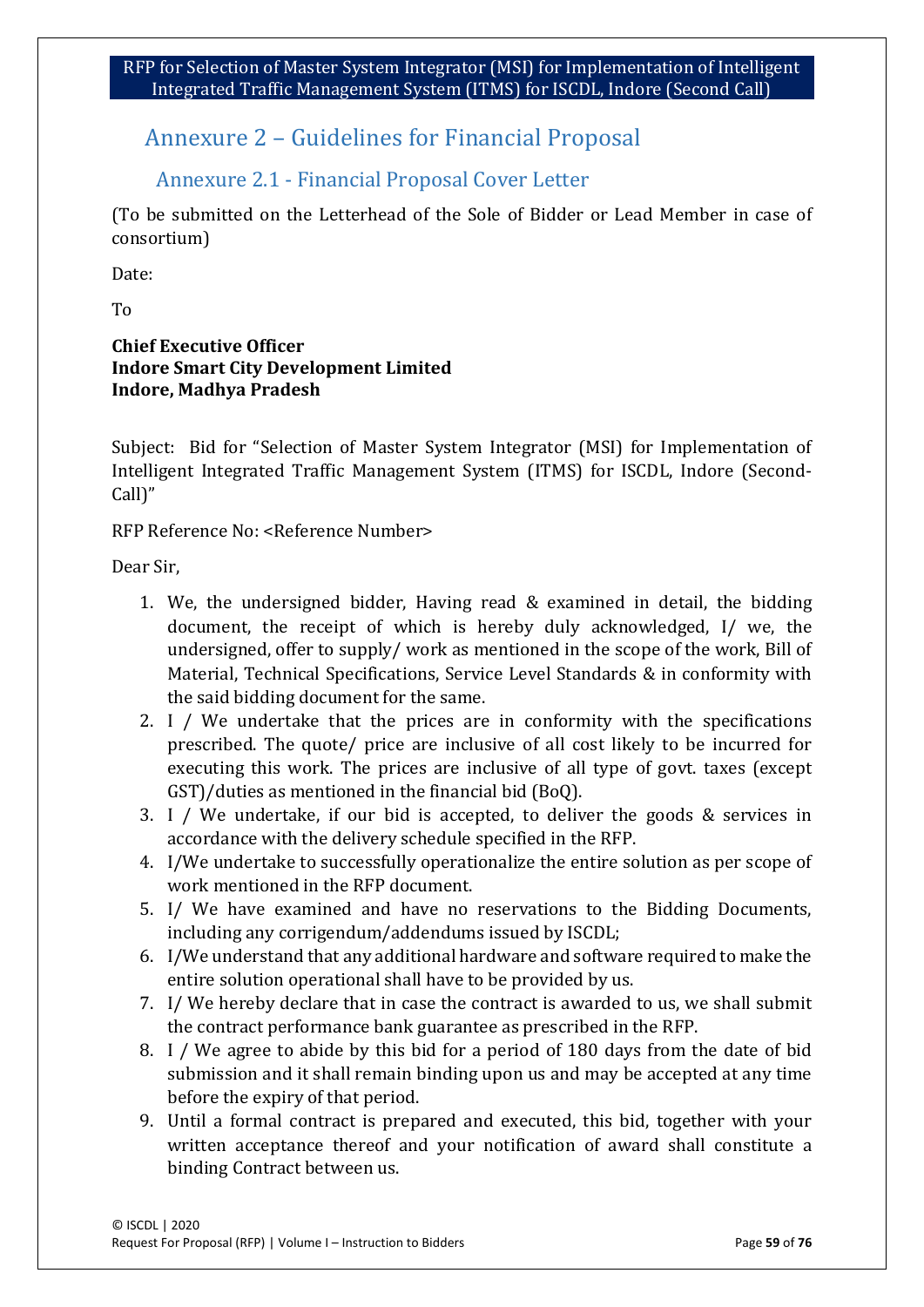# Annexure 2 – Guidelines for Financial Proposal

## Annexure 2.1 - Financial Proposal Cover Letter

(To be submitted on the Letterhead of the Sole of Bidder or Lead Member in case of consortium)

Date:

To

**Chief Executive Officer**
**Indore Smart City Development Limited**
**Indore, Madhya Pradesh**

Subject: Bid for "Selection of Master System Integrator (MSI) for Implementation of Intelligent Integrated Traffic Management System (ITMS) for ISCDL, Indore (Second-Call)"

RFP Reference No: <Reference Number>

Dear Sir,

1. We, the undersigned bidder, Having read & examined in detail, the bidding document, the receipt of which is hereby duly acknowledged, I/ we, the undersigned, offer to supply/ work as mentioned in the scope of the work, Bill of Material, Technical Specifications, Service Level Standards & in conformity with the said bidding document for the same.
2. I / We undertake that the prices are in conformity with the specifications prescribed. The quote/ price are inclusive of all cost likely to be incurred for executing this work. The prices are inclusive of all type of govt. taxes (except GST)/duties as mentioned in the financial bid (BoQ).
3. I / We undertake, if our bid is accepted, to deliver the goods & services in accordance with the delivery schedule specified in the RFP.
4. I/We undertake to successfully operationalize the entire solution as per scope of work mentioned in the RFP document.
5. I/ We have examined and have no reservations to the Bidding Documents, including any corrigendum/addendums issued by ISCDL;
6. I/We understand that any additional hardware and software required to make the entire solution operational shall have to be provided by us.
7. I/ We hereby declare that in case the contract is awarded to us, we shall submit the contract performance bank guarantee as prescribed in the RFP.
8. I / We agree to abide by this bid for a period of 180 days from the date of bid submission and it shall remain binding upon us and may be accepted at any time before the expiry of that period.
9. Until a formal contract is prepared and executed, this bid, together with your written acceptance thereof and your notification of award shall constitute a binding Contract between us.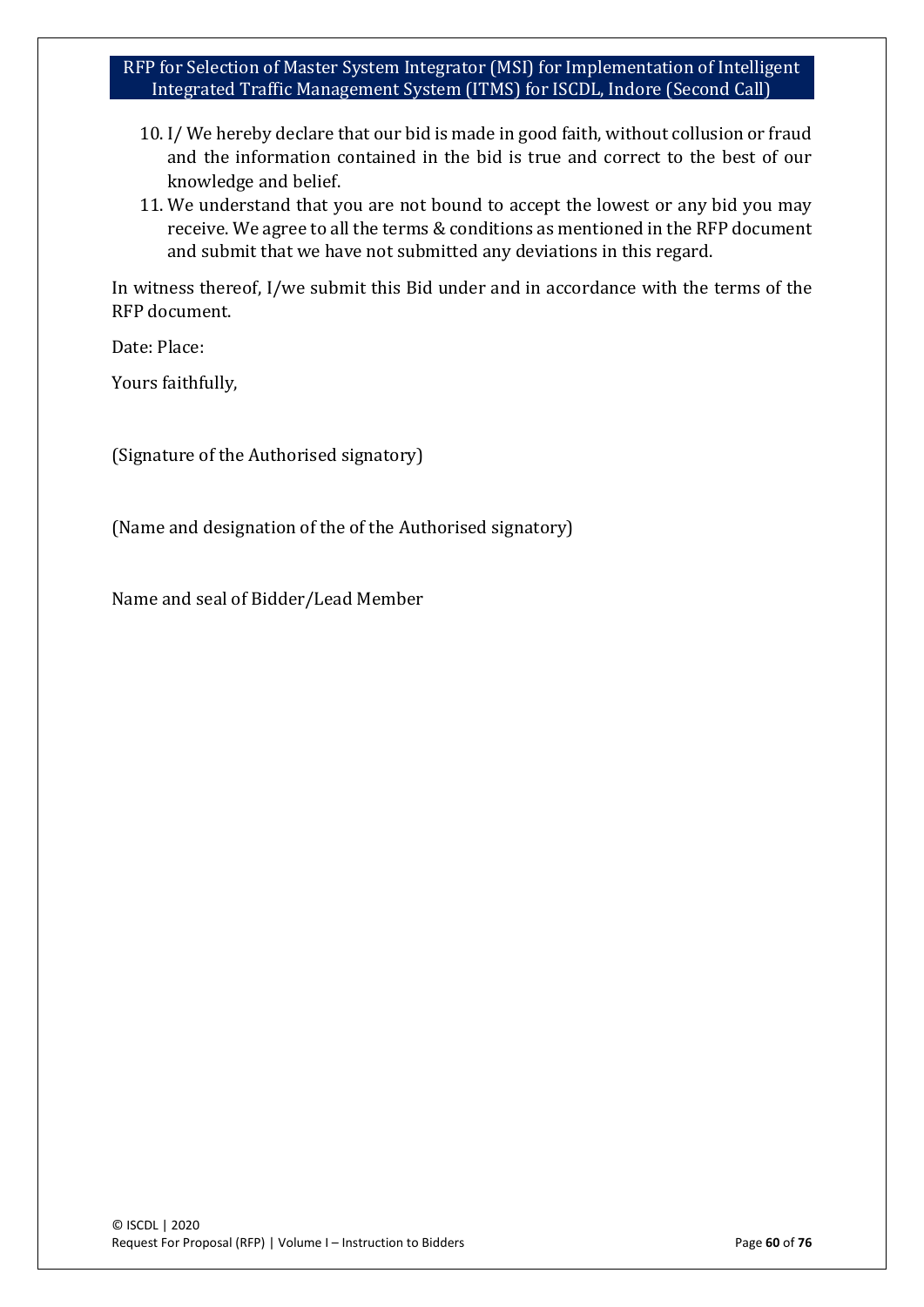10. I/ We hereby declare that our bid is made in good faith, without collusion or fraud and the information contained in the bid is true and correct to the best of our knowledge and belief.
11. We understand that you are not bound to accept the lowest or any bid you may receive. We agree to all the terms & conditions as mentioned in the RFP document and submit that we have not submitted any deviations in this regard.

In witness thereof, I/we submit this Bid under and in accordance with the terms of the RFP document.

Date: Place:

Yours faithfully,

(Signature of the Authorised signatory)

(Name and designation of the of the Authorised signatory)

Name and seal of Bidder/Lead Member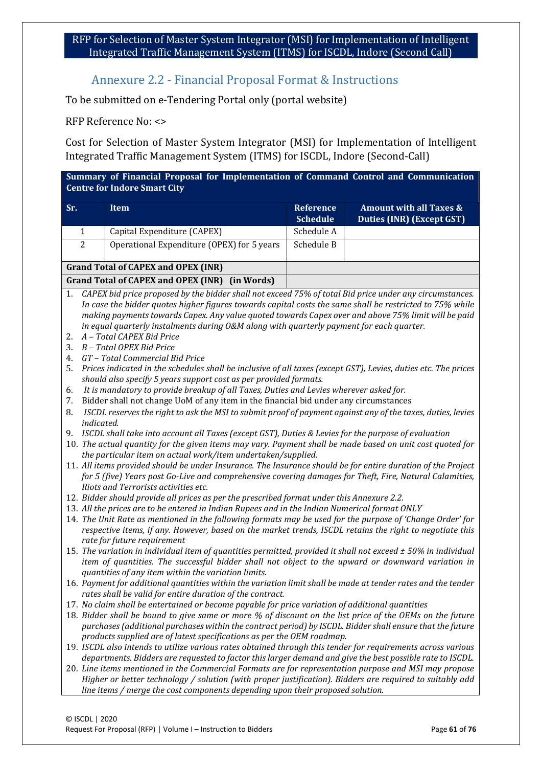## Annexure 2.2 - Financial Proposal Format & Instructions

To be submitted on e-Tendering Portal only (portal website)

RFP Reference No: <>

Cost for Selection of Master System Integrator (MSI) for Implementation of Intelligent Integrated Traffic Management System (ITMS) for ISCDL, Indore (Second-Call)

| **Summary of Financial Proposal for Implementation of Command Control and Communication Centre for Indore Smart City** | | | |
|---|---|---|---|
| **Sr.** | **Item** | **Reference Schedule** | **Amount with all Taxes & Duties (INR) (Except GST)** |
| 1 | Capital Expenditure (CAPEX) | Schedule A | |
| 2 | Operational Expenditure (OPEX) for 5 years | Schedule B | |
| **Grand Total of CAPEX and OPEX (INR)** | | | |
| **Grand Total of CAPEX and OPEX (INR) (in Words)** | | | |

1. *CAPEX bid price proposed by the bidder shall not exceed 75% of total Bid price under any circumstances. In case the bidder quotes higher figures towards capital costs the same shall be restricted to 75% while making payments towards Capex. Any value quoted towards Capex over and above 75% limit will be paid in equal quarterly instalments during O&M along with quarterly payment for each quarter.*
2. *A – Total CAPEX Bid Price*
3. *B – Total OPEX Bid Price*
4. *GT – Total Commercial Bid Price*
5. *Prices indicated in the schedules shall be inclusive of all taxes (except GST), Levies, duties etc. The prices should also specify 5 years support cost as per provided formats.*
6. *It is mandatory to provide breakup of all Taxes, Duties and Levies wherever asked for.*
7. Bidder shall not change UoM of any item in the financial bid under any circumstances
8. *ISCDL reserves the right to ask the MSI to submit proof of payment against any of the taxes, duties, levies indicated.*
9. *ISCDL shall take into account all Taxes (except GST), Duties & Levies for the purpose of evaluation*
10. *The actual quantity for the given items may vary. Payment shall be made based on unit cost quoted for the particular item on actual work/item undertaken/supplied.*
11. *All items provided should be under Insurance. The Insurance should be for entire duration of the Project for 5 (five) Years post Go-Live and comprehensive covering damages for Theft, Fire, Natural Calamities, Riots and Terrorists activities etc.*
12. *Bidder should provide all prices as per the prescribed format under this Annexure 2.2.*
13. *All the prices are to be entered in Indian Rupees and in the Indian Numerical format ONLY*
14. *The Unit Rate as mentioned in the following formats may be used for the purpose of 'Change Order' for respective items, if any. However, based on the market trends, ISCDL retains the right to negotiate this rate for future requirement*
15. *The variation in individual item of quantities permitted, provided it shall not exceed ± 50% in individual item of quantities. The successful bidder shall not object to the upward or downward variation in quantities of any item within the variation limits.*
16. *Payment for additional quantities within the variation limit shall be made at tender rates and the tender rates shall be valid for entire duration of the contract.*
17. *No claim shall be entertained or become payable for price variation of additional quantities*
18. *Bidder shall be bound to give same or more % of discount on the list price of the OEMs on the future purchases (additional purchases within the contract period) by ISCDL. Bidder shall ensure that the future products supplied are of latest specifications as per the OEM roadmap.*
19. *ISCDL also intends to utilize various rates obtained through this tender for requirements across various departments. Bidders are requested to factor this larger demand and give the best possible rate to ISCDL.*
20. *Line items mentioned in the Commercial Formats are for representation purpose and MSI may propose Higher or better technology / solution (with proper justification). Bidders are required to suitably add line items / merge the cost components depending upon their proposed solution.*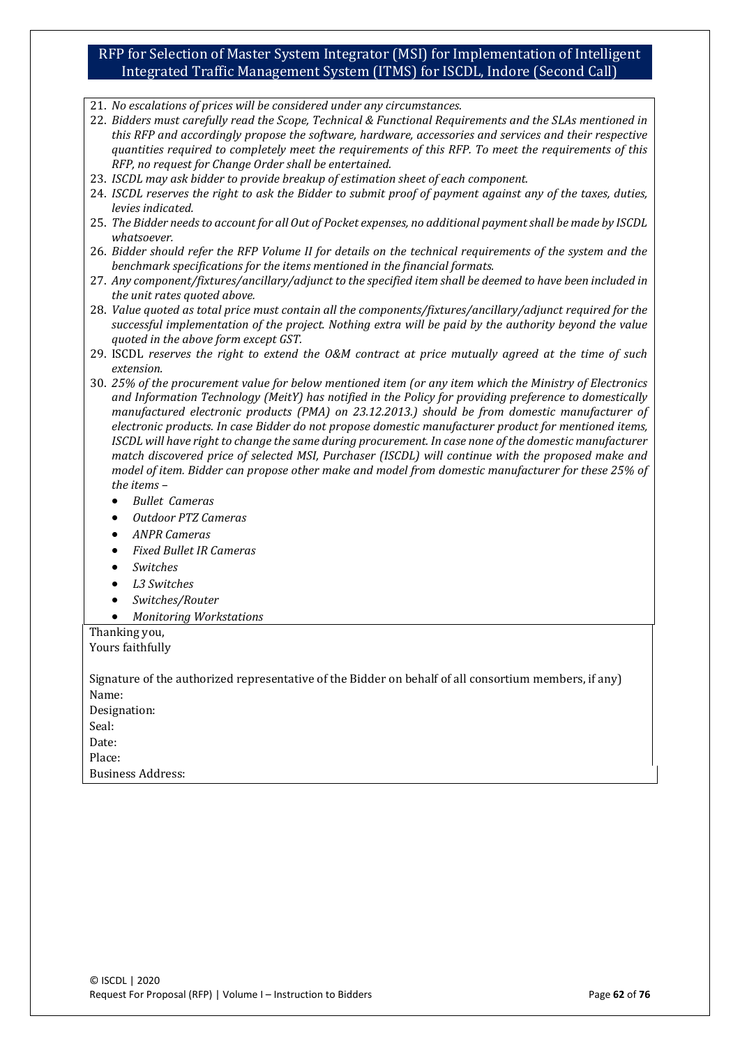21. *No escalations of prices will be considered under any circumstances.*
22. *Bidders must carefully read the Scope, Technical & Functional Requirements and the SLAs mentioned in this RFP and accordingly propose the software, hardware, accessories and services and their respective quantities required to completely meet the requirements of this RFP. To meet the requirements of this RFP, no request for Change Order shall be entertained.*
23. *ISCDL may ask bidder to provide breakup of estimation sheet of each component.*
24. *ISCDL reserves the right to ask the Bidder to submit proof of payment against any of the taxes, duties, levies indicated.*
25. *The Bidder needs to account for all Out of Pocket expenses, no additional payment shall be made by ISCDL whatsoever.*
26. *Bidder should refer the RFP Volume II for details on the technical requirements of the system and the benchmark specifications for the items mentioned in the financial formats.*
27. *Any component/fixtures/ancillary/adjunct to the specified item shall be deemed to have been included in the unit rates quoted above.*
28. *Value quoted as total price must contain all the components/fixtures/ancillary/adjunct required for the successful implementation of the project. Nothing extra will be paid by the authority beyond the value quoted in the above form except GST.*
29. ISCDL *reserves the right to extend the O&M contract at price mutually agreed at the time of such extension.*
30. *25% of the procurement value for below mentioned item (or any item which the Ministry of Electronics and Information Technology (MeitY) has notified in the Policy for providing preference to domestically manufactured electronic products (PMA) on 23.12.2013.) should be from domestic manufacturer of electronic products. In case Bidder do not propose domestic manufacturer product for mentioned items, ISCDL will have right to change the same during procurement. In case none of the domestic manufacturer match discovered price of selected MSI, Purchaser (ISCDL) will continue with the proposed make and model of item. Bidder can propose other make and model from domestic manufacturer for these 25% of the items –*
    - *Bullet Cameras*
    - *Outdoor PTZ Cameras*
    - *ANPR Cameras*
    - *Fixed Bullet IR Cameras*
    - *Switches*
    - *L3 Switches*
    - *Switches/Router*
    - *Monitoring Workstations*

Thanking you,
Yours faithfully

Signature of the authorized representative of the Bidder on behalf of all consortium members, if any)
Name:
Designation:
Seal:
Date:
Place:
Business Address: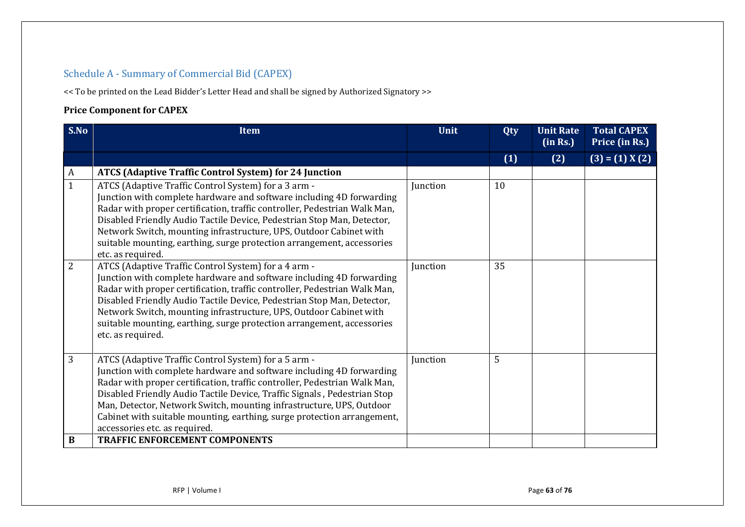## Schedule A - Summary of Commercial Bid (CAPEX)

<< To be printed on the Lead Bidder's Letter Head and shall be signed by Authorized Signatory >>

**Price Component for CAPEX**

| S.No | Item | Unit | Qty | Unit Rate (in Rs.) | Total CAPEX Price (in Rs.) |
|---|---|---|---|---|---|
| | | | (1) | (2) | (3) = (1) X (2) |
| A | **ATCS (Adaptive Traffic Control System) for 24 Junction** | | | | |
| 1 | ATCS (Adaptive Traffic Control System) for a 3 arm - Junction with complete hardware and software including 4D forwarding Radar with proper certification, traffic controller, Pedestrian Walk Man, Disabled Friendly Audio Tactile Device, Pedestrian Stop Man, Detector, Network Switch, mounting infrastructure, UPS, Outdoor Cabinet with suitable mounting, earthing, surge protection arrangement, accessories etc. as required. | Junction | 10 | | |
| 2 | ATCS (Adaptive Traffic Control System) for a 4 arm - Junction with complete hardware and software including 4D forwarding Radar with proper certification, traffic controller, Pedestrian Walk Man, Disabled Friendly Audio Tactile Device, Pedestrian Stop Man, Detector, Network Switch, mounting infrastructure, UPS, Outdoor Cabinet with suitable mounting, earthing, surge protection arrangement, accessories etc. as required. | Junction | 35 | | |
| 3 | ATCS (Adaptive Traffic Control System) for a 5 arm - Junction with complete hardware and software including 4D forwarding Radar with proper certification, traffic controller, Pedestrian Walk Man, Disabled Friendly Audio Tactile Device, Traffic Signals , Pedestrian Stop Man, Detector, Network Switch, mounting infrastructure, UPS, Outdoor Cabinet with suitable mounting, earthing, surge protection arrangement, accessories etc. as required. | Junction | 5 | | |
| **B** | **TRAFFIC ENFORCEMENT COMPONENTS** | | | | |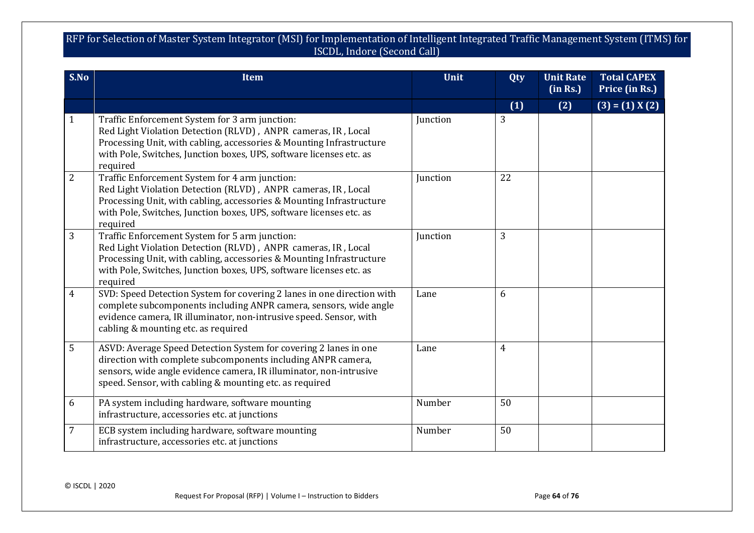| S.No | Item | Unit | Qty | Unit Rate (in Rs.) | Total CAPEX Price (in Rs.) |
|---|---|---|---|---|---|
| | | | (1) | (2) | (3) = (1) X (2) |
| 1 | Traffic Enforcement System for 3 arm junction: Red Light Violation Detection (RLVD) , ANPR cameras, IR , Local Processing Unit, with cabling, accessories & Mounting Infrastructure with Pole, Switches, Junction boxes, UPS, software licenses etc. as required | Junction | 3 | | |
| 2 | Traffic Enforcement System for 4 arm junction: Red Light Violation Detection (RLVD) , ANPR cameras, IR , Local Processing Unit, with cabling, accessories & Mounting Infrastructure with Pole, Switches, Junction boxes, UPS, software licenses etc. as required | Junction | 22 | | |
| 3 | Traffic Enforcement System for 5 arm junction: Red Light Violation Detection (RLVD) , ANPR cameras, IR , Local Processing Unit, with cabling, accessories & Mounting Infrastructure with Pole, Switches, Junction boxes, UPS, software licenses etc. as required | Junction | 3 | | |
| 4 | SVD: Speed Detection System for covering 2 lanes in one direction with complete subcomponents including ANPR camera, sensors, wide angle evidence camera, IR illuminator, non-intrusive speed. Sensor, with cabling & mounting etc. as required | Lane | 6 | | |
| 5 | ASVD: Average Speed Detection System for covering 2 lanes in one direction with complete subcomponents including ANPR camera, sensors, wide angle evidence camera, IR illuminator, non-intrusive speed. Sensor, with cabling & mounting etc. as required | Lane | 4 | | |
| 6 | PA system including hardware, software mounting infrastructure, accessories etc. at junctions | Number | 50 | | |
| 7 | ECB system including hardware, software mounting infrastructure, accessories etc. at junctions | Number | 50 | | |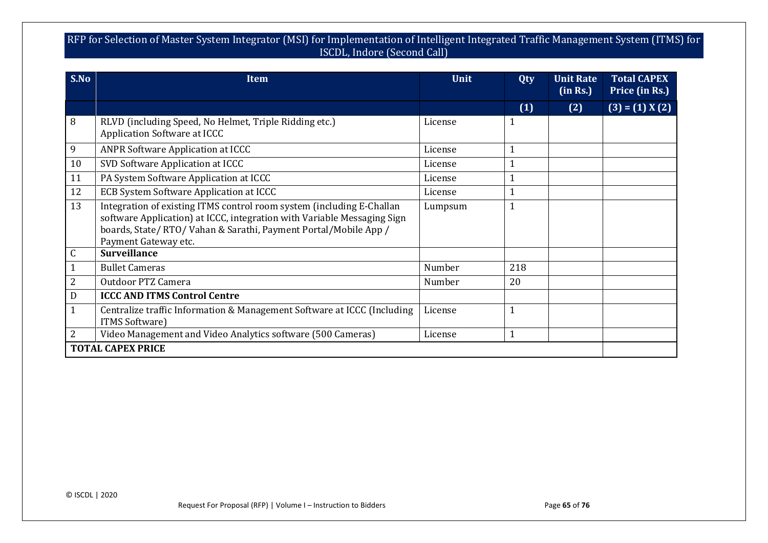| S.No | Item | Unit | Qty | Unit Rate (in Rs.) | Total CAPEX Price (in Rs.) |
|---|---|---|---|---|---|
| | | | (1) | (2) | (3) = (1) X (2) |
| 8 | RLVD (including Speed, No Helmet, Triple Ridding etc.) Application Software at ICCC | License | 1 | | |
| 9 | ANPR Software Application at ICCC | License | 1 | | |
| 10 | SVD Software Application at ICCC | License | 1 | | |
| 11 | PA System Software Application at ICCC | License | 1 | | |
| 12 | ECB System Software Application at ICCC | License | 1 | | |
| 13 | Integration of existing ITMS control room system (including E-Challan software Application) at ICCC, integration with Variable Messaging Sign boards, State/ RTO/ Vahan & Sarathi, Payment Portal/Mobile App / Payment Gateway etc. | Lumpsum | 1 | | |
| C | **Surveillance** | | | | |
| 1 | Bullet Cameras | Number | 218 | | |
| 2 | Outdoor PTZ Camera | Number | 20 | | |
| D | **ICCC AND ITMS Control Centre** | | | | |
| 1 | Centralize traffic Information & Management Software at ICCC (Including ITMS Software) | License | 1 | | |
| 2 | Video Management and Video Analytics software (500 Cameras) | License | 1 | | |
| **TOTAL CAPEX PRICE** | | | | | |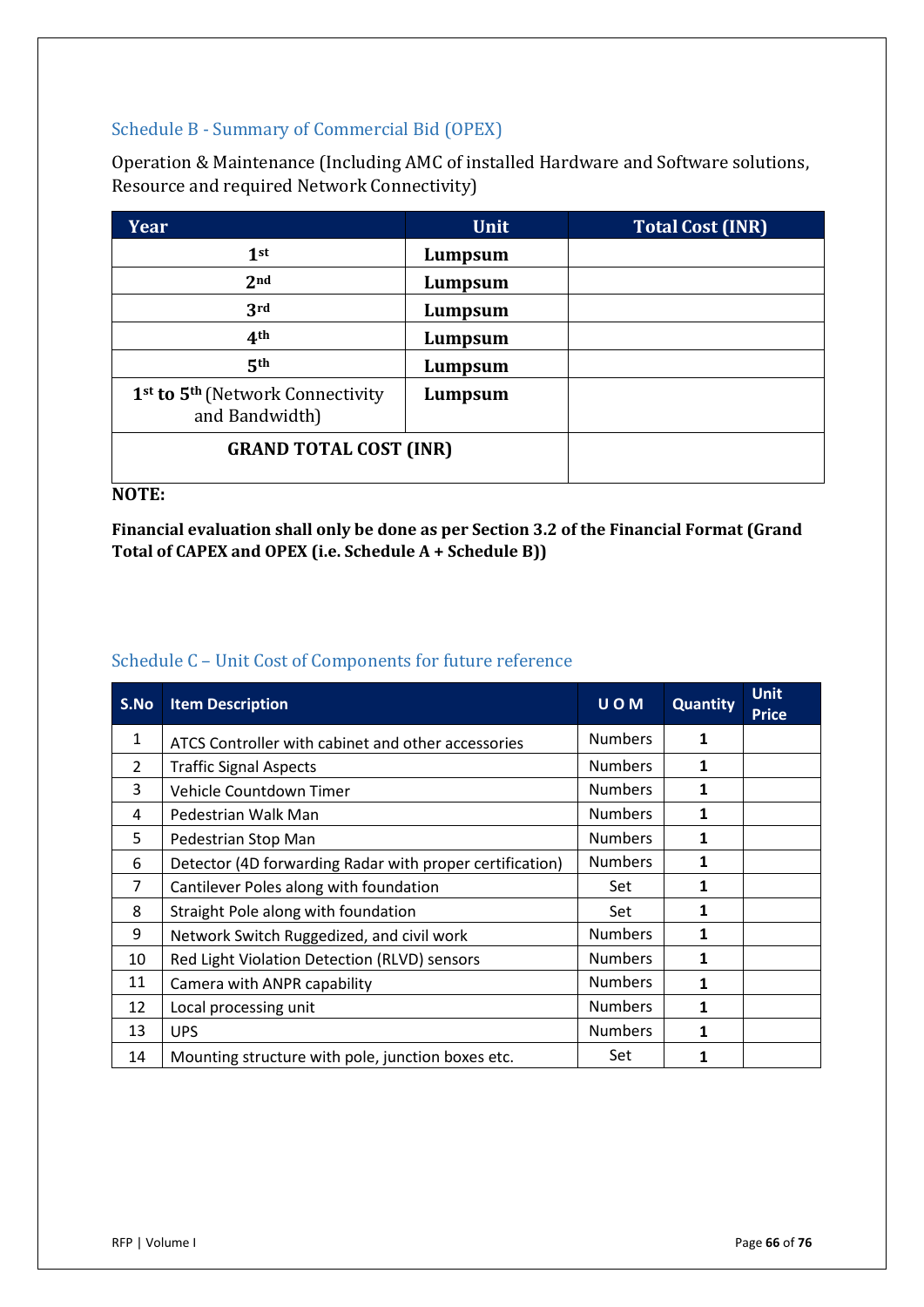## Schedule B - Summary of Commercial Bid (OPEX)

Operation & Maintenance (Including AMC of installed Hardware and Software solutions, Resource and required Network Connectivity)

| Year | Unit | Total Cost (INR) |
|---|---|---|
| 1st | **Lumpsum** | |
| 2nd | **Lumpsum** | |
| 3rd | **Lumpsum** | |
| 4th | **Lumpsum** | |
| 5th | **Lumpsum** | |
| **1st to 5th** (Network Connectivity and Bandwidth) | **Lumpsum** | |
| **GRAND TOTAL COST (INR)** | | |

**NOTE:**

**Financial evaluation shall only be done as per Section 3.2 of the Financial Format (Grand Total of CAPEX and OPEX (i.e. Schedule A + Schedule B))**

## Schedule C – Unit Cost of Components for future reference

| S.No | Item Description | U O M | Quantity | Unit Price |
|---|---|---|---|---|
| 1 | ATCS Controller with cabinet and other accessories | Numbers | **1** | |
| 2 | Traffic Signal Aspects | Numbers | **1** | |
| 3 | Vehicle Countdown Timer | Numbers | **1** | |
| 4 | Pedestrian Walk Man | Numbers | **1** | |
| 5 | Pedestrian Stop Man | Numbers | **1** | |
| 6 | Detector (4D forwarding Radar with proper certification) | Numbers | **1** | |
| 7 | Cantilever Poles along with foundation | Set | **1** | |
| 8 | Straight Pole along with foundation | Set | **1** | |
| 9 | Network Switch Ruggedized, and civil work | Numbers | **1** | |
| 10 | Red Light Violation Detection (RLVD) sensors | Numbers | **1** | |
| 11 | Camera with ANPR capability | Numbers | **1** | |
| 12 | Local processing unit | Numbers | **1** | |
| 13 | UPS | Numbers | **1** | |
| 14 | Mounting structure with pole, junction boxes etc. | Set | **1** | |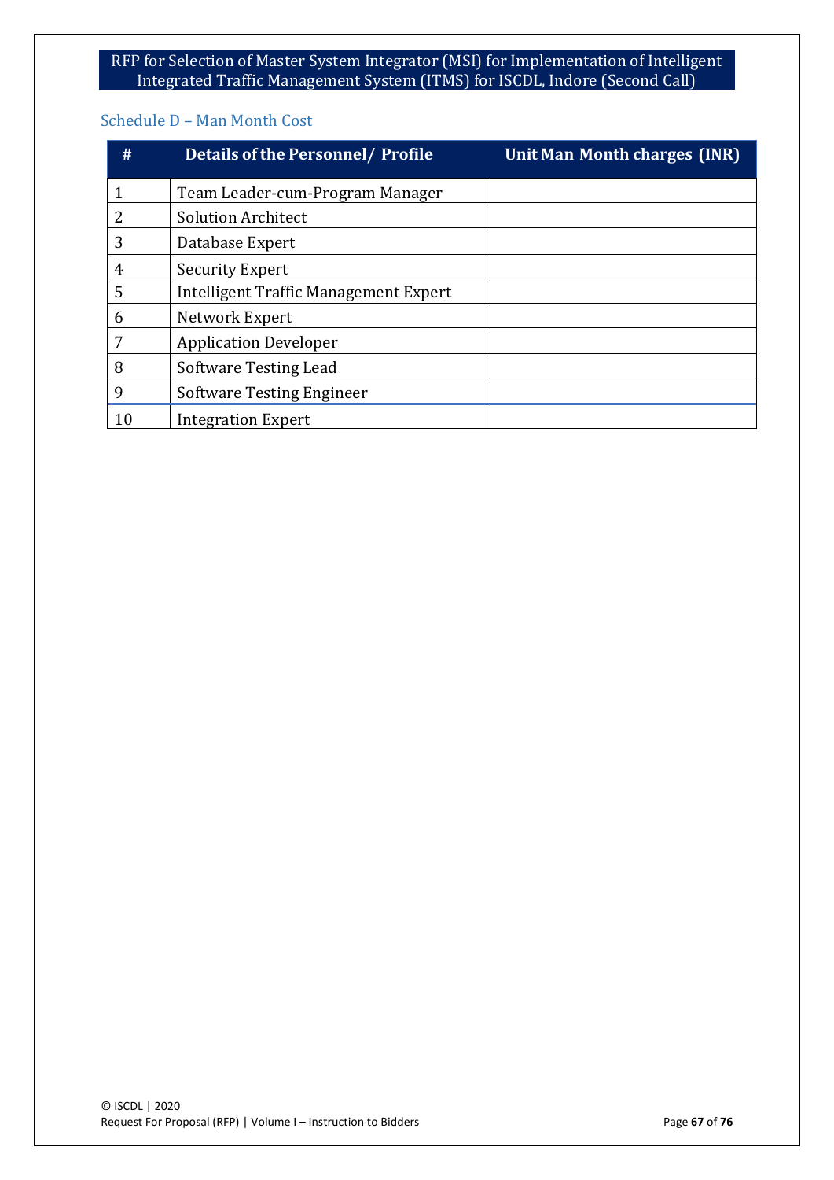## Schedule D – Man Month Cost

| # | Details of the Personnel/ Profile | Unit Man Month charges (INR) |
|---|---|---|
| 1 | Team Leader-cum-Program Manager | |
| 2 | Solution Architect | |
| 3 | Database Expert | |
| 4 | Security Expert | |
| 5 | Intelligent Traffic Management Expert | |
| 6 | Network Expert | |
| 7 | Application Developer | |
| 8 | Software Testing Lead | |
| 9 | Software Testing Engineer | |
| 10 | Integration Expert | |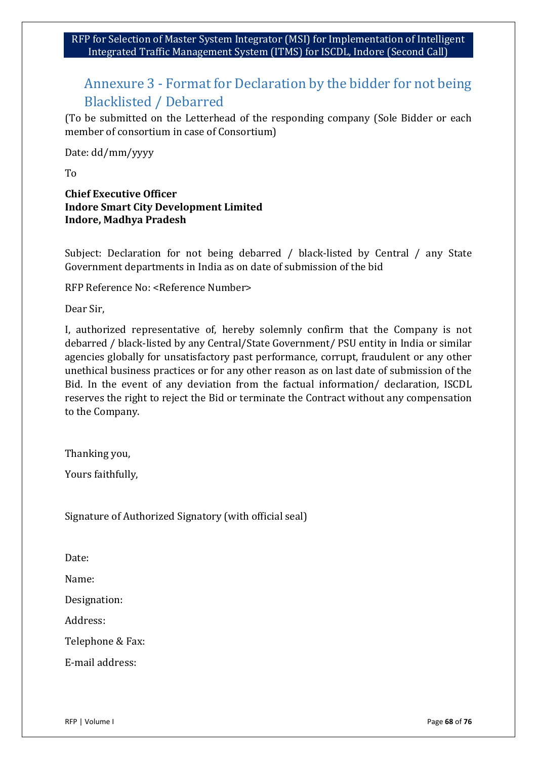## Annexure 3 - Format for Declaration by the bidder for not being Blacklisted / Debarred

(To be submitted on the Letterhead of the responding company (Sole Bidder or each member of consortium in case of Consortium)

Date: dd/mm/yyyy

To

**Chief Executive Officer**
**Indore Smart City Development Limited**
**Indore, Madhya Pradesh**

Subject: Declaration for not being debarred / black-listed by Central / any State Government departments in India as on date of submission of the bid

RFP Reference No: <Reference Number>

Dear Sir,

I, authorized representative of, hereby solemnly confirm that the Company is not debarred / black-listed by any Central/State Government/ PSU entity in India or similar agencies globally for unsatisfactory past performance, corrupt, fraudulent or any other unethical business practices or for any other reason as on last date of submission of the Bid. In the event of any deviation from the factual information/ declaration, ISCDL reserves the right to reject the Bid or terminate the Contract without any compensation to the Company.

Thanking you,

Yours faithfully,

Signature of Authorized Signatory (with official seal)

Date:

Name:

Designation:

Address:

Telephone & Fax:

E-mail address: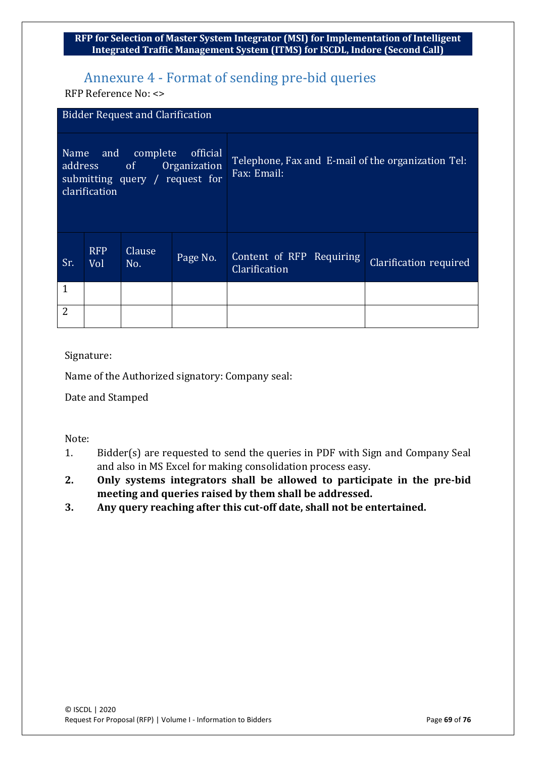## Annexure 4 - Format of sending pre-bid queries

RFP Reference No: <>

| Bidder Request and Clarification | | | | | |
|---|---|---|---|---|---|
| Name and complete official address of Organization submitting query / request for clarification | | | | Telephone, Fax and E-mail of the organization Tel: Fax: Email: | |
| Sr. | RFP Vol | Clause No. | Page No. | Content of RFP Requiring Clarification | Clarification required |
| 1 | | | | | |
| 2 | | | | | |

Signature:

Name of the Authorized signatory: Company seal:

Date and Stamped

Note:

1. Bidder(s) are requested to send the queries in PDF with Sign and Company Seal and also in MS Excel for making consolidation process easy.
2. **Only systems integrators shall be allowed to participate in the pre-bid meeting and queries raised by them shall be addressed.**
3. **Any query reaching after this cut-off date, shall not be entertained.**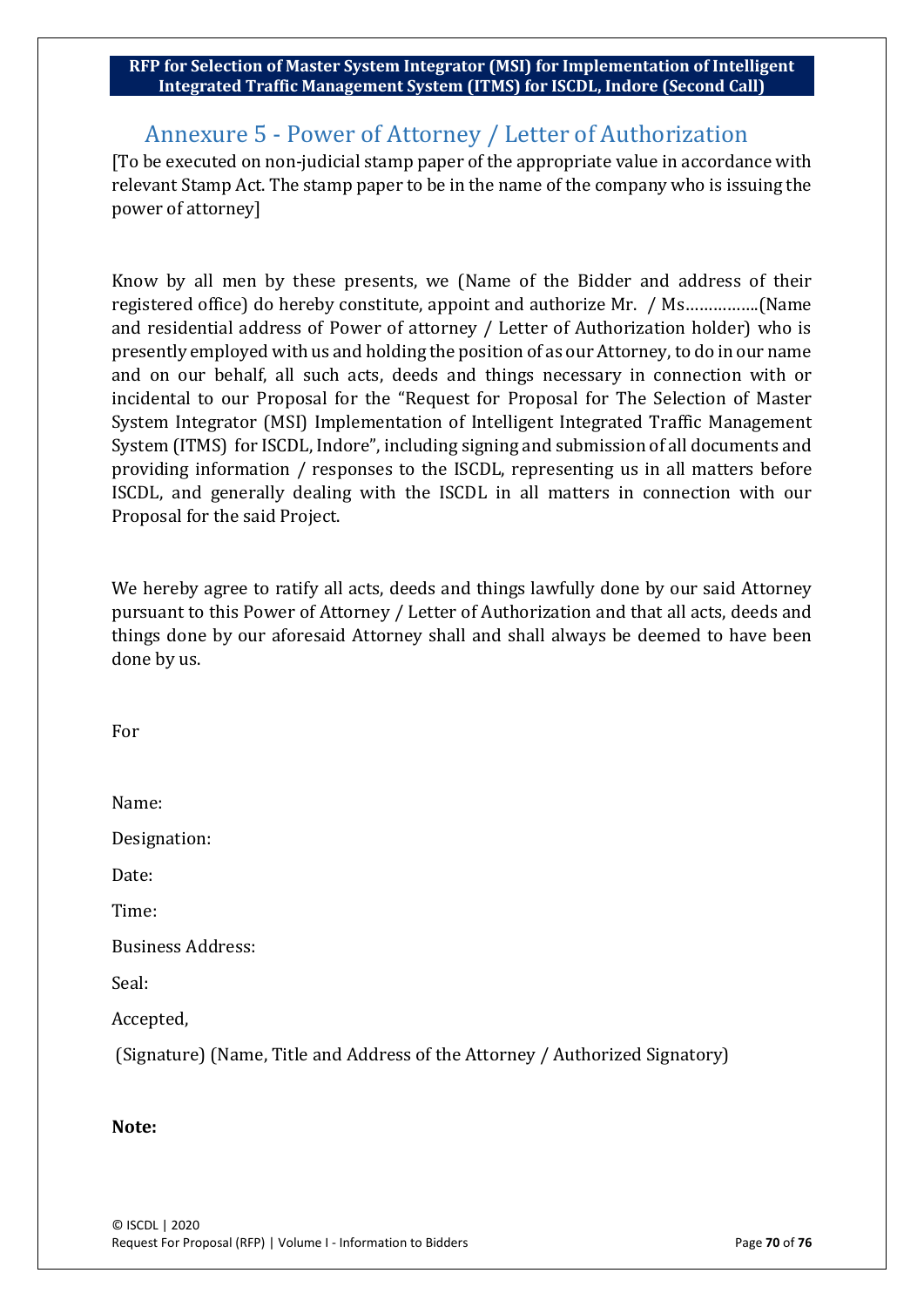# Annexure 5 - Power of Attorney / Letter of Authorization

[To be executed on non-judicial stamp paper of the appropriate value in accordance with relevant Stamp Act. The stamp paper to be in the name of the company who is issuing the power of attorney]

Know by all men by these presents, we (Name of the Bidder and address of their registered office) do hereby constitute, appoint and authorize Mr. / Ms……………..(Name and residential address of Power of attorney / Letter of Authorization holder) who is presently employed with us and holding the position of as our Attorney, to do in our name and on our behalf, all such acts, deeds and things necessary in connection with or incidental to our Proposal for the "Request for Proposal for The Selection of Master System Integrator (MSI) Implementation of Intelligent Integrated Traffic Management System (ITMS) for ISCDL, Indore", including signing and submission of all documents and providing information / responses to the ISCDL, representing us in all matters before ISCDL, and generally dealing with the ISCDL in all matters in connection with our Proposal for the said Project.

We hereby agree to ratify all acts, deeds and things lawfully done by our said Attorney pursuant to this Power of Attorney / Letter of Authorization and that all acts, deeds and things done by our aforesaid Attorney shall and shall always be deemed to have been done by us.

For

Name:

Designation:

Date:

Time:

Business Address:

Seal:

Accepted,

(Signature) (Name, Title and Address of the Attorney / Authorized Signatory)

**Note:**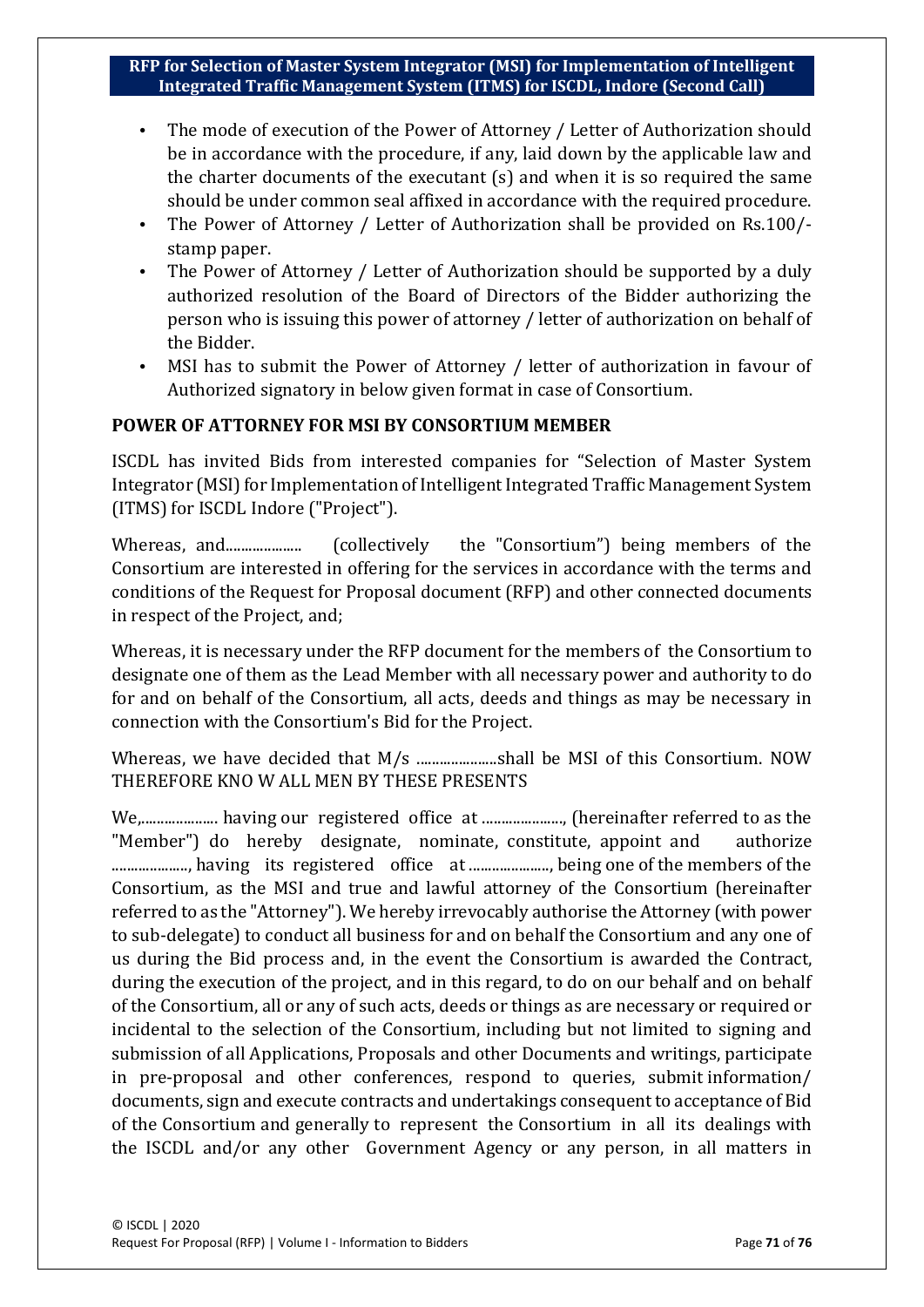- The mode of execution of the Power of Attorney / Letter of Authorization should be in accordance with the procedure, if any, laid down by the applicable law and the charter documents of the executant (s) and when it is so required the same should be under common seal affixed in accordance with the required procedure.
- The Power of Attorney / Letter of Authorization shall be provided on Rs.100/- stamp paper.
- The Power of Attorney / Letter of Authorization should be supported by a duly authorized resolution of the Board of Directors of the Bidder authorizing the person who is issuing this power of attorney / letter of authorization on behalf of the Bidder.
- MSI has to submit the Power of Attorney / letter of authorization in favour of Authorized signatory in below given format in case of Consortium.

**POWER OF ATTORNEY FOR MSI BY CONSORTIUM MEMBER**

ISCDL has invited Bids from interested companies for "Selection of Master System Integrator (MSI) for Implementation of Intelligent Integrated Traffic Management System (ITMS) for ISCDL Indore ("Project").

Whereas, and.................... (collectively the "Consortium") being members of the Consortium are interested in offering for the services in accordance with the terms and conditions of the Request for Proposal document (RFP) and other connected documents in respect of the Project, and;

Whereas, it is necessary under the RFP document for the members of the Consortium to designate one of them as the Lead Member with all necessary power and authority to do for and on behalf of the Consortium, all acts, deeds and things as may be necessary in connection with the Consortium's Bid for the Project.

Whereas, we have decided that M/s .....................shall be MSI of this Consortium. NOW THEREFORE KNO W ALL MEN BY THESE PRESENTS

We,.................... having our registered office at ....................., (hereinafter referred to as the "Member") do hereby designate, nominate, constitute, appoint and authorize ...................., having its registered office at ....................., being one of the members of the Consortium, as the MSI and true and lawful attorney of the Consortium (hereinafter referred to as the "Attorney"). We hereby irrevocably authorise the Attorney (with power to sub-delegate) to conduct all business for and on behalf the Consortium and any one of us during the Bid process and, in the event the Consortium is awarded the Contract, during the execution of the project, and in this regard, to do on our behalf and on behalf of the Consortium, all or any of such acts, deeds or things as are necessary or required or incidental to the selection of the Consortium, including but not limited to signing and submission of all Applications, Proposals and other Documents and writings, participate in pre-proposal and other conferences, respond to queries, submit information/ documents, sign and execute contracts and undertakings consequent to acceptance of Bid of the Consortium and generally to represent the Consortium in all its dealings with the ISCDL and/or any other Government Agency or any person, in all matters in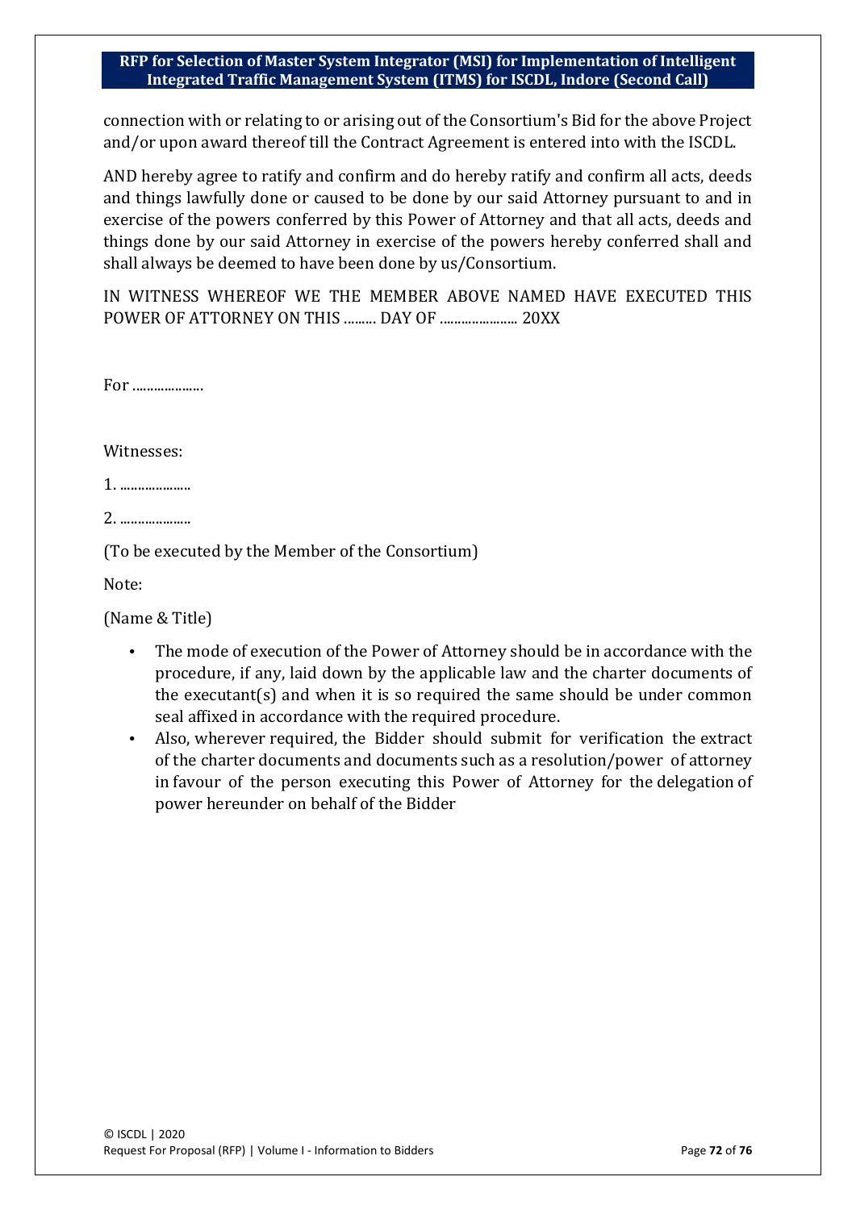connection with or relating to or arising out of the Consortium's Bid for the above Project and/or upon award thereof till the Contract Agreement is entered into with the ISCDL.

AND hereby agree to ratify and confirm and do hereby ratify and confirm all acts, deeds and things lawfully done or caused to be done by our said Attorney pursuant to and in exercise of the powers conferred by this Power of Attorney and that all acts, deeds and things done by our said Attorney in exercise of the powers hereby conferred shall and shall always be deemed to have been done by us/Consortium.

IN WITNESS WHEREOF WE THE MEMBER ABOVE NAMED HAVE EXECUTED THIS POWER OF ATTORNEY ON THIS ……… DAY OF …………………. 20XX

For ……………….

Witnesses:

1. ……………….

2. ……………….

(To be executed by the Member of the Consortium)

Note:

(Name & Title)

- The mode of execution of the Power of Attorney should be in accordance with the procedure, if any, laid down by the applicable law and the charter documents of the executant(s) and when it is so required the same should be under common seal affixed in accordance with the required procedure.
- Also, wherever required, the Bidder should submit for verification the extract of the charter documents and documents such as a resolution/power of attorney in favour of the person executing this Power of Attorney for the delegation of power hereunder on behalf of the Bidder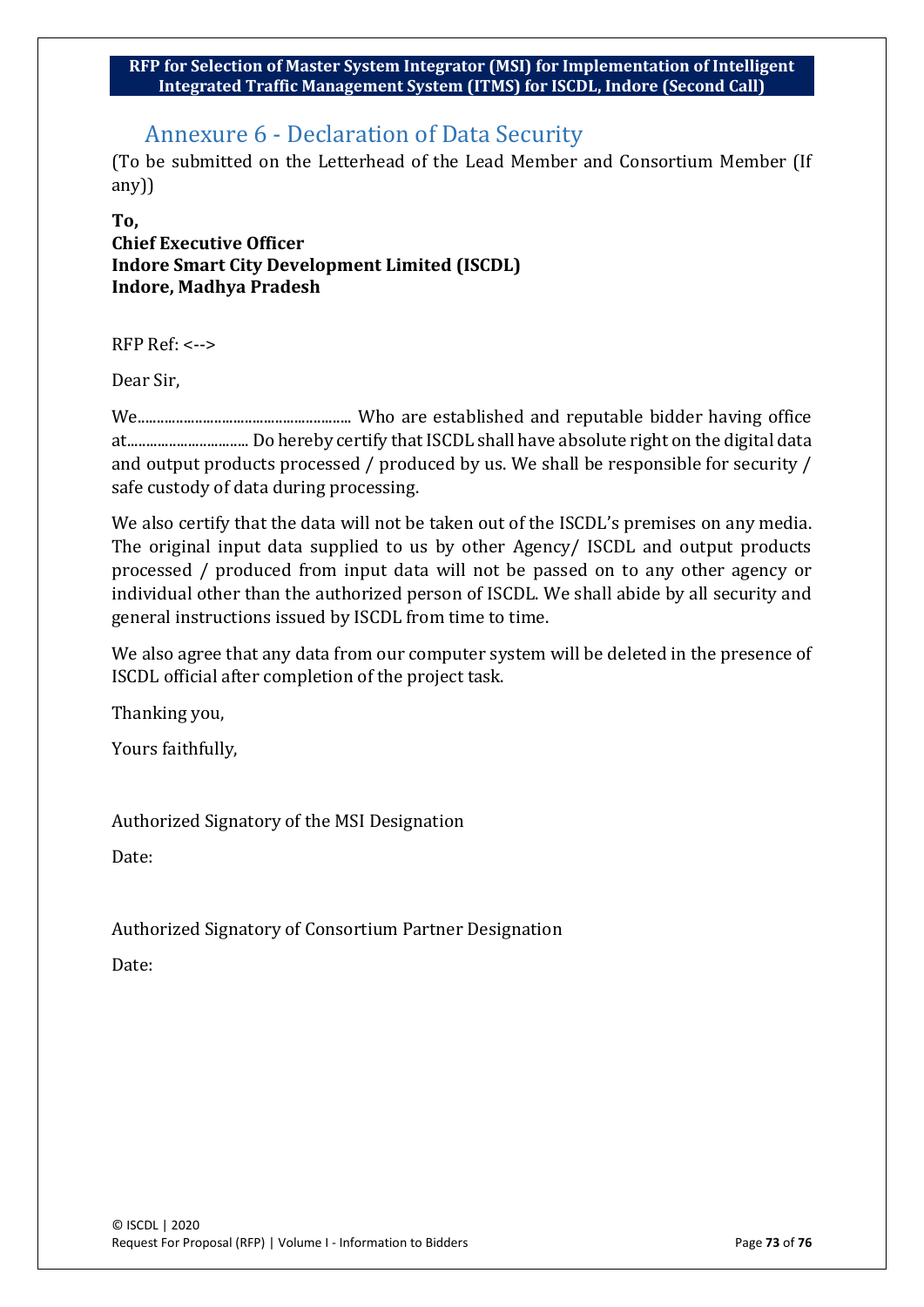# Annexure 6 - Declaration of Data Security

(To be submitted on the Letterhead of the Lead Member and Consortium Member (If any))

**To,**
**Chief Executive Officer**
**Indore Smart City Development Limited (ISCDL)**
**Indore, Madhya Pradesh**

RFP Ref: <-->

Dear Sir,

We........................................................ Who are established and reputable bidder having office at................................ Do hereby certify that ISCDL shall have absolute right on the digital data and output products processed / produced by us. We shall be responsible for security / safe custody of data during processing.

We also certify that the data will not be taken out of the ISCDL's premises on any media. The original input data supplied to us by other Agency/ ISCDL and output products processed / produced from input data will not be passed on to any other agency or individual other than the authorized person of ISCDL. We shall abide by all security and general instructions issued by ISCDL from time to time.

We also agree that any data from our computer system will be deleted in the presence of ISCDL official after completion of the project task.

Thanking you,

Yours faithfully,

Authorized Signatory of the MSI Designation

Date:

Authorized Signatory of Consortium Partner Designation

Date: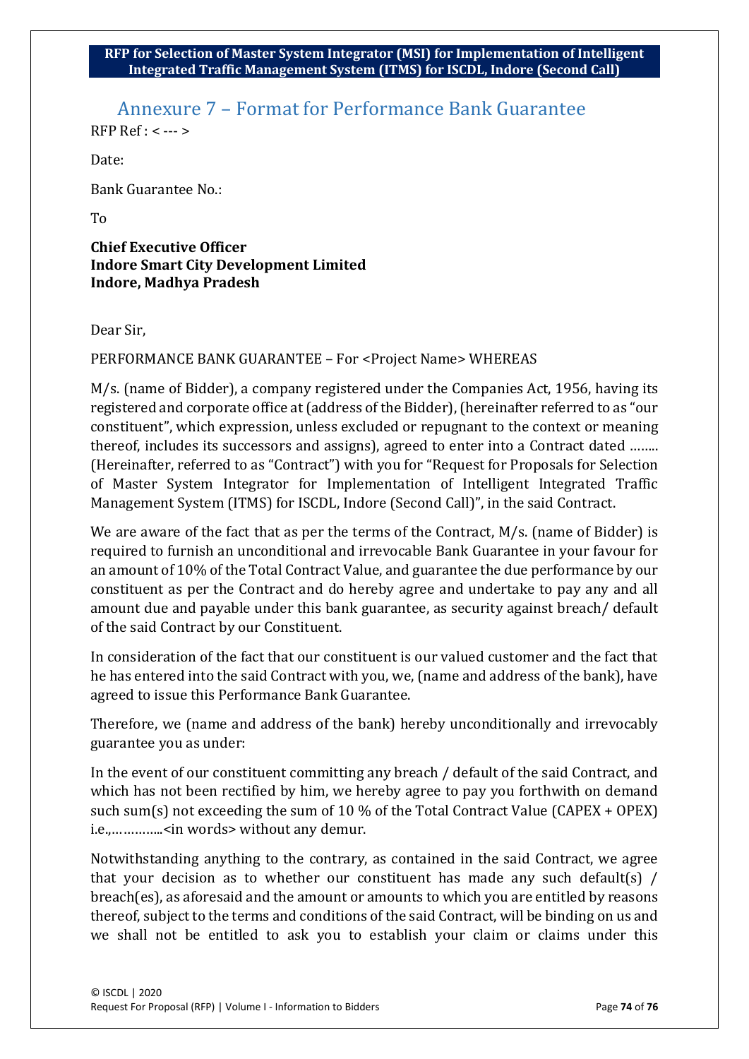# Annexure 7 – Format for Performance Bank Guarantee

RFP Ref : < --- >

Date:

Bank Guarantee No.:

To

**Chief Executive Officer**
**Indore Smart City Development Limited**
**Indore, Madhya Pradesh**

Dear Sir,

PERFORMANCE BANK GUARANTEE – For <Project Name> WHEREAS

M/s. (name of Bidder), a company registered under the Companies Act, 1956, having its registered and corporate office at (address of the Bidder), (hereinafter referred to as "our constituent", which expression, unless excluded or repugnant to the context or meaning thereof, includes its successors and assigns), agreed to enter into a Contract dated …….. (Hereinafter, referred to as "Contract") with you for "Request for Proposals for Selection of Master System Integrator for Implementation of Intelligent Integrated Traffic Management System (ITMS) for ISCDL, Indore (Second Call)", in the said Contract.

We are aware of the fact that as per the terms of the Contract, M/s. (name of Bidder) is required to furnish an unconditional and irrevocable Bank Guarantee in your favour for an amount of 10% of the Total Contract Value, and guarantee the due performance by our constituent as per the Contract and do hereby agree and undertake to pay any and all amount due and payable under this bank guarantee, as security against breach/ default of the said Contract by our Constituent.

In consideration of the fact that our constituent is our valued customer and the fact that he has entered into the said Contract with you, we, (name and address of the bank), have agreed to issue this Performance Bank Guarantee.

Therefore, we (name and address of the bank) hereby unconditionally and irrevocably guarantee you as under:

In the event of our constituent committing any breach / default of the said Contract, and which has not been rectified by him, we hereby agree to pay you forthwith on demand such sum(s) not exceeding the sum of 10 % of the Total Contract Value (CAPEX + OPEX) i.e.,…………..<in words> without any demur.

Notwithstanding anything to the contrary, as contained in the said Contract, we agree that your decision as to whether our constituent has made any such default(s) / breach(es), as aforesaid and the amount or amounts to which you are entitled by reasons thereof, subject to the terms and conditions of the said Contract, will be binding on us and we shall not be entitled to ask you to establish your claim or claims under this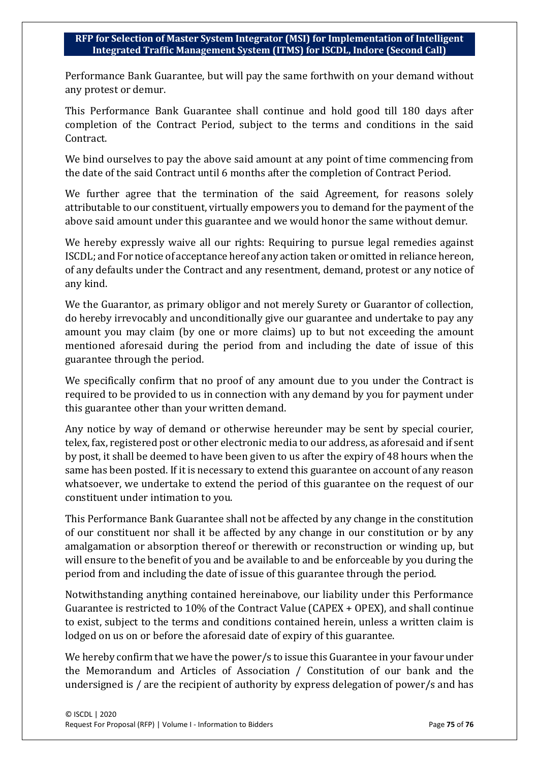Performance Bank Guarantee, but will pay the same forthwith on your demand without any protest or demur.

This Performance Bank Guarantee shall continue and hold good till 180 days after completion of the Contract Period, subject to the terms and conditions in the said Contract.

We bind ourselves to pay the above said amount at any point of time commencing from the date of the said Contract until 6 months after the completion of Contract Period.

We further agree that the termination of the said Agreement, for reasons solely attributable to our constituent, virtually empowers you to demand for the payment of the above said amount under this guarantee and we would honor the same without demur.

We hereby expressly waive all our rights: Requiring to pursue legal remedies against ISCDL; and For notice of acceptance hereof any action taken or omitted in reliance hereon, of any defaults under the Contract and any resentment, demand, protest or any notice of any kind.

We the Guarantor, as primary obligor and not merely Surety or Guarantor of collection, do hereby irrevocably and unconditionally give our guarantee and undertake to pay any amount you may claim (by one or more claims) up to but not exceeding the amount mentioned aforesaid during the period from and including the date of issue of this guarantee through the period.

We specifically confirm that no proof of any amount due to you under the Contract is required to be provided to us in connection with any demand by you for payment under this guarantee other than your written demand.

Any notice by way of demand or otherwise hereunder may be sent by special courier, telex, fax, registered post or other electronic media to our address, as aforesaid and if sent by post, it shall be deemed to have been given to us after the expiry of 48 hours when the same has been posted. If it is necessary to extend this guarantee on account of any reason whatsoever, we undertake to extend the period of this guarantee on the request of our constituent under intimation to you.

This Performance Bank Guarantee shall not be affected by any change in the constitution of our constituent nor shall it be affected by any change in our constitution or by any amalgamation or absorption thereof or therewith or reconstruction or winding up, but will ensure to the benefit of you and be available to and be enforceable by you during the period from and including the date of issue of this guarantee through the period.

Notwithstanding anything contained hereinabove, our liability under this Performance Guarantee is restricted to 10% of the Contract Value (CAPEX + OPEX), and shall continue to exist, subject to the terms and conditions contained herein, unless a written claim is lodged on us on or before the aforesaid date of expiry of this guarantee.

We hereby confirm that we have the power/s to issue this Guarantee in your favour under the Memorandum and Articles of Association / Constitution of our bank and the undersigned is / are the recipient of authority by express delegation of power/s and has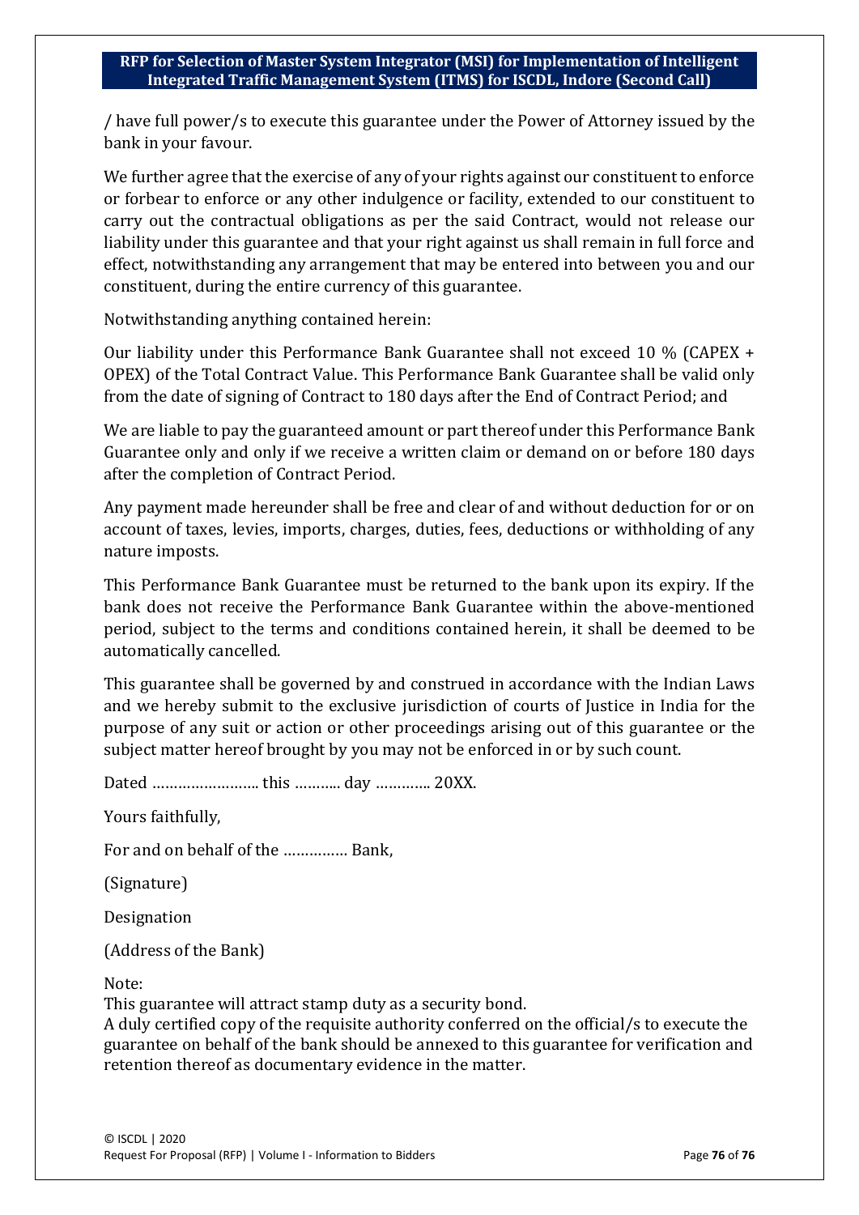/ have full power/s to execute this guarantee under the Power of Attorney issued by the bank in your favour.

We further agree that the exercise of any of your rights against our constituent to enforce or forbear to enforce or any other indulgence or facility, extended to our constituent to carry out the contractual obligations as per the said Contract, would not release our liability under this guarantee and that your right against us shall remain in full force and effect, notwithstanding any arrangement that may be entered into between you and our constituent, during the entire currency of this guarantee.

Notwithstanding anything contained herein:

Our liability under this Performance Bank Guarantee shall not exceed 10 % (CAPEX + OPEX) of the Total Contract Value. This Performance Bank Guarantee shall be valid only from the date of signing of Contract to 180 days after the End of Contract Period; and

We are liable to pay the guaranteed amount or part thereof under this Performance Bank Guarantee only and only if we receive a written claim or demand on or before 180 days after the completion of Contract Period.

Any payment made hereunder shall be free and clear of and without deduction for or on account of taxes, levies, imports, charges, duties, fees, deductions or withholding of any nature imposts.

This Performance Bank Guarantee must be returned to the bank upon its expiry. If the bank does not receive the Performance Bank Guarantee within the above-mentioned period, subject to the terms and conditions contained herein, it shall be deemed to be automatically cancelled.

This guarantee shall be governed by and construed in accordance with the Indian Laws and we hereby submit to the exclusive jurisdiction of courts of Justice in India for the purpose of any suit or action or other proceedings arising out of this guarantee or the subject matter hereof brought by you may not be enforced in or by such count.

Dated …………………… this ……….. day ………… 20XX.

Yours faithfully,

For and on behalf of the …………… Bank,

(Signature)

Designation

(Address of the Bank)

Note:
This guarantee will attract stamp duty as a security bond.
A duly certified copy of the requisite authority conferred on the official/s to execute the guarantee on behalf of the bank should be annexed to this guarantee for verification and retention thereof as documentary evidence in the matter.